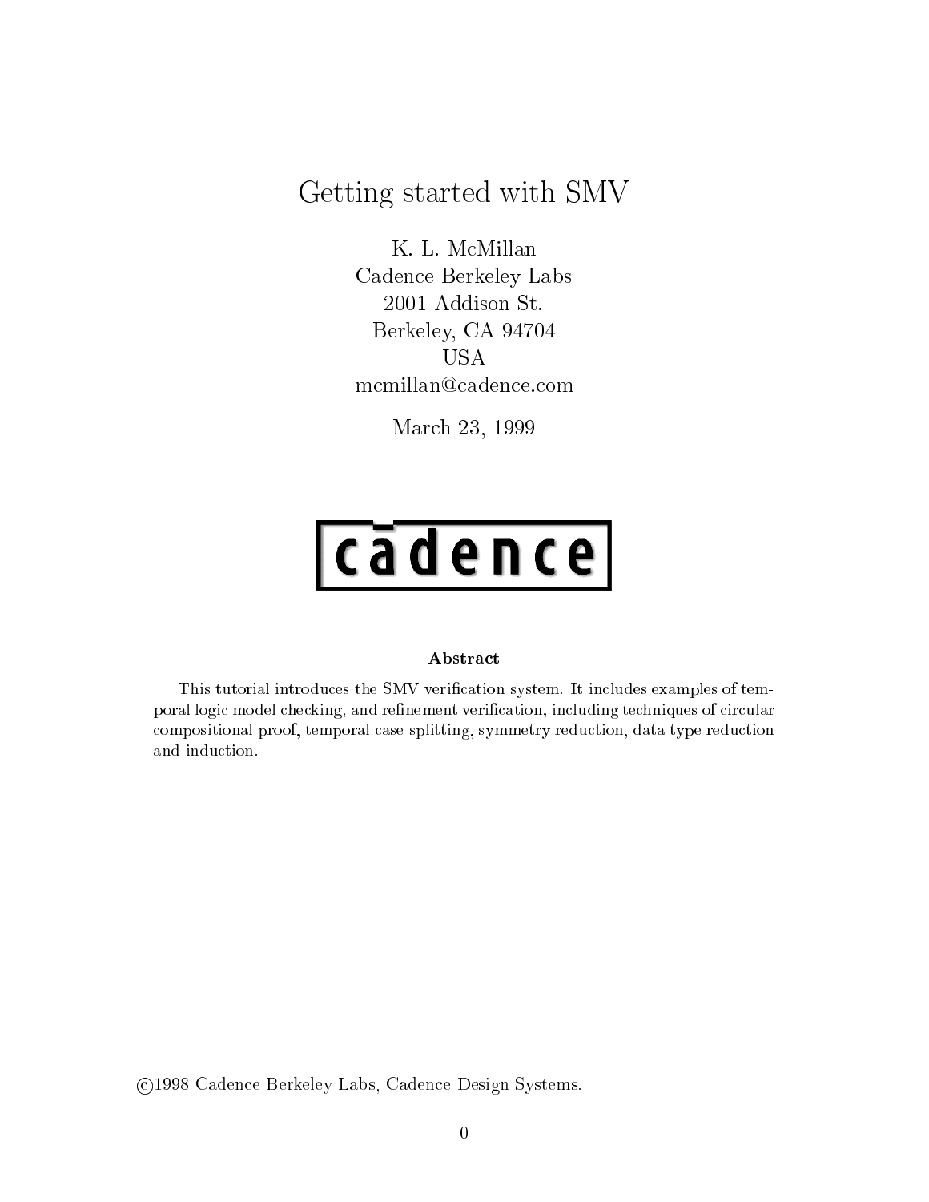# Getting started with SMV

K. L. McMillan
Cadence Berkeley Labs
2001 Addison St.
Berkeley, CA 94704
USA
mcmillan@cadence.com

March 23, 1999

cādence

**Abstract**

This tutorial introduces the SMV verification system. It includes examples of temporal logic model checking, and refinement verification, including techniques of circular compositional proof, temporal case splitting, symmetry reduction, data type reduction and induction.

©1998 Cadence Berkeley Labs, Cadence Design Systems.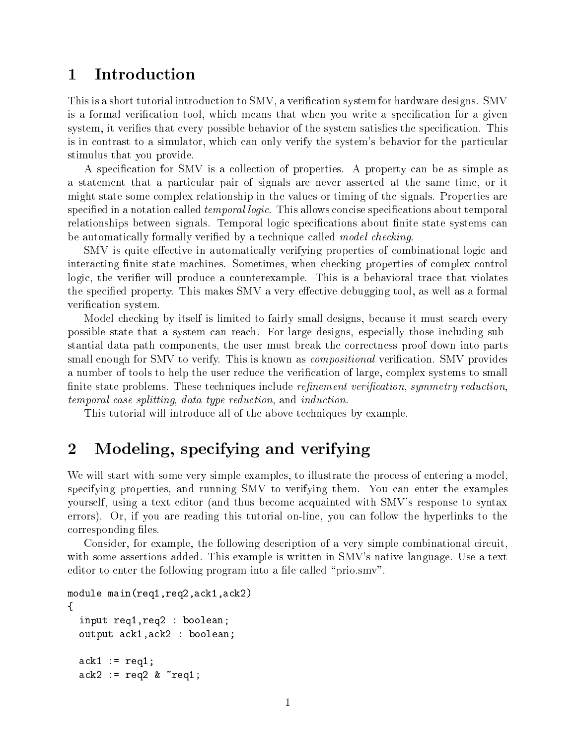# 1 Introduction

This is a short tutorial introduction to SMV, a verification system for hardware designs. SMV is a formal verification tool, which means that when you write a specification for a given system, it verifies that every possible behavior of the system satisfies the specification. This is in contrast to a simulator, which can only verify the system's behavior for the particular stimulus that you provide.

A specification for SMV is a collection of properties. A property can be as simple as a statement that a particular pair of signals are never asserted at the same time, or it might state some complex relationship in the values or timing of the signals. Properties are specified in a notation called *temporal logic*. This allows concise specifications about temporal relationships between signals. Temporal logic specifications about finite state systems can be automatically formally verified by a technique called *model checking*.

SMV is quite effective in automatically verifying properties of combinational logic and interacting finite state machines. Sometimes, when checking properties of complex control logic, the verifier will produce a counterexample. This is a behavioral trace that violates the specified property. This makes SMV a very effective debugging tool, as well as a formal verification system.

Model checking by itself is limited to fairly small designs, because it must search every possible state that a system can reach. For large designs, especially those including substantial data path components, the user must break the correctness proof down into parts small enough for SMV to verify. This is known as *compositional* verification. SMV provides a number of tools to help the user reduce the verification of large, complex systems to small finite state problems. These techniques include *refinement verification*, *symmetry reduction*, *temporal case splitting*, *data type reduction*, and *induction*.

This tutorial will introduce all of the above techniques by example.

# 2 Modeling, specifying and verifying

We will start with some very simple examples, to illustrate the process of entering a model, specifying properties, and running SMV to verifying them. You can enter the examples yourself, using a text editor (and thus become acquainted with SMV's response to syntax errors). Or, if you are reading this tutorial on-line, you can follow the hyperlinks to the corresponding files.

Consider, for example, the following description of a very simple combinational circuit, with some assertions added. This example is written in SMV's native language. Use a text editor to enter the following program into a file called "prio.smv".

```
module main(req1,req2,ack1,ack2)
{
  input req1,req2 : boolean;
  output ack1,ack2 : boolean;

  ack1 := req1;
  ack2 := req2 & ~req1;
```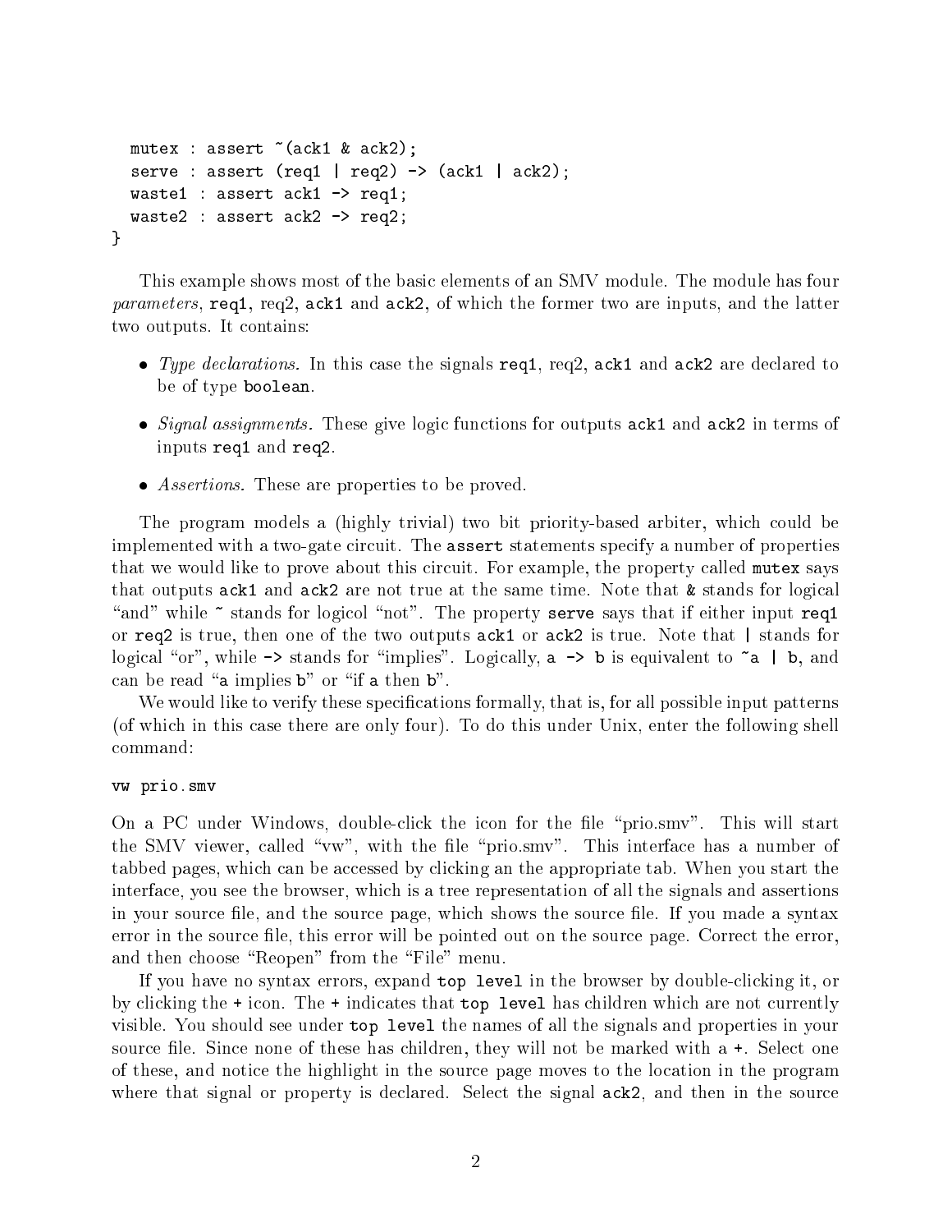```
  mutex : assert ~(ack1 & ack2);
  serve : assert (req1 | req2) -> (ack1 | ack2);
  waste1 : assert ack1 -> req1;
  waste2 : assert ack2 -> req2;
}
```

This example shows most of the basic elements of an SMV module. The module has four *parameters*, `req1`, req2, `ack1` and `ack2`, of which the former two are inputs, and the latter two outputs. It contains:

- *Type declarations.* In this case the signals `req1`, req2, `ack1` and `ack2` are declared to be of type `boolean`.
- *Signal assignments.* These give logic functions for outputs `ack1` and `ack2` in terms of inputs `req1` and `req2`.
- *Assertions.* These are properties to be proved.

The program models a (highly trivial) two bit priority-based arbiter, which could be implemented with a two-gate circuit. The `assert` statements specify a number of properties that we would like to prove about this circuit. For example, the property called `mutex` says that outputs `ack1` and `ack2` are not true at the same time. Note that `&` stands for logical "and" while `~` stands for logicol "not". The property `serve` says that if either input `req1` or `req2` is true, then one of the two outputs `ack1` or `ack2` is true. Note that `|` stands for logical "or", while `->` stands for "implies". Logically, `a -> b` is equivalent to `~a | b`, and can be read "`a` implies `b`" or "if `a` then `b`".

We would like to verify these specifications formally, that is, for all possible input patterns (of which in this case there are only four). To do this under Unix, enter the following shell command:

```
vw prio.smv
```

On a PC under Windows, double-click the icon for the file "prio.smv". This will start the SMV viewer, called "vw", with the file "prio.smv". This interface has a number of tabbed pages, which can be accessed by clicking an the appropriate tab. When you start the interface, you see the browser, which is a tree representation of all the signals and assertions in your source file, and the source page, which shows the source file. If you made a syntax error in the source file, this error will be pointed out on the source page. Correct the error, and then choose "Reopen" from the "File" menu.

If you have no syntax errors, expand `top level` in the browser by double-clicking it, or by clicking the `+` icon. The `+` indicates that `top level` has children which are not currently visible. You should see under `top level` the names of all the signals and properties in your source file. Since none of these has children, they will not be marked with a `+`. Select one of these, and notice the highlight in the source page moves to the location in the program where that signal or property is declared. Select the signal `ack2`, and then in the source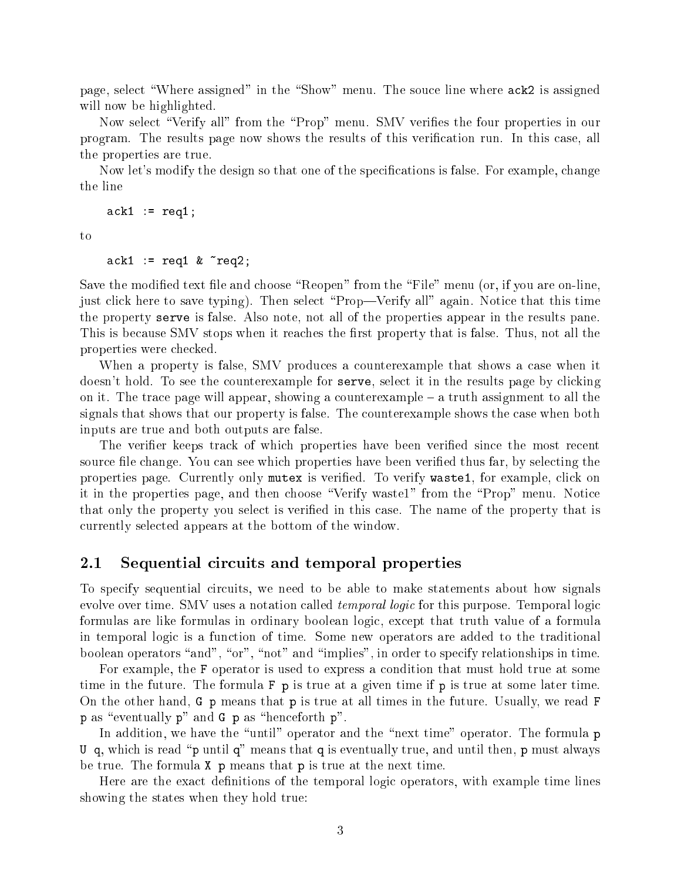page, select “Where assigned” in the “Show” menu. The souce line where `ack2` is assigned will now be highlighted.

Now select “Verify all” from the “Prop” menu. SMV verifies the four properties in our program. The results page now shows the results of this verification run. In this case, all the properties are true.

Now let's modify the design so that one of the specifications is false. For example, change the line

```
ack1 := req1;
```

to

```
ack1 := req1 & ~req2;
```

Save the modified text file and choose “Reopen” from the “File” menu (or, if you are on-line, just click here to save typing). Then select “Prop—Verify all” again. Notice that this time the property `serve` is false. Also note, not all of the properties appear in the results pane. This is because SMV stops when it reaches the first property that is false. Thus, not all the properties were checked.

When a property is false, SMV produces a counterexample that shows a case when it doesn't hold. To see the counterexample for `serve`, select it in the results page by clicking on it. The trace page will appear, showing a counterexample – a truth assignment to all the signals that shows that our property is false. The counterexample shows the case when both inputs are true and both outputs are false.

The verifier keeps track of which properties have been verified since the most recent source file change. You can see which properties have been verified thus far, by selecting the properties page. Currently only `mutex` is verified. To verify `waste1`, for example, click on it in the properties page, and then choose “Verify waste1” from the “Prop” menu. Notice that only the property you select is verified in this case. The name of the property that is currently selected appears at the bottom of the window.

## 2.1 Sequential circuits and temporal properties

To specify sequential circuits, we need to be able to make statements about how signals evolve over time. SMV uses a notation called *temporal logic* for this purpose. Temporal logic formulas are like formulas in ordinary boolean logic, except that truth value of a formula in temporal logic is a function of time. Some new operators are added to the traditional boolean operators “and”, “or”, “not” and “implies”, in order to specify relationships in time.

For example, the `F` operator is used to express a condition that must hold true at some time in the future. The formula `F p` is true at a given time if `p` is true at some later time. On the other hand, `G p` means that `p` is true at all times in the future. Usually, we read `F p` as “eventually `p`” and `G p` as “henceforth `p`”.

In addition, we have the “until” operator and the “next time” operator. The formula `p U q`, which is read “`p` until `q`” means that `q` is eventually true, and until then, `p` must always be true. The formula `X p` means that `p` is true at the next time.

Here are the exact definitions of the temporal logic operators, with example time lines showing the states when they hold true: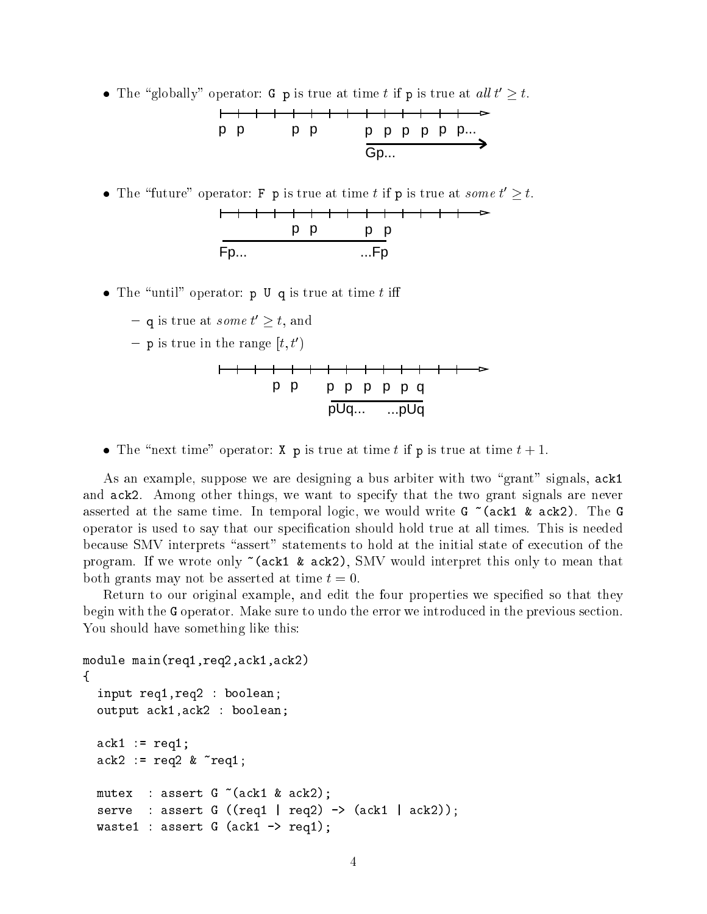- The "globally" operator: `G p` is true at time $t$ if `p` is true at *all* $t' \geq t$.

- The "future" operator: `F p` is true at time $t$ if `p` is true at *some* $t' \geq t$.

- The "until" operator: `p U q` is true at time $t$ iff
  - `q` is true at *some* $t' \geq t$, and
  - `p` is true in the range $[t, t')$

- The "next time" operator: `X p` is true at time $t$ if `p` is true at time $t + 1$.

As an example, suppose we are designing a bus arbiter with two "grant" signals, `ack1` and `ack2`. Among other things, we want to specify that the two grant signals are never asserted at the same time. In temporal logic, we would write `G ~(ack1 & ack2)`. The `G` operator is used to say that our specification should hold true at all times. This is needed because SMV interprets "assert" statements to hold at the initial state of execution of the program. If we wrote only `~(ack1 & ack2)`, SMV would interpret this only to mean that both grants may not be asserted at time $t = 0$.

Return to our original example, and edit the four properties we specified so that they begin with the `G` operator. Make sure to undo the error we introduced in the previous section. You should have something like this:

```
module main(req1,req2,ack1,ack2)
{
  input req1,req2 : boolean;
  output ack1,ack2 : boolean;

  ack1 := req1;
  ack2 := req2 & ~req1;

  mutex  : assert G ~(ack1 & ack2);
  serve  : assert G ((req1 | req2) -> (ack1 | ack2));
  waste1 : assert G (ack1 -> req1);
```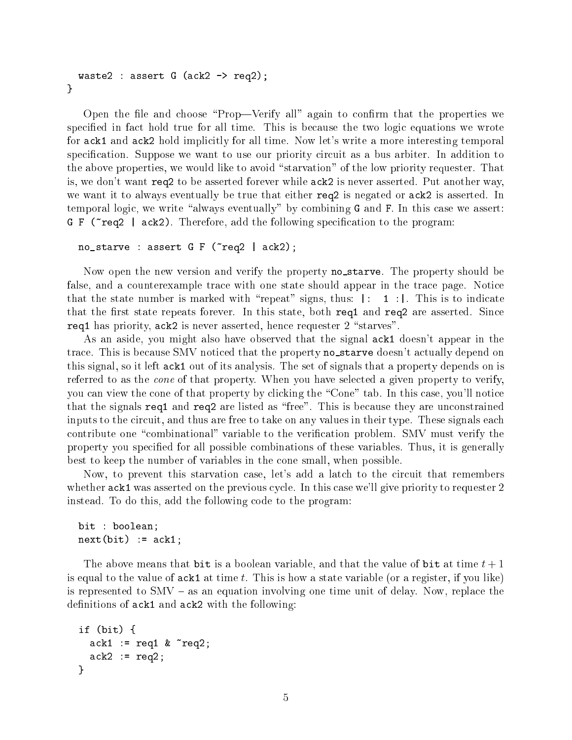```
  waste2 : assert G (ack2 -> req2);
}
```

Open the file and choose "Prop—Verify all" again to confirm that the properties we specified in fact hold true for all time. This is because the two logic equations we wrote for `ack1` and `ack2` hold implicitly for all time. Now let's write a more interesting temporal specification. Suppose we want to use our priority circuit as a bus arbiter. In addition to the above properties, we would like to avoid "starvation" of the low priority requester. That is, we don't want `req2` to be asserted forever while `ack2` is never asserted. Put another way, we want it to always eventually be true that either `req2` is negated or `ack2` is asserted. In temporal logic, we write "always eventually" by combining `G` and `F`. In this case we assert: `G F (~req2 | ack2)`. Therefore, add the following specification to the program:

```
  no_starve : assert G F (~req2 | ack2);
```

Now open the new version and verify the property `no_starve`. The property should be false, and a counterexample trace with one state should appear in the trace page. Notice that the state number is marked with "repeat" signs, thus: `|: 1 :|`. This is to indicate that the first state repeats forever. In this state, both `req1` and `req2` are asserted. Since `req1` has priority, `ack2` is never asserted, hence requester 2 "starves".

As an aside, you might also have observed that the signal `ack1` doesn't appear in the trace. This is because SMV noticed that the property `no_starve` doesn't actually depend on this signal, so it left `ack1` out of its analysis. The set of signals that a property depends on is referred to as the *cone* of that property. When you have selected a given property to verify, you can view the cone of that property by clicking the "Cone" tab. In this case, you'll notice that the signals `req1` and `req2` are listed as "free". This is because they are unconstrained inputs to the circuit, and thus are free to take on any values in their type. These signals each contribute one "combinational" variable to the verification problem. SMV must verify the property you specified for all possible combinations of these variables. Thus, it is generally best to keep the number of variables in the cone small, when possible.

Now, to prevent this starvation case, let's add a latch to the circuit that remembers whether `ack1` was asserted on the previous cycle. In this case we'll give priority to requester 2 instead. To do this, add the following code to the program:

```
  bit : boolean;
  next(bit) := ack1;
```

The above means that `bit` is a boolean variable, and that the value of `bit` at time $t + 1$ is equal to the value of `ack1` at time $t$. This is how a state variable (or a register, if you like) is represented to SMV – as an equation involving one time unit of delay. Now, replace the definitions of `ack1` and `ack2` with the following:

```
  if (bit) {
    ack1 := req1 & ~req2;
    ack2 := req2;
  }
```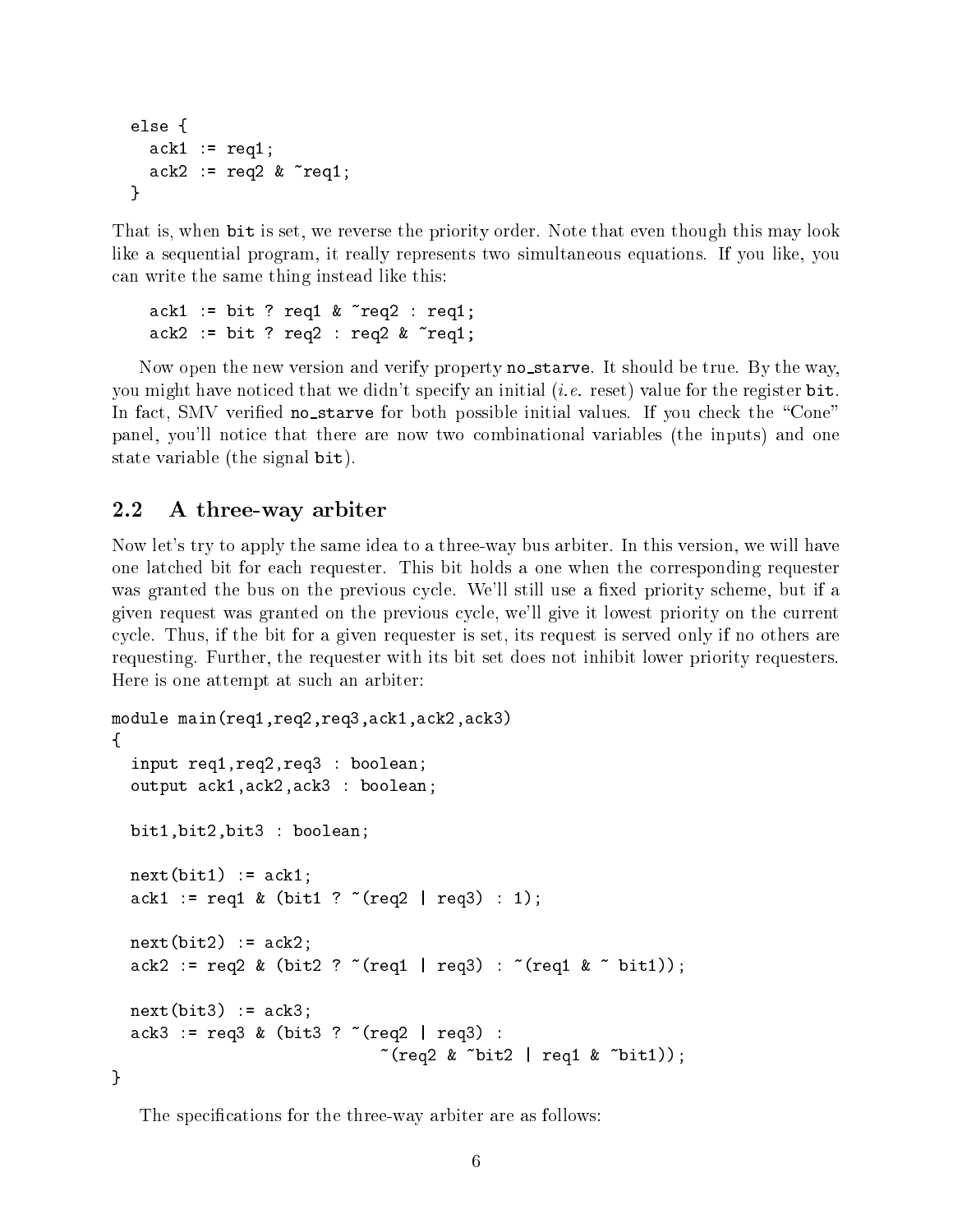```
  else {
    ack1 := req1;
    ack2 := req2 & ~req1;
  }
```

That is, when bit is set, we reverse the priority order. Note that even though this may look like a sequential program, it really represents two simultaneous equations. If you like, you can write the same thing instead like this:

```
    ack1 := bit ? req1 & ~req2 : req1;
    ack2 := bit ? req2 : req2 & ~req1;
```

Now open the new version and verify property no_starve. It should be true. By the way, you might have noticed that we didn't specify an initial (*i.e.* reset) value for the register bit. In fact, SMV verified no_starve for both possible initial values. If you check the "Cone" panel, you'll notice that there are now two combinational variables (the inputs) and one state variable (the signal bit).

## 2.2 A three-way arbiter

Now let's try to apply the same idea to a three-way bus arbiter. In this version, we will have one latched bit for each requester. This bit holds a one when the corresponding requester was granted the bus on the previous cycle. We'll still use a fixed priority scheme, but if a given request was granted on the previous cycle, we'll give it lowest priority on the current cycle. Thus, if the bit for a given requester is set, its request is served only if no others are requesting. Further, the requester with its bit set does not inhibit lower priority requesters. Here is one attempt at such an arbiter:

```
module main(req1,req2,req3,ack1,ack2,ack3)
{
  input req1,req2,req3 : boolean;
  output ack1,ack2,ack3 : boolean;

  bit1,bit2,bit3 : boolean;

  next(bit1) := ack1;
  ack1 := req1 & (bit1 ? ~(req2 | req3) : 1);

  next(bit2) := ack2;
  ack2 := req2 & (bit2 ? ~(req1 | req3) : ~(req1 & ~ bit1));

  next(bit3) := ack3;
  ack3 := req3 & (bit3 ? ~(req2 | req3) :
                          ~(req2 & ~bit2 | req1 & ~bit1));
}
```

The specifications for the three-way arbiter are as follows: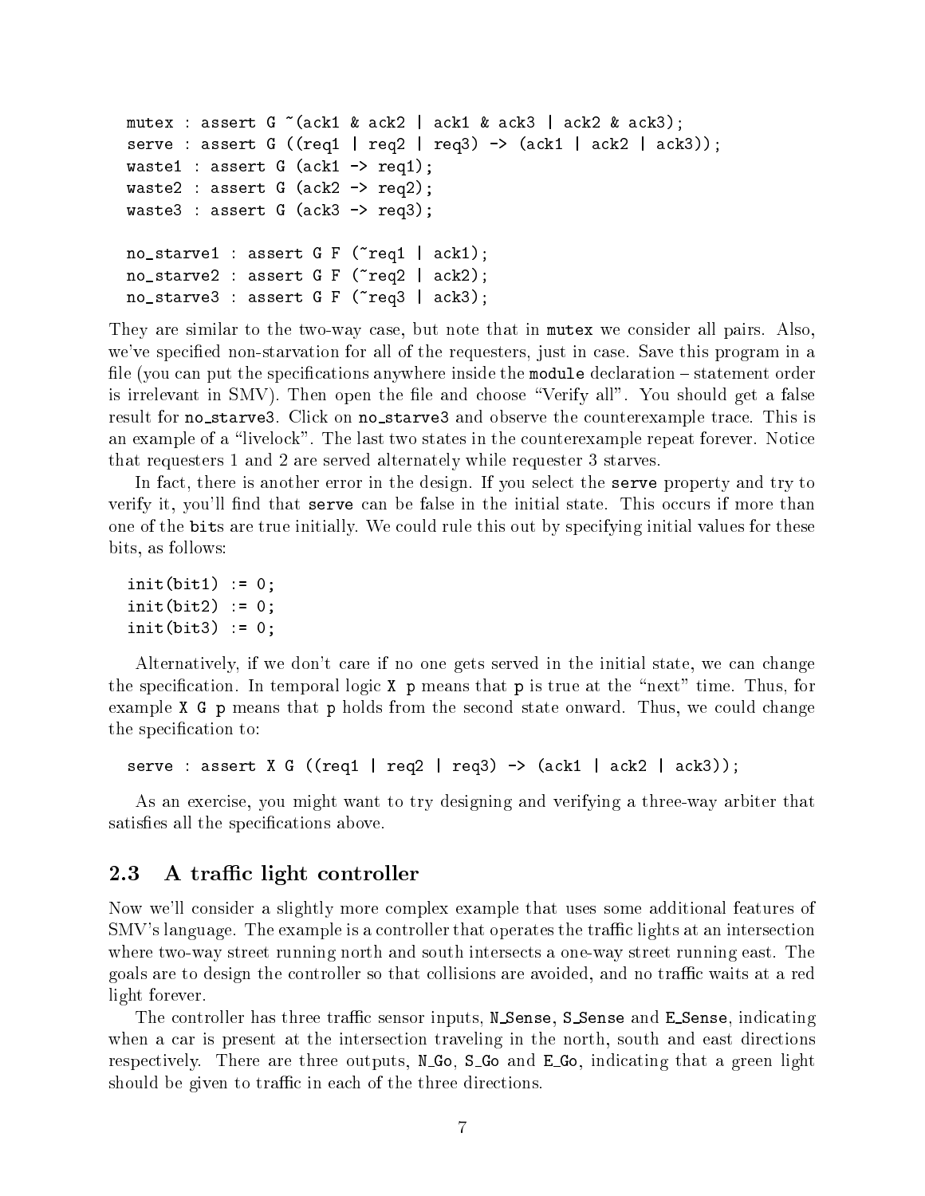```
mutex : assert G ~(ack1 & ack2 | ack1 & ack3 | ack2 & ack3);
serve : assert G ((req1 | req2 | req3) -> (ack1 | ack2 | ack3));
waste1 : assert G (ack1 -> req1);
waste2 : assert G (ack2 -> req2);
waste3 : assert G (ack3 -> req3);

no_starve1 : assert G F (~req1 | ack1);
no_starve2 : assert G F (~req2 | ack2);
no_starve3 : assert G F (~req3 | ack3);
```

They are similar to the two-way case, but note that in `mutex` we consider all pairs. Also, we've specified non-starvation for all of the requesters, just in case. Save this program in a file (you can put the specifications anywhere inside the `module` declaration – statement order is irrelevant in SMV). Then open the file and choose "Verify all". You should get a false result for `no_starve3`. Click on `no_starve3` and observe the counterexample trace. This is an example of a "livelock". The last two states in the counterexample repeat forever. Notice that requesters 1 and 2 are served alternately while requester 3 starves.

In fact, there is another error in the design. If you select the `serve` property and try to verify it, you'll find that `serve` can be false in the initial state. This occurs if more than one of the `bit`s are true initially. We could rule this out by specifying initial values for these bits, as follows:

```
init(bit1) := 0;
init(bit2) := 0;
init(bit3) := 0;
```

Alternatively, if we don't care if no one gets served in the initial state, we can change the specification. In temporal logic `X p` means that `p` is true at the "next" time. Thus, for example `X G p` means that `p` holds from the second state onward. Thus, we could change the specification to:

```
serve : assert X G ((req1 | req2 | req3) -> (ack1 | ack2 | ack3));
```

As an exercise, you might want to try designing and verifying a three-way arbiter that satisfies all the specifications above.

## 2.3 A traffic light controller

Now we'll consider a slightly more complex example that uses some additional features of SMV's language. The example is a controller that operates the traffic lights at an intersection where two-way street running north and south intersects a one-way street running east. The goals are to design the controller so that collisions are avoided, and no traffic waits at a red light forever.

The controller has three traffic sensor inputs, `N_Sense`, `S_Sense` and `E_Sense`, indicating when a car is present at the intersection traveling in the north, south and east directions respectively. There are three outputs, `N_Go`, `S_Go` and `E_Go`, indicating that a green light should be given to traffic in each of the three directions.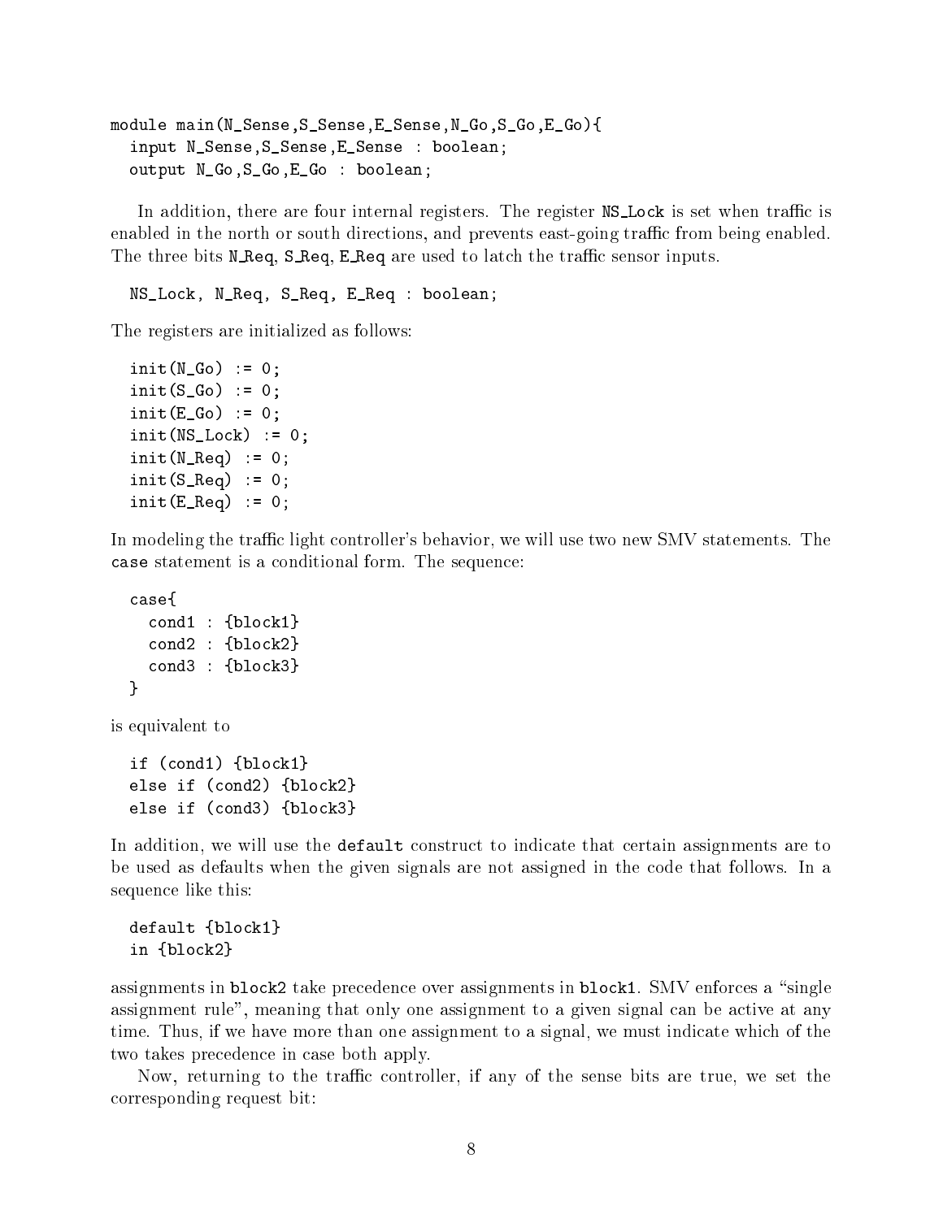```
module main(N_Sense,S_Sense,E_Sense,N_Go,S_Go,E_Go){
  input N_Sense,S_Sense,E_Sense : boolean;
  output N_Go,S_Go,E_Go : boolean;
```

In addition, there are four internal registers. The register `NS_Lock` is set when traffic is enabled in the north or south directions, and prevents east-going traffic from being enabled. The three bits `N_Req`, `S_Req`, `E_Req` are used to latch the traffic sensor inputs.

```
  NS_Lock, N_Req, S_Req, E_Req : boolean;
```

The registers are initialized as follows:

```
  init(N_Go) := 0;
  init(S_Go) := 0;
  init(E_Go) := 0;
  init(NS_Lock) := 0;
  init(N_Req) := 0;
  init(S_Req) := 0;
  init(E_Req) := 0;
```

In modeling the traffic light controller's behavior, we will use two new SMV statements. The `case` statement is a conditional form. The sequence:

```
  case{
    cond1 : {block1}
    cond2 : {block2}
    cond3 : {block3}
  }
```

is equivalent to

```
  if (cond1) {block1}
  else if (cond2) {block2}
  else if (cond3) {block3}
```

In addition, we will use the `default` construct to indicate that certain assignments are to be used as defaults when the given signals are not assigned in the code that follows. In a sequence like this:

```
  default {block1}
  in {block2}
```

assignments in `block2` take precedence over assignments in `block1`. SMV enforces a "single assignment rule", meaning that only one assignment to a given signal can be active at any time. Thus, if we have more than one assignment to a signal, we must indicate which of the two takes precedence in case both apply.

Now, returning to the traffic controller, if any of the sense bits are true, we set the corresponding request bit: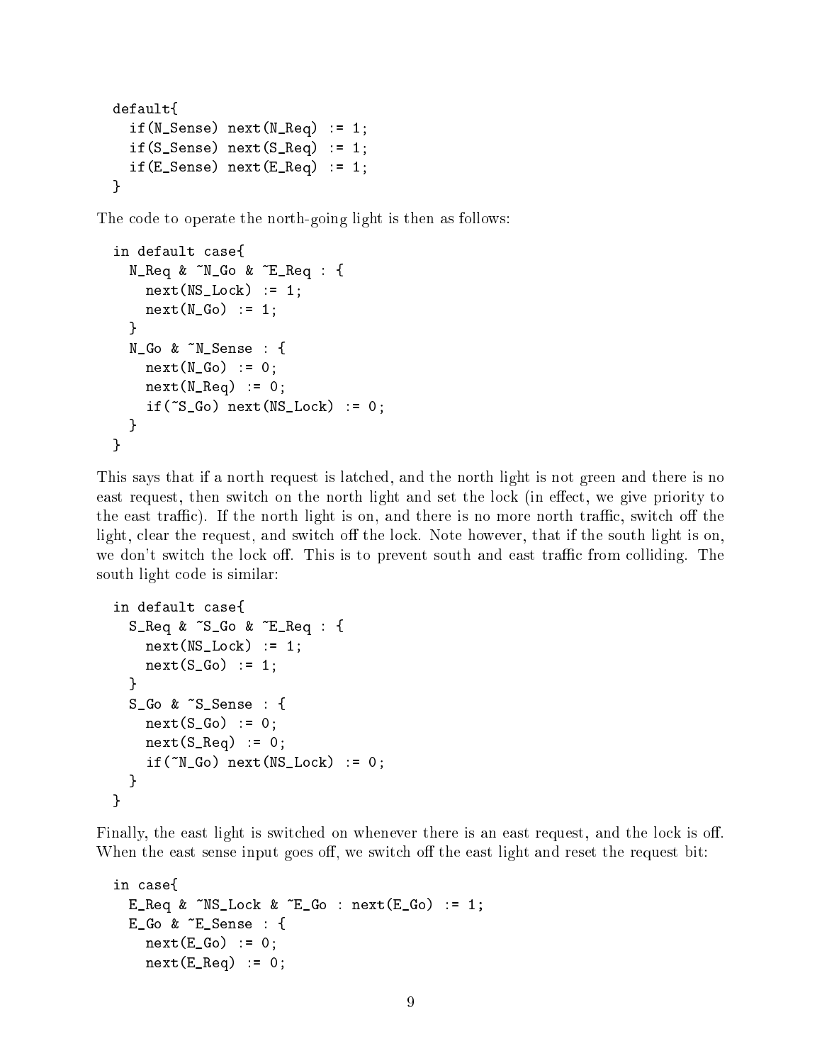```
default{
  if(N_Sense) next(N_Req) := 1;
  if(S_Sense) next(S_Req) := 1;
  if(E_Sense) next(E_Req) := 1;
}
```

The code to operate the north-going light is then as follows:

```
in default case{
  N_Req & ~N_Go & ~E_Req : {
    next(NS_Lock) := 1;
    next(N_Go) := 1;
  }
  N_Go & ~N_Sense : {
    next(N_Go) := 0;
    next(N_Req) := 0;
    if(~S_Go) next(NS_Lock) := 0;
  }
}
```

This says that if a north request is latched, and the north light is not green and there is no east request, then switch on the north light and set the lock (in effect, we give priority to the east traffic). If the north light is on, and there is no more north traffic, switch off the light, clear the request, and switch off the lock. Note however, that if the south light is on, we don't switch the lock off. This is to prevent south and east traffic from colliding. The south light code is similar:

```
in default case{
  S_Req & ~S_Go & ~E_Req : {
    next(NS_Lock) := 1;
    next(S_Go) := 1;
  }
  S_Go & ~S_Sense : {
    next(S_Go) := 0;
    next(S_Req) := 0;
    if(~N_Go) next(NS_Lock) := 0;
  }
}
```

Finally, the east light is switched on whenever there is an east request, and the lock is off. When the east sense input goes off, we switch off the east light and reset the request bit:

```
in case{
  E_Req & ~NS_Lock & ~E_Go : next(E_Go) := 1;
  E_Go & ~E_Sense : {
    next(E_Go) := 0;
    next(E_Req) := 0;
```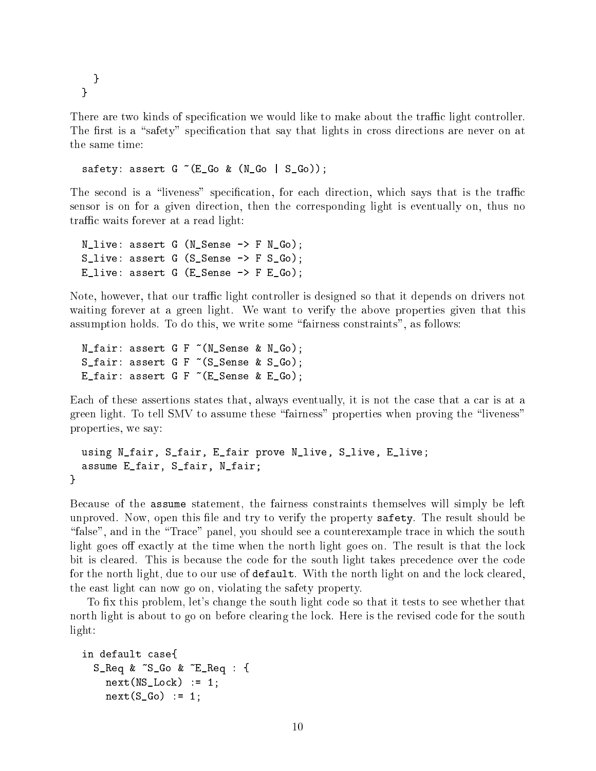```
    }
  }
```

There are two kinds of specification we would like to make about the traffic light controller. The first is a "safety" specification that say that lights in cross directions are never on at the same time:

```
  safety: assert G ~(E_Go & (N_Go | S_Go));
```

The second is a "liveness" specification, for each direction, which says that is the traffic sensor is on for a given direction, then the corresponding light is eventually on, thus no traffic waits forever at a read light:

```
  N_live: assert G (N_Sense -> F N_Go);
  S_live: assert G (S_Sense -> F S_Go);
  E_live: assert G (E_Sense -> F E_Go);
```

Note, however, that our traffic light controller is designed so that it depends on drivers not waiting forever at a green light. We want to verify the above properties given that this assumption holds. To do this, we write some "fairness constraints", as follows:

```
  N_fair: assert G F ~(N_Sense & N_Go);
  S_fair: assert G F ~(S_Sense & S_Go);
  E_fair: assert G F ~(E_Sense & E_Go);
```

Each of these assertions states that, always eventually, it is not the case that a car is at a green light. To tell SMV to assume these "fairness" properties when proving the "liveness" properties, we say:

```
  using N_fair, S_fair, E_fair prove N_live, S_live, E_live;
  assume E_fair, S_fair, N_fair;
}
```

Because of the `assume` statement, the fairness constraints themselves will simply be left unproved. Now, open this file and try to verify the property `safety`. The result should be "false", and in the "Trace" panel, you should see a counterexample trace in which the south light goes off exactly at the time when the north light goes on. The result is that the lock bit is cleared. This is because the code for the south light takes precedence over the code for the north light, due to our use of `default`. With the north light on and the lock cleared, the east light can now go on, violating the safety property.

To fix this problem, let's change the south light code so that it tests to see whether that north light is about to go on before clearing the lock. Here is the revised code for the south light:

```
  in default case{
    S_Req & ~S_Go & ~E_Req : {
      next(NS_Lock) := 1;
      next(S_Go) := 1;
```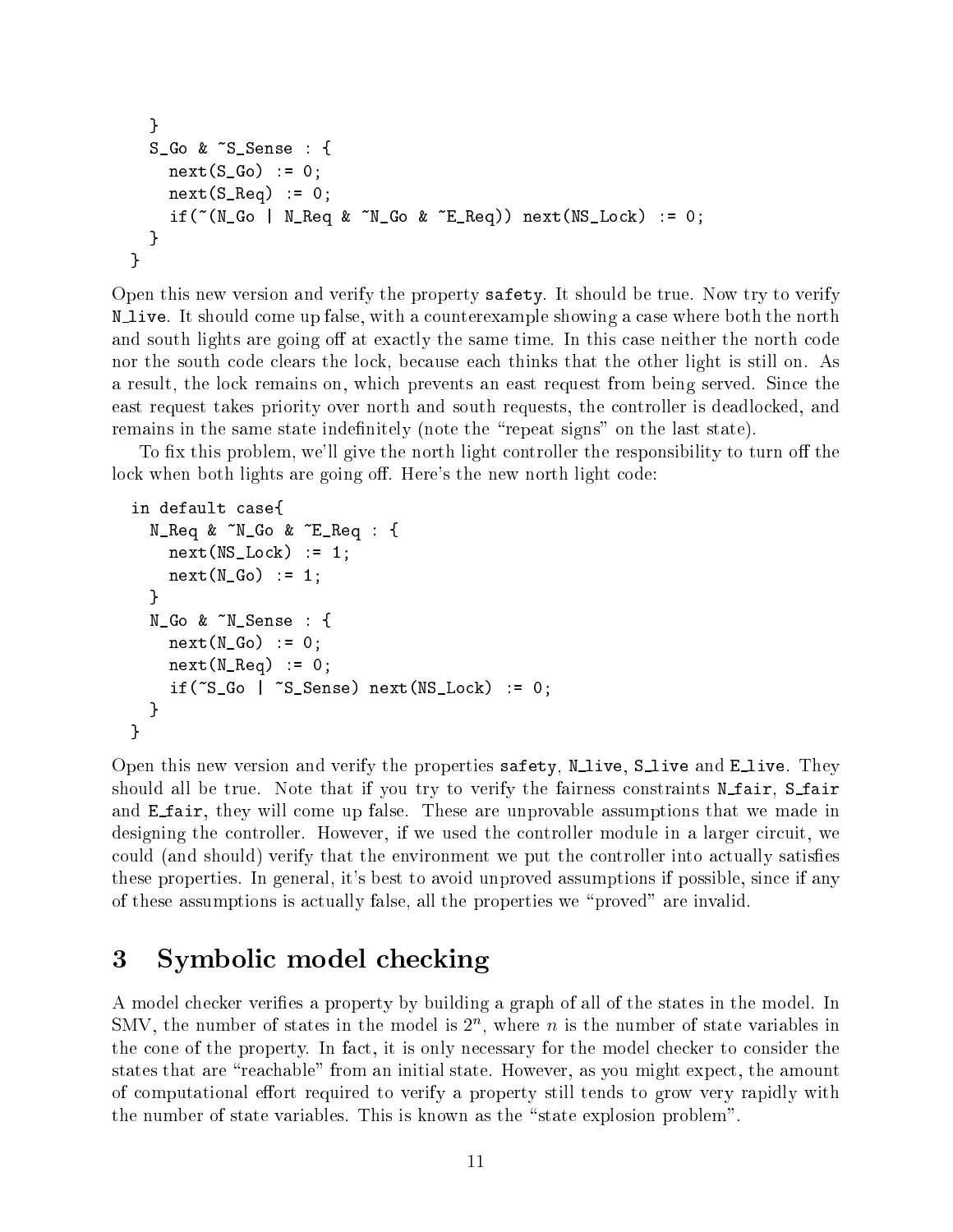```
    }
    S_Go & ~S_Sense : {
      next(S_Go) := 0;
      next(S_Req) := 0;
      if(~(N_Go | N_Req & ~N_Go & ~E_Req)) next(NS_Lock) := 0;
    }
  }
```

Open this new version and verify the property **safety**. It should be true. Now try to verify **N_live**. It should come up false, with a counterexample showing a case where both the north and south lights are going off at exactly the same time. In this case neither the north code nor the south code clears the lock, because each thinks that the other light is still on. As a result, the lock remains on, which prevents an east request from being served. Since the east request takes priority over north and south requests, the controller is deadlocked, and remains in the same state indefinitely (note the "repeat signs" on the last state).

To fix this problem, we'll give the north light controller the responsibility to turn off the lock when both lights are going off. Here's the new north light code:

```
  in default case{
    N_Req & ~N_Go & ~E_Req : {
      next(NS_Lock) := 1;
      next(N_Go) := 1;
    }
    N_Go & ~N_Sense : {
      next(N_Go) := 0;
      next(N_Req) := 0;
      if(~S_Go | ~S_Sense) next(NS_Lock) := 0;
    }
  }
```

Open this new version and verify the properties **safety**, **N_live**, **S_live** and **E_live**. They should all be true. Note that if you try to verify the fairness constraints **N_fair**, **S_fair** and **E_fair**, they will come up false. These are unprovable assumptions that we made in designing the controller. However, if we used the controller module in a larger circuit, we could (and should) verify that the environment we put the controller into actually satisfies these properties. In general, it's best to avoid assumptions if possible, since if any of these assumptions is actually false, all the properties we "proved" are invalid.

# 3 Symbolic model checking

A model checker verifies a property by building a graph of all of the states in the model. In SMV, the number of states in the model is $2^n$, where $n$ is the number of state variables in the cone of the property. In fact, it is only necessary for the model checker to consider the states that are "reachable" from an initial state. However, as you might expect, the amount of computational effort required to verify a property still tends to grow very rapidly with the number of state variables. This is known as the "state explosion problem".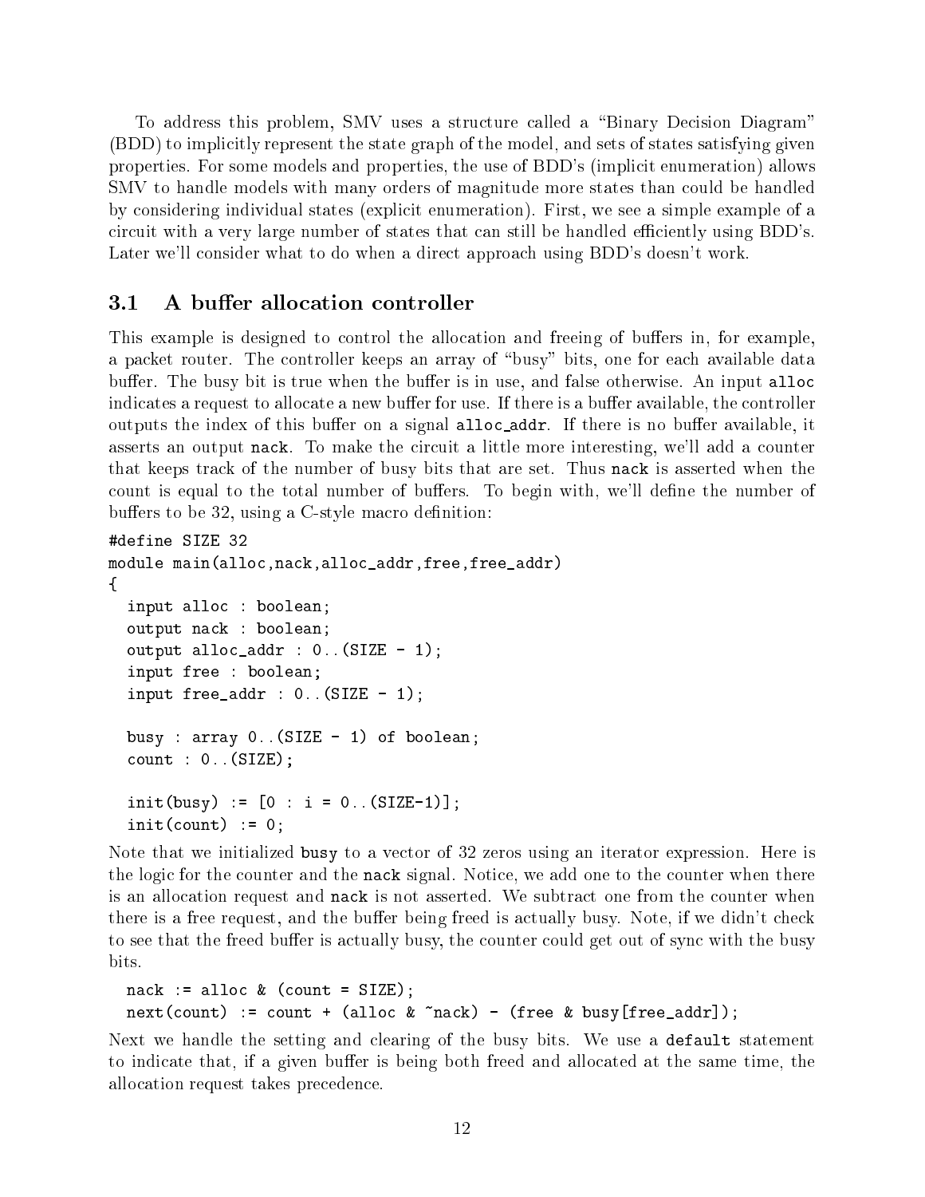To address this problem, SMV uses a structure called a "Binary Decision Diagram" (BDD) to implicitly represent the state graph of the model, and sets of states satisfying given properties. For some models and properties, the use of BDD's (implicit enumeration) allows SMV to handle models with many orders of magnitude more states than could be handled by considering individual states (explicit enumeration). First, we see a simple example of a circuit with a very large number of states that can still be handled efficiently using BDD's. Later we'll consider what to do when a direct approach using BDD's doesn't work.

## 3.1 A buffer allocation controller

This example is designed to control the allocation and freeing of buffers in, for example, a packet router. The controller keeps an array of "busy" bits, one for each available data buffer. The busy bit is true when the buffer is in use, and false otherwise. An input `alloc` indicates a request to allocate a new buffer for use. If there is a buffer available, the controller outputs the index of this buffer on a signal `alloc_addr`. If there is no buffer available, it asserts an output `nack`. To make the circuit a little more interesting, we'll add a counter that keeps track of the number of busy bits that are set. Thus `nack` is asserted when the count is equal to the total number of buffers. To begin with, we'll define the number of buffers to be 32, using a C-style macro definition:

```
#define SIZE 32
module main(alloc,nack,alloc_addr,free,free_addr)
{
  input alloc : boolean;
  output nack : boolean;
  output alloc_addr : 0..(SIZE - 1);
  input free : boolean;
  input free_addr : 0..(SIZE - 1);

  busy : array 0..(SIZE - 1) of boolean;
  count : 0..(SIZE);

  init(busy) := [0 : i = 0..(SIZE-1)];
  init(count) := 0;
```

Note that we initialized `busy` to a vector of 32 zeros using an iterator expression. Here is the logic for the counter and the `nack` signal. Notice, we add one to the counter when there is an allocation request and `nack` is not asserted. We subtract one from the counter when there is a free request, and the buffer being freed is actually busy. Note, if we didn't check to see that the freed buffer is actually busy, the counter could get out of sync with the busy bits.

```
  nack := alloc & (count = SIZE);
  next(count) := count + (alloc & ~nack) - (free & busy[free_addr]);
```

Next we handle the setting and clearing of the busy bits. We use a `default` statement to indicate that, if a given buffer is being both freed and allocated at the same time, the allocation request takes precedence.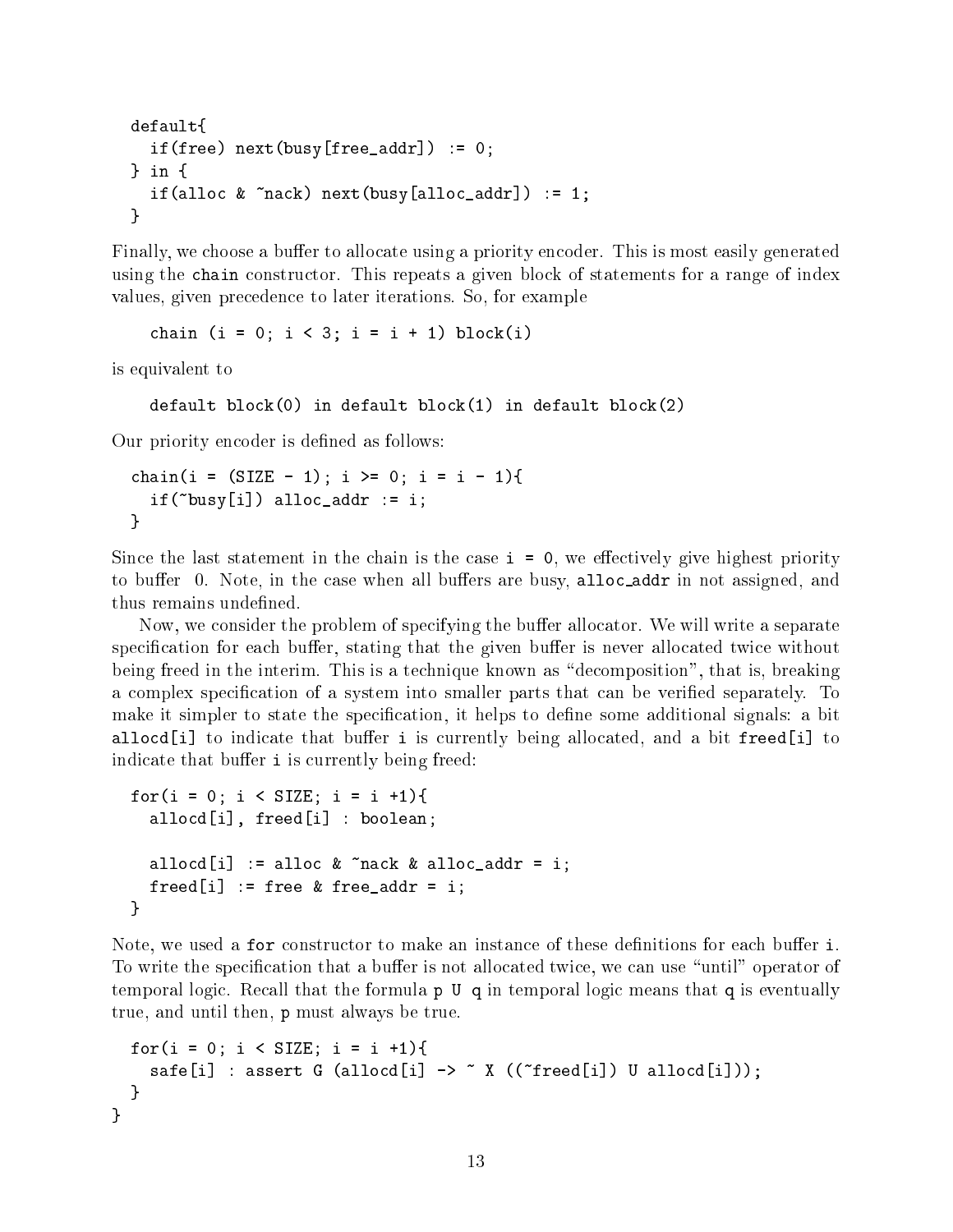```
  default{
    if(free) next(busy[free_addr]) := 0;
  } in {
    if(alloc & ~nack) next(busy[alloc_addr]) := 1;
  }
```

Finally, we choose a buffer to allocate using a priority encoder. This is most easily generated using the `chain` constructor. This repeats a given block of statements for a range of index values, given precedence to later iterations. So, for example

```
    chain (i = 0; i < 3; i = i + 1) block(i)
```

is equivalent to

```
    default block(0) in default block(1) in default block(2)
```

Our priority encoder is defined as follows:

```
  chain(i = (SIZE - 1); i >= 0; i = i - 1){
    if(~busy[i]) alloc_addr := i;
  }
```

Since the last statement in the chain is the case `i = 0`, we effectively give highest priority to buffer 0. Note, in the case when all buffers are busy, `alloc_addr` in not assigned, and thus remains undefined.

Now, we consider the problem of specifying the buffer allocator. We will write a separate specification for each buffer, stating that the given buffer is never allocated twice without being freed in the interim. This is a technique known as "decomposition", that is, breaking a complex specification of a system into smaller parts that can be verified separately. To make it simpler to state the specification, it helps to define some additional signals: a bit `allocd[i]` to indicate that buffer `i` is currently being allocated, and a bit `freed[i]` to indicate that buffer `i` is currently being freed:

```
  for(i = 0; i < SIZE; i = i +1){
    allocd[i], freed[i] : boolean;

    allocd[i] := alloc & ~nack & alloc_addr = i;
    freed[i] := free & free_addr = i;
  }
```

Note, we used a `for` constructor to make an instance of these definitions for each buffer `i`. To write the specification that a buffer is not allocated twice, we can use "until" operator of temporal logic. Recall that the formula `p U q` in temporal logic means that `q` is eventually true, and until then, `p` must always be true.

```
  for(i = 0; i < SIZE; i = i +1){
    safe[i] : assert G (allocd[i] -> ~ X ((~freed[i]) U allocd[i]));
  }
}
```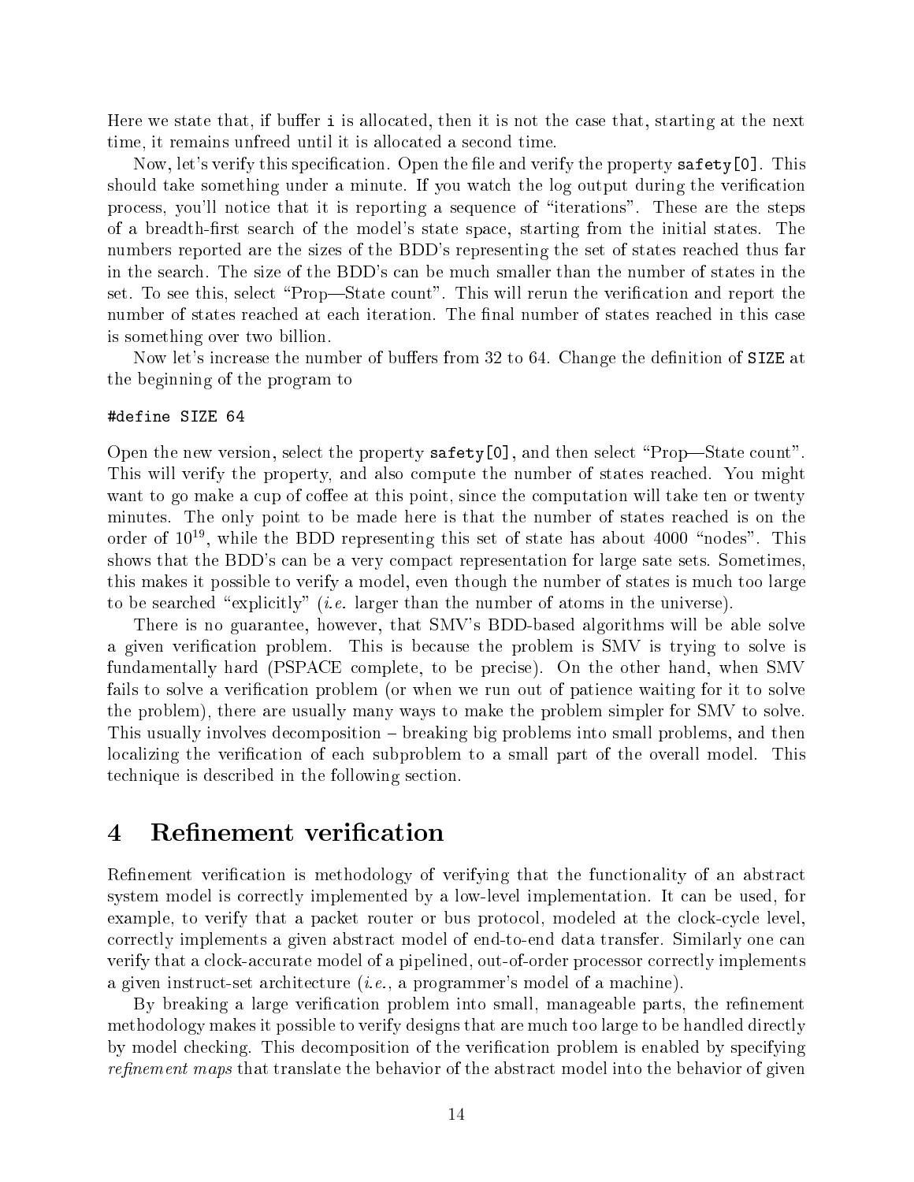Here we state that, if buffer `i` is allocated, then it is not the case that, starting at the next time, it remains unfreed until it is allocated a second time.

Now, let's verify this specification. Open the file and verify the property `safety[0]`. This should take something under a minute. If you watch the log output during the verification process, you'll notice that it is reporting a sequence of "iterations". These are the steps of a breadth-first search of the model's state space, starting from the initial states. The numbers reported are the sizes of the BDD's representing the set of states reached thus far in the search. The size of the BDD's can be much smaller than the number of states in the set. To see this, select "Prop—State count". This will rerun the verification and report the number of states reached at each iteration. The final number of states reached in this case is something over two billion.

Now let's increase the number of buffers from 32 to 64. Change the definition of `SIZE` at the beginning of the program to

```
#define SIZE 64
```

Open the new version, select the property `safety[0]`, and then select "Prop—State count". This will verify the property, and also compute the number of states reached. You might want to go make a cup of coffee at this point, since the computation will take ten or twenty minutes. The only point to be made here is that the number of states reached is on the order of $10^{19}$, while the BDD representing this set of state has about 4000 "nodes". This shows that the BDD's can be a very compact representation for large sate sets. Sometimes, this makes it possible to verify a model, even though the number of states is much too large to be searched "explicitly" (*i.e.* larger than the number of atoms in the universe).

There is no guarantee, however, that SMV's BDD-based algorithms will be able solve a given verification problem. This is because the problem is SMV is trying to solve is fundamentally hard (PSPACE complete, to be precise). On the other hand, when SMV fails to solve a verification problem (or when we run out of patience waiting for it to solve the problem), there are usually many ways to make the problem simpler for SMV to solve. This usually involves decomposition – breaking big problems into small problems, and then localizing the verification of each subproblem to a small part of the overall model. This technique is described in the following section.

# 4 Refinement verification

Refinement verification is methodology of verifying that the functionality of an abstract system model is correctly implemented by a low-level implementation. It can be used, for example, to verify that a packet router or bus protocol, modeled at the clock-cycle level, correctly implements a given abstract model of end-to-end data transfer. Similarly one can verify that a clock-accurate model of a pipelined, out-of-order processor correctly implements a given instruct-set architecture (*i.e.*, a programmer's model of a machine).

By breaking a large verification problem into small, manageable parts, the refinement methodology makes it possible to verify designs that are much too large to be handled directly by model checking. This decomposition of the verification problem is enabled by specifying *refinement maps* that translate the behavior of the abstract model into the behavior of given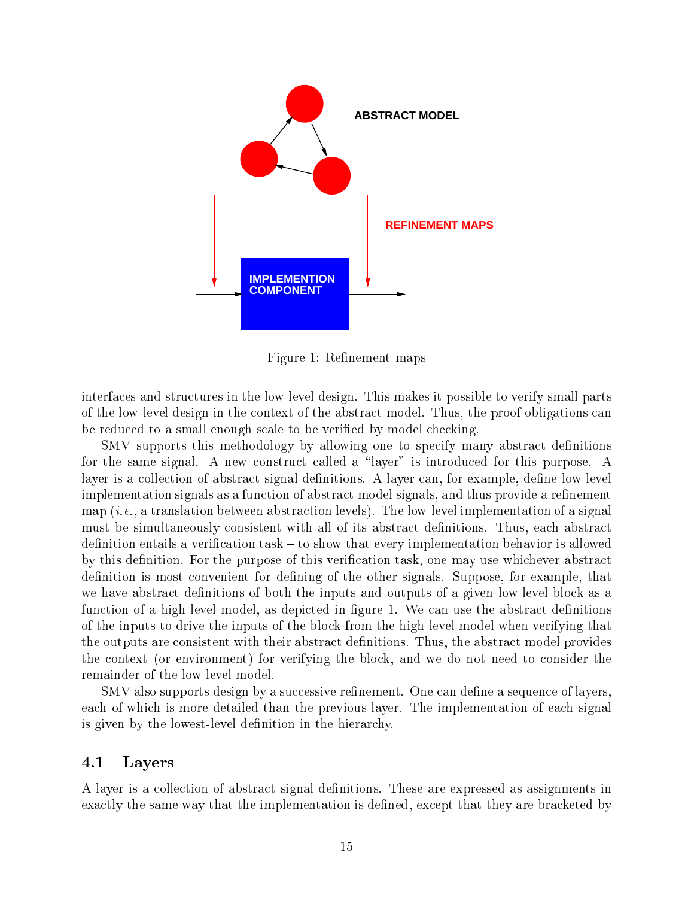Figure 1: Refinement maps

interfaces and structures in the low-level design. This makes it possible to verify small parts of the low-level design in the context of the abstract model. Thus, the proof obligations can be reduced to a small enough scale to be verified by model checking.

SMV supports this methodology by allowing one to specify many abstract definitions for the same signal. A new construct called a "layer" is introduced for this purpose. A layer is a collection of abstract signal definitions. A layer can, for example, define low-level implementation signals as a function of abstract model signals, and thus provide a refinement map (*i.e.*, a translation between abstraction levels). The low-level implementation of a signal must be simultaneously consistent with all of its abstract definitions. Thus, each abstract definition entails a verification task – to show that every implementation behavior is allowed by this definition. For the purpose of this verification task, one may use whichever abstract definition is most convenient for defining of the other signals. Suppose, for example, that we have abstract definitions of both the inputs and outputs of a given low-level block as a function of a high-level model, as depicted in figure 1. We can use the abstract definitions of the inputs to drive the inputs of the block from the high-level model when verifying that the outputs are consistent with their abstract definitions. Thus, the abstract model provides the context (or environment) for verifying the block, and we do not need to consider the remainder of the low-level model.

SMV also supports design by a successive refinement. One can define a sequence of layers, each of which is more detailed than the previous layer. The implementation of each signal is given by the lowest-level definition in the hierarchy.

## 4.1 Layers

A layer is a collection of abstract signal definitions. These are expressed as assignments in exactly the same way that the implementation is defined, except that they are bracketed by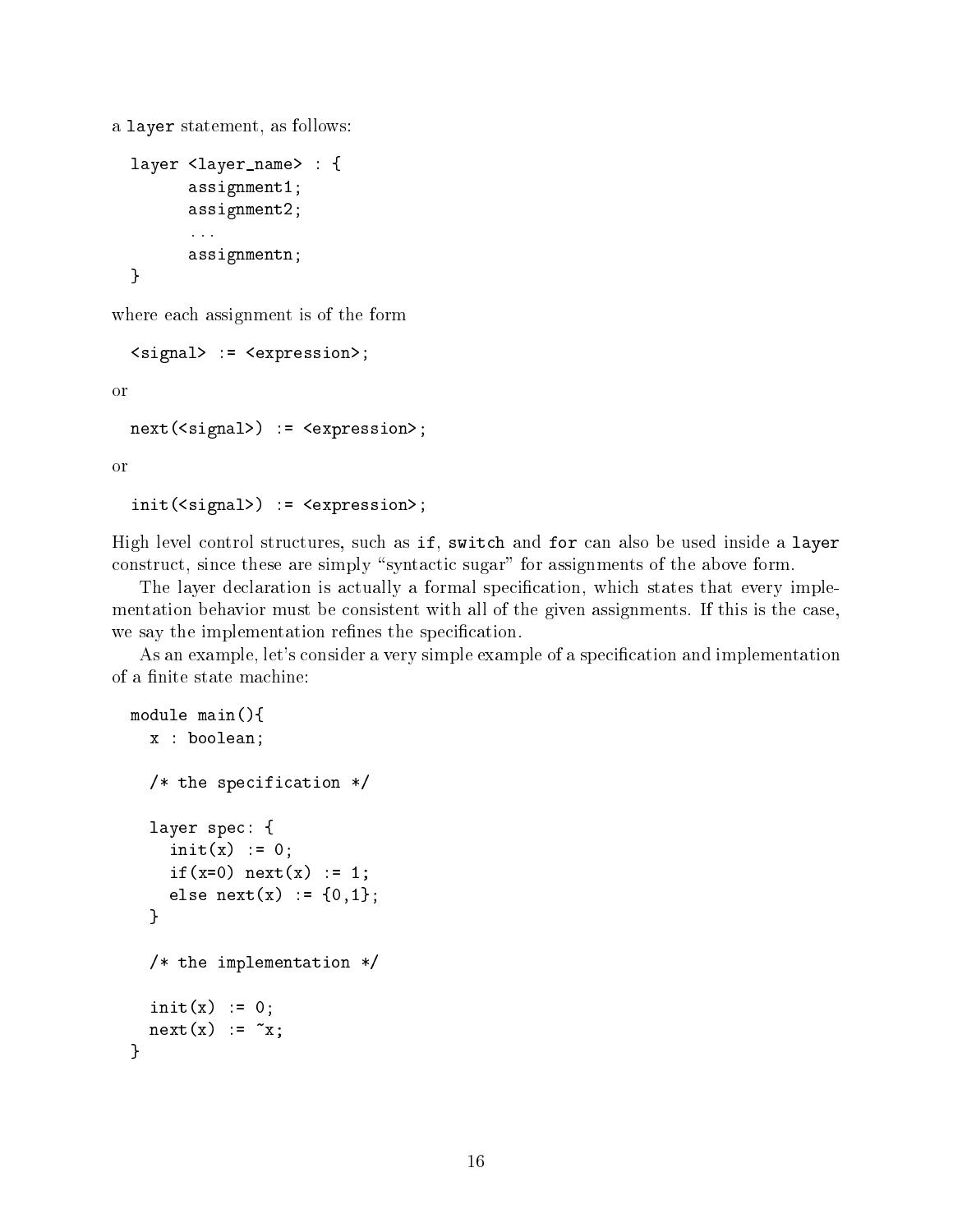a `layer` statement, as follows:

```
layer <layer_name> : {
      assignment1;
      assignment2;
      ...
      assignmentn;
}
```

where each assignment is of the form

```
<signal> := <expression>;
```

or

```
next(<signal>) := <expression>;
```

or

```
init(<signal>) := <expression>;
```

High level control structures, such as `if`, `switch` and `for` can also be used inside a `layer` construct, since these are simply "syntactic sugar" for assignments of the above form.

The layer declaration is actually a formal specification, which states that every implementation behavior must be consistent with all of the given assignments. If this is the case, we say the implementation refines the specification.

As an example, let's consider a very simple example of a specification and implementation of a finite state machine:

```
module main(){
  x : boolean;

  /* the specification */

  layer spec: {
    init(x) := 0;
    if(x=0) next(x) := 1;
    else next(x) := {0,1};
  }

  /* the implementation */

  init(x) := 0;
  next(x) := ~x;
}
```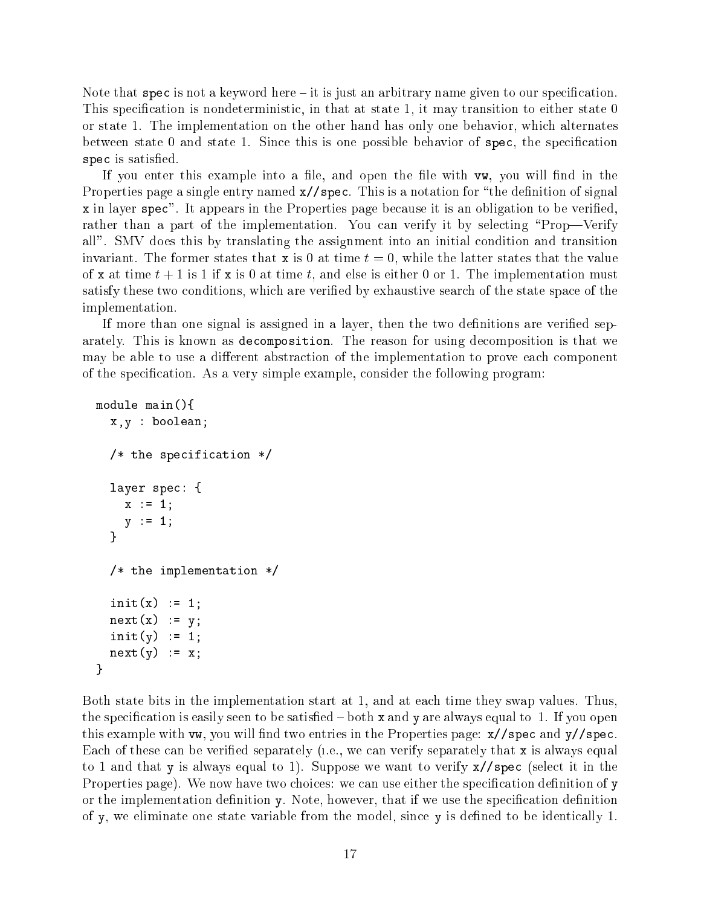Note that `spec` is not a keyword here – it is just an arbitrary name given to our specification. This specification is nondeterministic, in that at state 1, it may transition to either state 0 or state 1. The implementation on the other hand has only one behavior, which alternates between state 0 and state 1. Since this is one possible behavior of `spec`, the specification `spec` is satisfied.

If you enter this example into a file, and open the file with `vw`, you will find in the Properties page a single entry named `x//spec`. This is a notation for "the definition of signal `x` in layer `spec`". It appears in the Properties page because it is an obligation to be verified, rather than a part of the implementation. You can verify it by selecting "Prop—Verify all". SMV does this by translating the assignment into an initial condition and transition invariant. The former states that `x` is 0 at time $t = 0$, while the latter states that the value of `x` at time $t + 1$ is 1 if `x` is 0 at time $t$, and else is either 0 or 1. The implementation must satisfy these two conditions, which are verified by exhaustive search of the state space of the implementation.

If more than one signal is assigned in a layer, then the two definitions are verified separately. This is known as `decomposition`. The reason for using decomposition is that we may be able to use a different abstraction of the implementation to prove each component of the specification. As a very simple example, consider the following program:

```
module main(){
  x,y : boolean;

  /* the specification */

  layer spec: {
    x := 1;
    y := 1;
  }

  /* the implementation */

  init(x) := 1;
  next(x) := y;
  init(y) := 1;
  next(y) := x;
}
```

Both state bits in the implementation start at 1, and at each time they swap values. Thus, the specification is easily seen to be satisfied – both `x` and `y` are always equal to 1. If you open this example with `vw`, you will find two entries in the Properties page: `x//spec` and `y//spec`. Each of these can be verified separately (i.e., we can verify separately that `x` is always equal to 1 and that `y` is always equal to 1). Suppose we want to verify `x//spec` (select it in the Properties page). We now have two choices: we can use either the specification definition of `y` or the implementation definition `y`. Note, however, that if we use the specification definition of `y`, we eliminate one state variable from the model, since `y` is defined to be identically 1.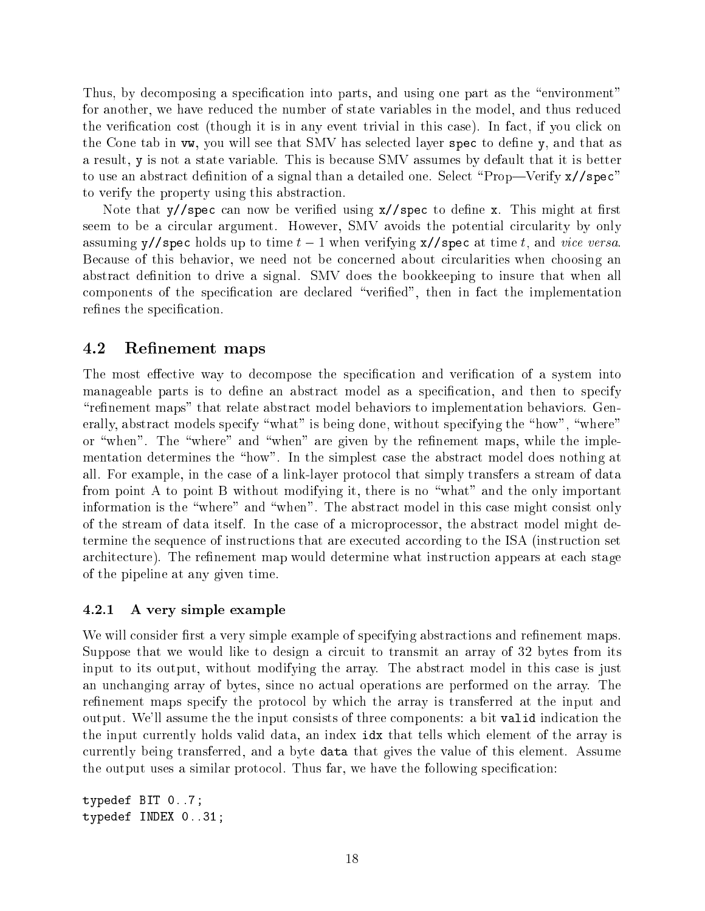Thus, by decomposing a specification into parts, and using one part as the "environment" for another, we have reduced the number of state variables in the model, and thus reduced the verification cost (though it is in any event trivial in this case). In fact, if you click on the Cone tab in `vw`, you will see that SMV has selected layer `spec` to define `y`, and that as a result, `y` is not a state variable. This is because SMV assumes by default that it is better to use an abstract definition of a signal than a detailed one. Select "Prop—Verify `x//spec`" to verify the property using this abstraction.

Note that `y//spec` can now be verified using `x//spec` to define `x`. This might at first seem to be a circular argument. However, SMV avoids the potential circularity by only assuming `y//spec` holds up to time $t-1$ when verifying `x//spec` at time $t$, and *vice versa*. Because of this behavior, we need not be concerned about circularities when choosing an abstract definition to drive a signal. SMV does the bookkeeping to insure that when all components of the specification are declared "verified", then in fact the implementation refines the specification.

## 4.2 Refinement maps

The most effective way to decompose the specification and verification of a system into manageable parts is to define an abstract model as a specification, and then to specify "refinement maps" that relate abstract model behaviors to implementation behaviors. Generally, abstract models specify "what" is being done, without specifying the "how", "where" or "when". The "where" and "when" are given by the refinement maps, while the implementation determines the "how". In the simplest case the abstract model does nothing at all. For example, in the case of a link-layer protocol that simply transfers a stream of data from point A to point B without modifying it, there is no "what" and the only important information is the "where" and "when". The abstract model in this case might consist only of the stream of data itself. In the case of a microprocessor, the abstract model might determine the sequence of instructions that are executed according to the ISA (instruction set architecture). The refinement map would determine what instruction appears at each stage of the pipeline at any given time.

### 4.2.1 A very simple example

We will consider first a very simple example of specifying abstractions and refinement maps. Suppose that we would like to design a circuit to transmit an array of 32 bytes from its input to its output, without modifying the array. The abstract model in this case is just an unchanging array of bytes, since no actual operations are performed on the array. The refinement maps specify the protocol by which the array is transferred at the input and output. We'll assume the the input consists of three components: a bit `valid` indication the the input currently holds valid data, an index `idx` that tells which element of the array is currently being transferred, and a byte `data` that gives the value of this element. Assume the output uses a similar protocol. Thus far, we have the following specification:

```
typedef BIT 0..7;
typedef INDEX 0..31;
```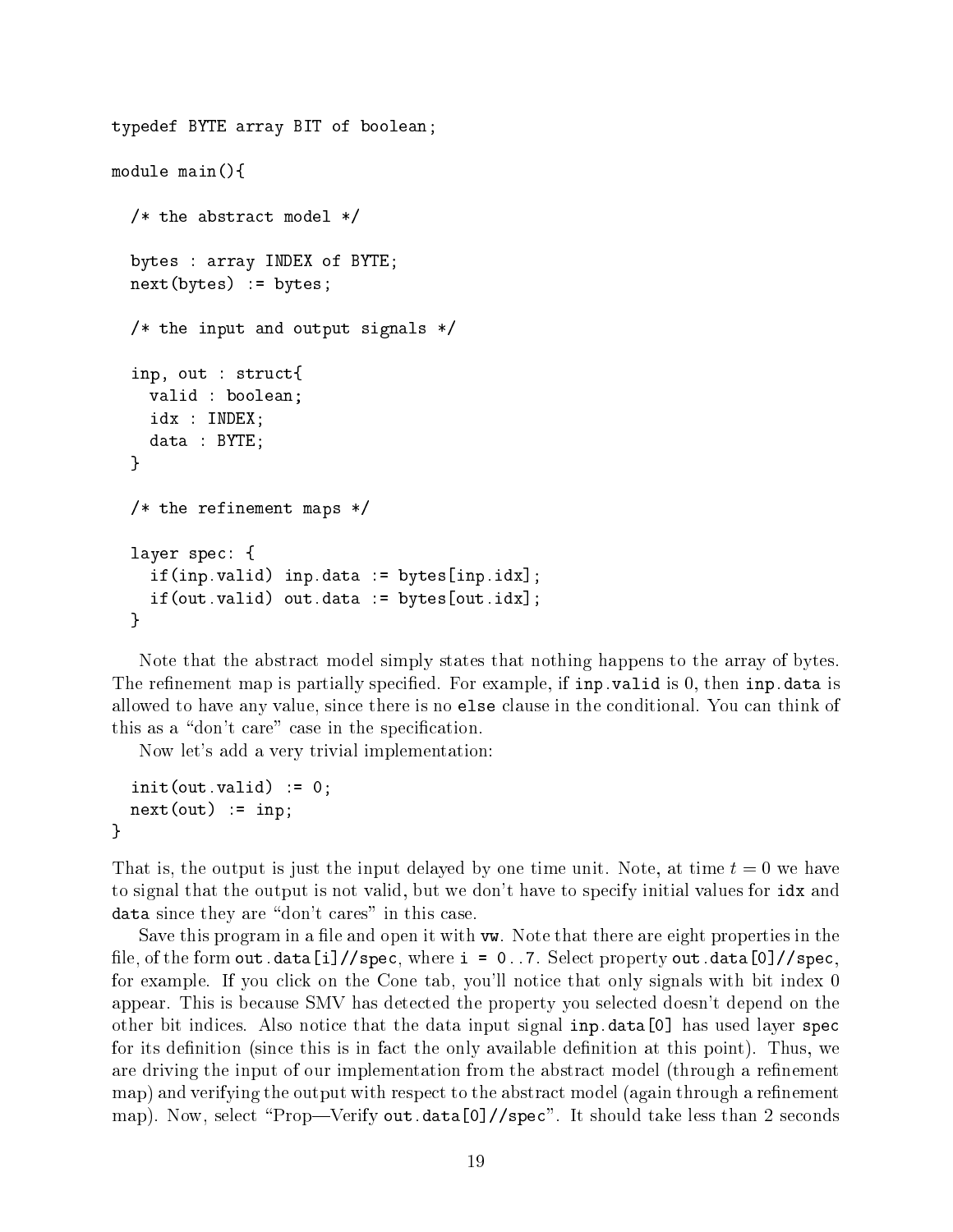```
typedef BYTE array BIT of boolean;

module main(){

  /* the abstract model */

  bytes : array INDEX of BYTE;
  next(bytes) := bytes;

  /* the input and output signals */

  inp, out : struct{
    valid : boolean;
    idx : INDEX;
    data : BYTE;
  }

  /* the refinement maps */

  layer spec: {
    if(inp.valid) inp.data := bytes[inp.idx];
    if(out.valid) out.data := bytes[out.idx];
  }
```

Note that the abstract model simply states that nothing happens to the array of bytes. The refinement map is partially specified. For example, if `inp.valid` is 0, then `inp.data` is allowed to have any value, since there is no `else` clause in the conditional. You can think of this as a "don't care" case in the specification.

Now let's add a very trivial implementation:

```
  init(out.valid) := 0;
  next(out) := inp;
}
```

That is, the output is just the input delayed by one time unit. Note, at time $t = 0$ we have to signal that the output is not valid, but we don't have to specify initial values for `idx` and `data` since they are "don't cares" in this case.

Save this program in a file and open it with `vw`. Note that there are eight properties in the file, of the form `out.data[i]//spec`, where `i = 0..7`. Select property `out.data[0]//spec`, for example. If you click on the Cone tab, you'll notice that only signals with bit index 0 appear. This is because SMV has detected the property you selected doesn't depend on the other bit indices. Also notice that the data input signal `inp.data[0]` has used layer `spec` for its definition (since this is in fact the only available definition at this point). Thus, we are driving the input of our implementation from the abstract model (through a refinement map) and verifying the output with respect to the abstract model (again through a refinement map). Now, select "Prop—Verify `out.data[0]//spec`". It should take less than 2 seconds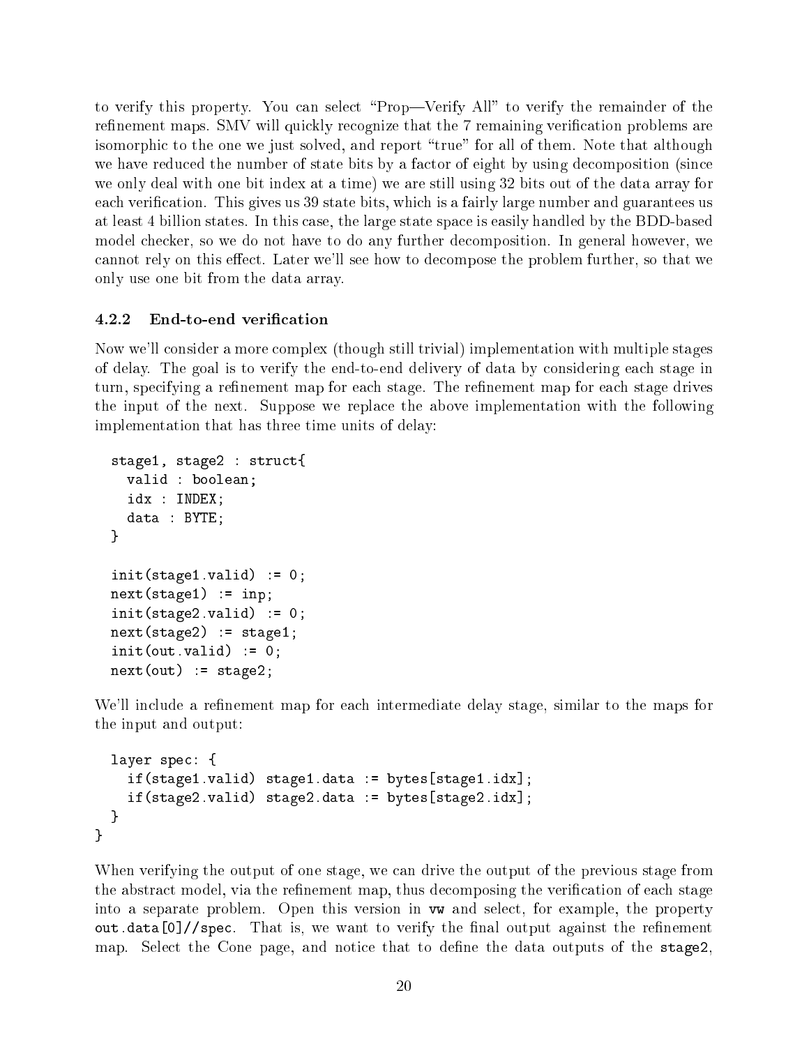to verify this property. You can select "Prop—Verify All" to verify the remainder of the refinement maps. SMV will quickly recognize that the 7 remaining verification problems are isomorphic to the one we just solved, and report "true" for all of them. Note that although we have reduced the number of state bits by a factor of eight by using decomposition (since we only deal with one bit index at a time) we are still using 32 bits out of the data array for each verification. This gives us 39 state bits, which is a fairly large number and guarantees us at least 4 billion states. In this case, the large state space is easily handled by the BDD-based model checker, so we do not have to do any further decomposition. In general however, we cannot rely on this effect. Later we'll see how to decompose the problem further, so that we only use one bit from the data array.

### 4.2.2 End-to-end verification

Now we'll consider a more complex (though still trivial) implementation with multiple stages of delay. The goal is to verify the end-to-end delivery of data by considering each stage in turn, specifying a refinement map for each stage. The refinement map for each stage drives the input of the next. Suppose we replace the above implementation with the following implementation that has three time units of delay:

```
  stage1, stage2 : struct{
    valid : boolean;
    idx : INDEX;
    data : BYTE;
  }

  init(stage1.valid) := 0;
  next(stage1) := inp;
  init(stage2.valid) := 0;
  next(stage2) := stage1;
  init(out.valid) := 0;
  next(out) := stage2;
```

We'll include a refinement map for each intermediate delay stage, similar to the maps for the input and output:

```
  layer spec: {
    if(stage1.valid) stage1.data := bytes[stage1.idx];
    if(stage2.valid) stage2.data := bytes[stage2.idx];
  }
}
```

When verifying the output of one stage, we can drive the output of the previous stage from the abstract model, via the refinement map, thus decomposing the verification of each stage into a separate problem. Open this version in `vw` and select, for example, the property `out.data[0]//spec`. That is, we want to verify the final output against the refinement map. Select the Cone page, and notice that to define the data outputs of the `stage2`,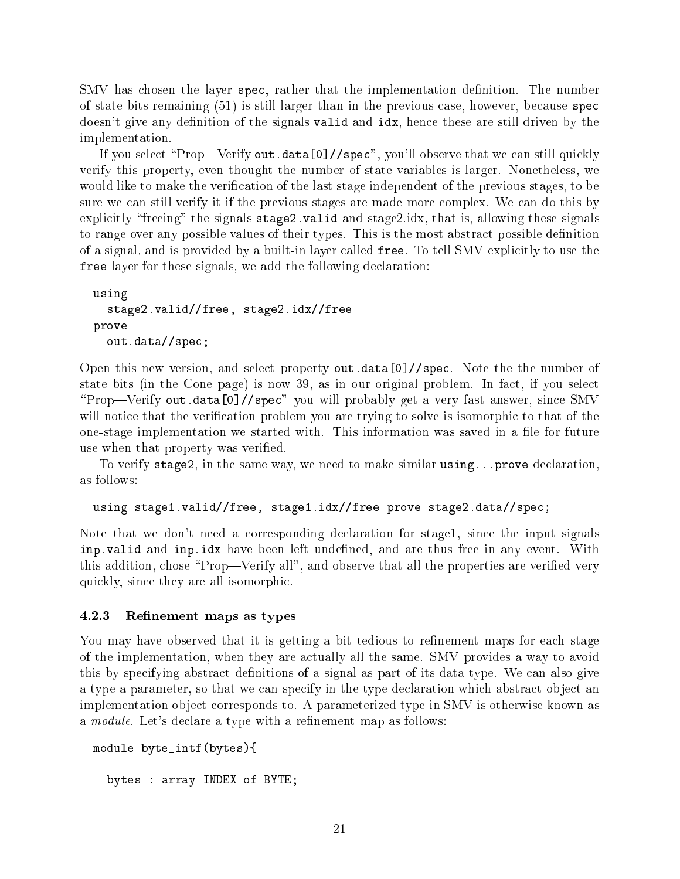SMV has chosen the layer `spec`, rather that the implementation definition. The number of state bits remaining (51) is still larger than in the previous case, however, because `spec` doesn't give any definition of the signals `valid` and `idx`, hence these are still driven by the implementation.

If you select "Prop—Verify `out.data[0]//spec`", you'll observe that we can still quickly verify this property, even thought the number of state variables is larger. Nonetheless, we would like to make the verification of the last stage independent of the previous stages, to be sure we can still verify it if the previous stages are made more complex. We can do this by explicitly "freeing" the signals `stage2.valid` and stage2.idx, that is, allowing these signals to range over any possible values of their types. This is the most abstract possible definition of a signal, and is provided by a built-in layer called `free`. To tell SMV explicitly to use the `free` layer for these signals, we add the following declaration:

```
using
  stage2.valid//free, stage2.idx//free
prove
  out.data//spec;
```

Open this new version, and select property `out.data[0]//spec`. Note the the number of state bits (in the Cone page) is now 39, as in our original problem. In fact, if you select "Prop—Verify `out.data[0]//spec`" you will probably get a very fast answer, since SMV will notice that the verification problem you are trying to solve is isomorphic to that of the one-stage implementation we started with. This information was saved in a file for future use when that property was verified.

To verify `stage2`, in the same way, we need to make similar `using...prove` declaration, as follows:

```
using stage1.valid//free, stage1.idx//free prove stage2.data//spec;
```

Note that we don't need a corresponding declaration for stage1, since the input signals `inp.valid` and `inp.idx` have been left undefined, and are thus free in any event. With this addition, chose "Prop—Verify all", and observe that all the properties are verified very quickly, since they are all isomorphic.

### 4.2.3 Refinement maps as types

You may have observed that it is getting a bit tedious to refinement maps for each stage of the implementation, when they are actually all the same. SMV provides a way to avoid this by specifying abstract definitions of a signal as part of its data type. We can also give a type a parameter, so that we can specify in the type declaration which abstract object an implementation object corresponds to. A parameterized type in SMV is otherwise known as a *module*. Let's declare a type with a refinement map as follows:

```
module byte_intf(bytes){

  bytes : array INDEX of BYTE;
```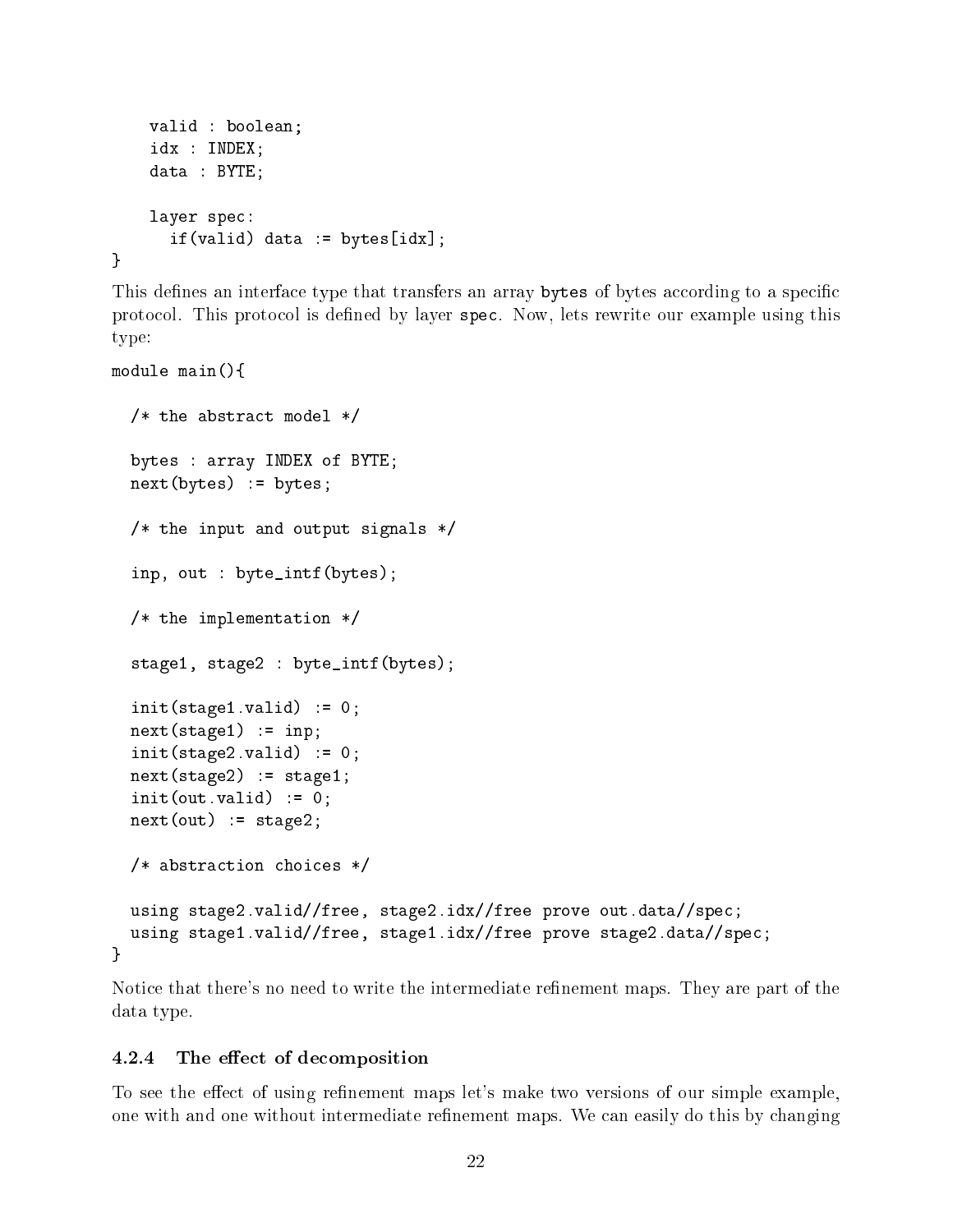```
    valid : boolean;
    idx : INDEX;
    data : BYTE;

    layer spec:
      if(valid) data := bytes[idx];
}
```

This defines an interface type that transfers an array `bytes` of bytes according to a specific protocol. This protocol is defined by layer `spec`. Now, lets rewrite our example using this type:

```
module main(){

  /* the abstract model */

  bytes : array INDEX of BYTE;
  next(bytes) := bytes;

  /* the input and output signals */

  inp, out : byte_intf(bytes);

  /* the implementation */

  stage1, stage2 : byte_intf(bytes);

  init(stage1.valid) := 0;
  next(stage1) := inp;
  init(stage2.valid) := 0;
  next(stage2) := stage1;
  init(out.valid) := 0;
  next(out) := stage2;

  /* abstraction choices */

  using stage2.valid//free, stage2.idx//free prove out.data//spec;
  using stage1.valid//free, stage1.idx//free prove stage2.data//spec;
}
```

Notice that there's no need to write the intermediate refinement maps. They are part of the data type.

### 4.2.4 The effect of decomposition

To see the effect of using refinement maps let's make two versions of our simple example, one with and one without intermediate refinement maps. We can easily do this by changing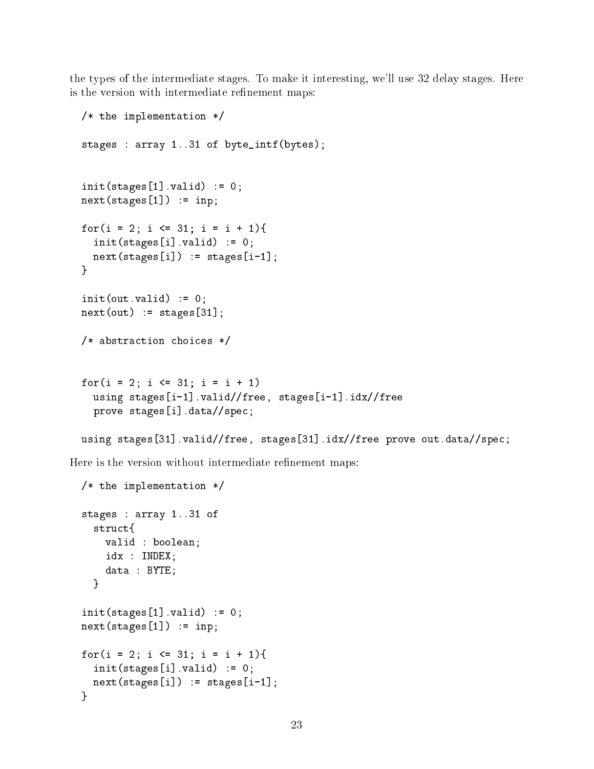the types of the intermediate stages. To make it interesting, we'll use 32 delay stages. Here is the version with intermediate refinement maps:

```
/* the implementation */

stages : array 1..31 of byte_intf(bytes);


init(stages[1].valid) := 0;
next(stages[1]) := inp;

for(i = 2; i <= 31; i = i + 1){
  init(stages[i].valid) := 0;
  next(stages[i]) := stages[i-1];
}

init(out.valid) := 0;
next(out) := stages[31];

/* abstraction choices */


for(i = 2; i <= 31; i = i + 1)
  using stages[i-1].valid//free, stages[i-1].idx//free
  prove stages[i].data//spec;

using stages[31].valid//free, stages[31].idx//free prove out.data//spec;
```

Here is the version without intermediate refinement maps:

```
/* the implementation */

stages : array 1..31 of
  struct{
    valid : boolean;
    idx : INDEX;
    data : BYTE;
  }

init(stages[1].valid) := 0;
next(stages[1]) := inp;

for(i = 2; i <= 31; i = i + 1){
  init(stages[i].valid) := 0;
  next(stages[i]) := stages[i-1];
}
```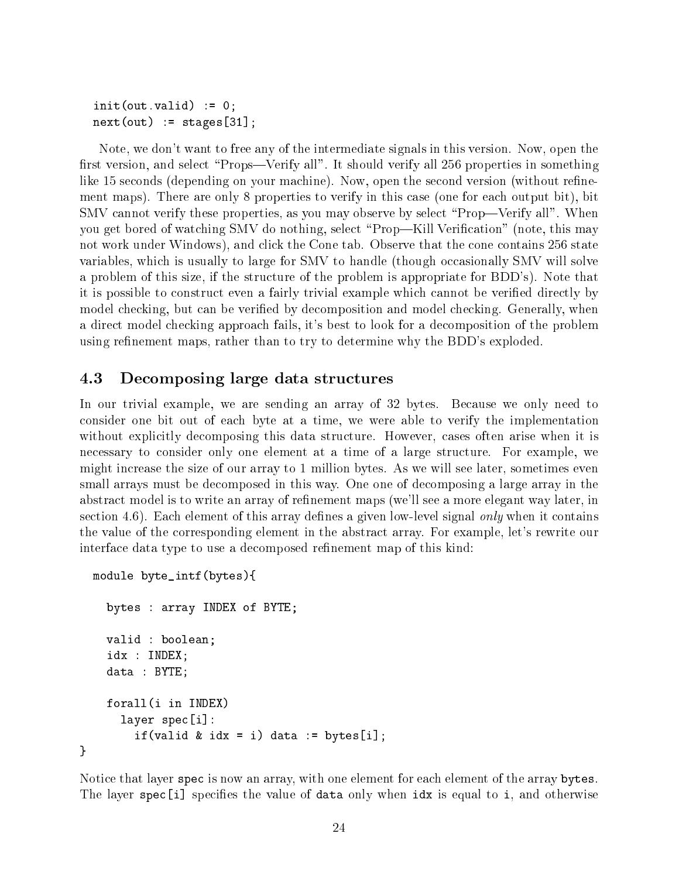```
  init(out.valid) := 0;
  next(out) := stages[31];
```

Note, we don't want to free any of the intermediate signals in this version. Now, open the first version, and select "Props—Verify all". It should verify all 256 properties in something like 15 seconds (depending on your machine). Now, open the second version (without refinement maps). There are only 8 properties to verify in this case (one for each output bit), bit SMV cannot verify these properties, as you may observe by select "Prop—Verify all". When you get bored of watching SMV do nothing, select "Prop—Kill Verification" (note, this may not work under Windows), and click the Cone tab. Observe that the cone contains 256 state variables, which is usually to large for SMV to handle (though occasionally SMV will solve a problem of this size, if the structure of the problem is appropriate for BDD's). Note that it is possible to construct even a fairly trivial example which cannot be verified directly by model checking, but can be verified by decomposition and model checking. Generally, when a direct model checking approach fails, it's best to look for a decomposition of the problem using refinement maps, rather than to try to determine why the BDD's exploded.

## 4.3 Decomposing large data structures

In our trivial example, we are sending an array of 32 bytes. Because we only need to consider one bit out of each byte at a time, we were able to verify the implementation without explicitly decomposing this data structure. However, cases often arise when it is necessary to consider only one element at a time of a large structure. For example, we might increase the size of our array to 1 million bytes. As we will see later, sometimes even small arrays must be decomposed in this way. One one of decomposing a large array in the abstract model is to write an array of refinement maps (we'll see a more elegant way later, in section 4.6). Each element of this array defines a given low-level signal *only* when it contains the value of the corresponding element in the abstract array. For example, let's rewrite our interface data type to use a decomposed refinement map of this kind:

```
  module byte_intf(bytes){

    bytes : array INDEX of BYTE;

    valid : boolean;
    idx : INDEX;
    data : BYTE;

    forall(i in INDEX)
      layer spec[i]:
        if(valid & idx = i) data := bytes[i];
}
```

Notice that layer `spec` is now an array, with one element for each element of the array `bytes`. The layer `spec[i]` specifies the value of `data` only when `idx` is equal to `i`, and otherwise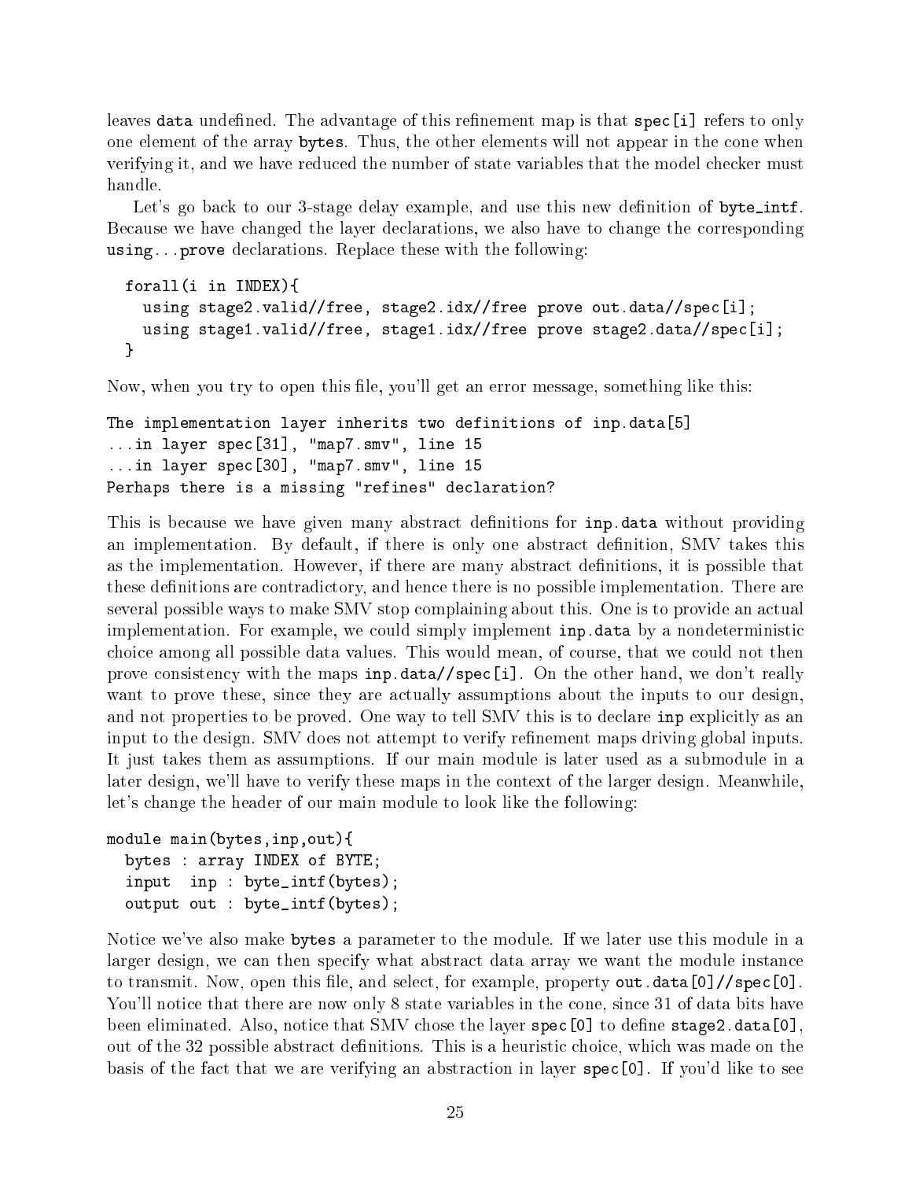leaves `data` undefined. The advantage of this refinement map is that `spec[i]` refers to only one element of the array `bytes`. Thus, the other elements will not appear in the cone when verifying it, and we have reduced the number of state variables that the model checker must handle.

Let's go back to our 3-stage delay example, and use this new definition of `byte_intf`. Because we have changed the layer declarations, we also have to change the corresponding `using...prove` declarations. Replace these with the following:

```
forall(i in INDEX){
  using stage2.valid//free, stage2.idx//free prove out.data//spec[i];
  using stage1.valid//free, stage1.idx//free prove stage2.data//spec[i];
}
```

Now, when you try to open this file, you'll get an error message, something like this:

```
The implementation layer inherits two definitions of inp.data[5]
...in layer spec[31], "map7.smv", line 15
...in layer spec[30], "map7.smv", line 15
Perhaps there is a missing "refines" declaration?
```

This is because we have given many abstract definitions for `inp.data` without providing an implementation. By default, if there is only one abstract definition, SMV takes this as the implementation. However, if there are many abstract definitions, it is possible that these definitions are contradictory, and hence there is no possible implementation. There are several possible ways to make SMV stop complaining about this. One is to provide an actual implementation. For example, we could simply implement `inp.data` by a nondeterministic choice among all possible data values. This would mean, of course, that we could not then prove consistency with the maps `inp.data//spec[i]`. On the other hand, we don't really want to prove these, since they are actually assumptions about the inputs to our design, and not properties to be proved. One way to tell SMV this is to declare `inp` explicitly as an input to the design. SMV does not attempt to verify refinement maps driving global inputs. It just takes them as assumptions. If our main module is later used as a submodule in a later design, we'll have to verify these maps in the context of the larger design. Meanwhile, let's change the header of our main module to look like the following:

```
module main(bytes,inp,out){
  bytes : array INDEX of BYTE;
  input  inp : byte_intf(bytes);
  output out : byte_intf(bytes);
```

Notice we've also make `bytes` a parameter to the module. If we later use this module in a larger design, we can then specify what abstract data array we want the module instance to transmit. Now, open this file, and select, for example, property `out.data[0]//spec[0]`. You'll notice that there are now only 8 state variables in the cone, since 31 of data bits have been eliminated. Also, notice that SMV chose the layer `spec[0]` to define `stage2.data[0]`, out of the 32 possible abstract definitions. This is a heuristic choice, which was made on the basis of the fact that we are verifying an abstraction in layer `spec[0]`. If you'd like to see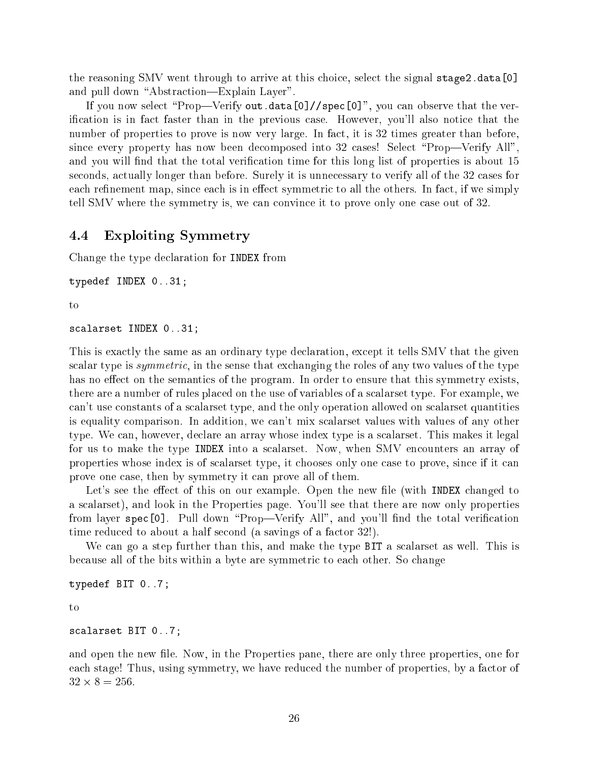the reasoning SMV went through to arrive at this choice, select the signal `stage2.data[0]` and pull down "Abstraction—Explain Layer".

If you now select "Prop—Verify `out.data[0]//spec[0]`", you can observe that the verification is in fact faster than in the previous case. However, you'll also notice that the number of properties to prove is now very large. In fact, it is 32 times greater than before, since every property has now been decomposed into 32 cases! Select "Prop—Verify All", and you will find that the total verification time for this long list of properties is about 15 seconds, actually longer than before. Surely it is unnecessary to verify all of the 32 cases for each refinement map, since each is in effect symmetric to all the others. In fact, if we simply tell SMV where the symmetry is, we can convince it to prove only one case out of 32.

## 4.4 Exploiting Symmetry

Change the type declaration for `INDEX` from

```
typedef INDEX 0..31;
```

to

```
scalarset INDEX 0..31;
```

This is exactly the same as an ordinary type declaration, except it tells SMV that the given scalar type is *symmetric*, in the sense that exchanging the roles of any two values of the type has no effect on the semantics of the program. In order to ensure that this symmetry exists, there are a number of rules placed on the use of variables of a scalarset type. For example, we can't use constants of a scalarset type, and the only operation allowed on scalarset quantities is equality comparison. In addition, we can't mix scalarset values with values of any other type. We can, however, declare an array whose index type is a scalarset. This makes it legal for us to make the type `INDEX` into a scalarset. Now, when SMV encounters an array of properties whose index is of scalarset type, it chooses only one case to prove, since if it can prove one case, then by symmetry it can prove all of them.

Let's see the effect of this on our example. Open the new file (with `INDEX` changed to a scalarset), and look in the Properties page. You'll see that there are now only properties from layer `spec[0]`. Pull down "Prop—Verify All", and you'll find the total verification time reduced to about a half second (a savings of a factor 32!).

We can go a step further than this, and make the type `BIT` a scalarset as well. This is because all of the bits within a byte are symmetric to each other. So change

```
typedef BIT 0..7;
```

to

```
scalarset BIT 0..7;
```

and open the new file. Now, in the Properties pane, there are only three properties, one for each stage! Thus, using symmetry, we have reduced the number of properties, by a factor of $32 \times 8 = 256$.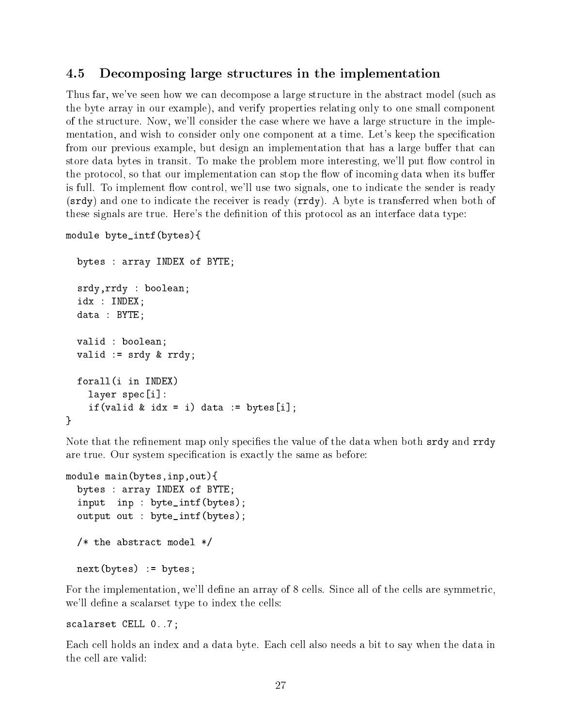## 4.5 Decomposing large structures in the implementation

Thus far, we've seen how we can decompose a large structure in the abstract model (such as the byte array in our example), and verify properties relating only to one small component of the structure. Now, we'll consider the case where we have a large structure in the implementation, and wish to consider only one component at a time. Let's keep the specification from our previous example, but design an implementation that has a large buffer that can store data bytes in transit. To make the problem more interesting, we'll put flow control in the protocol, so that our implementation can stop the flow of incoming data when its buffer is full. To implement flow control, we'll use two signals, one to indicate the sender is ready (`srdy`) and one to indicate the receiver is ready (`rrdy`). A byte is transferred when both of these signals are true. Here's the definition of this protocol as an interface data type:

```
module byte_intf(bytes){

  bytes : array INDEX of BYTE;

  srdy,rrdy : boolean;
  idx : INDEX;
  data : BYTE;

  valid : boolean;
  valid := srdy & rrdy;

  forall(i in INDEX)
    layer spec[i]:
    if(valid & idx = i) data := bytes[i];
}
```

Note that the refinement map only specifies the value of the data when both `srdy` and `rrdy` are true. Our system specification is exactly the same as before:

```
module main(bytes,inp,out){
  bytes : array INDEX of BYTE;
  input  inp : byte_intf(bytes);
  output out : byte_intf(bytes);

  /* the abstract model */

  next(bytes) := bytes;
```

For the implementation, we'll define an array of 8 cells. Since all of the cells are symmetric, we'll define a scalarset type to index the cells:

```
scalarset CELL 0..7;
```

Each cell holds an index and a data byte. Each cell also needs a bit to say when the data in the cell are valid: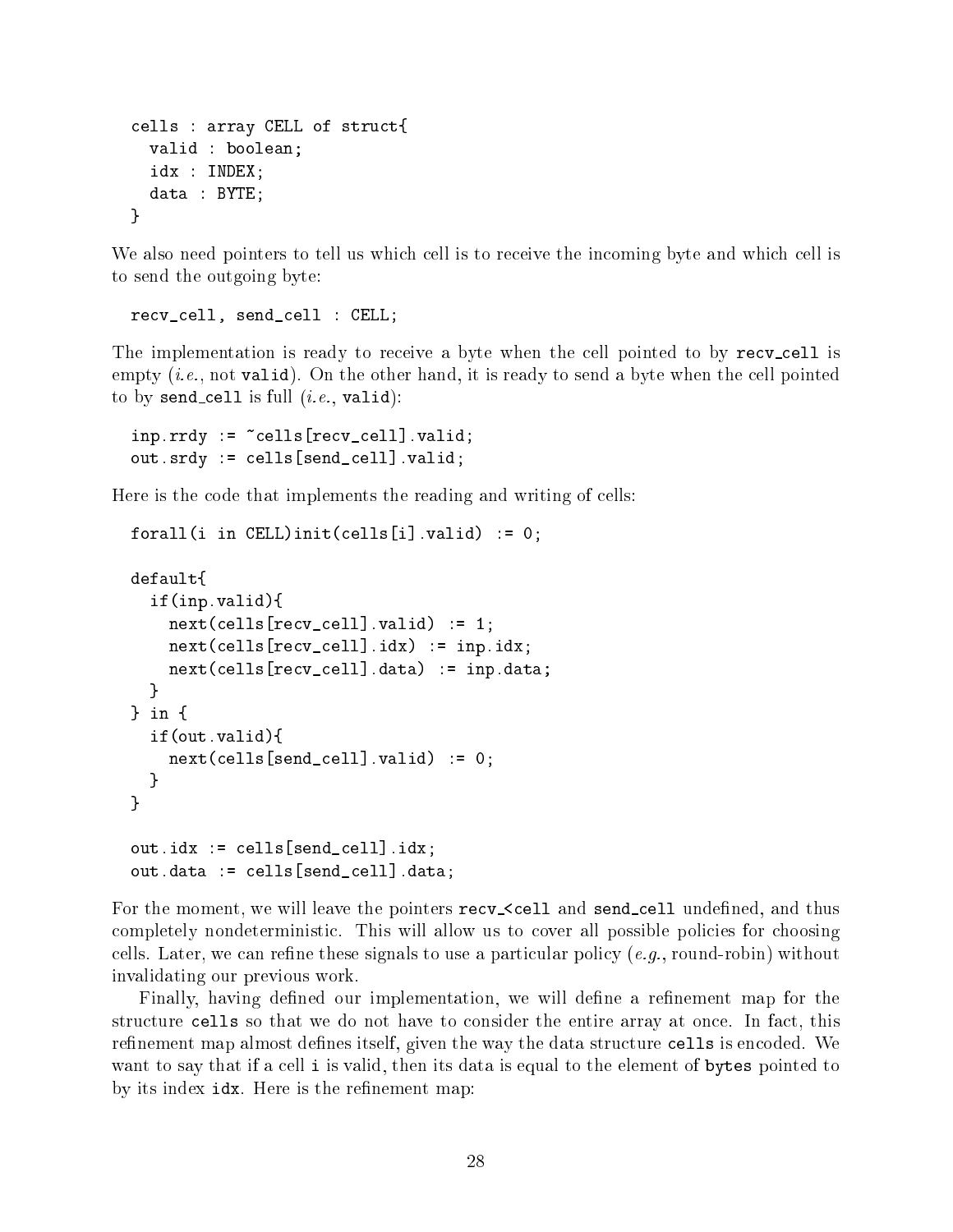```
cells : array CELL of struct{
  valid : boolean;
  idx : INDEX;
  data : BYTE;
}
```

We also need pointers to tell us which cell is to receive the incoming byte and which cell is to send the outgoing byte:

```
recv_cell, send_cell : CELL;
```

The implementation is ready to receive a byte when the cell pointed to by `recv_cell` is empty (*i.e.*, not `valid`). On the other hand, it is ready to send a byte when the cell pointed to by `send_cell` is full (*i.e.*, `valid`):

```
inp.rrdy := ~cells[recv_cell].valid;
out.srdy := cells[send_cell].valid;
```

Here is the code that implements the reading and writing of cells:

```
forall(i in CELL)init(cells[i].valid) := 0;

default{
  if(inp.valid){
    next(cells[recv_cell].valid) := 1;
    next(cells[recv_cell].idx) := inp.idx;
    next(cells[recv_cell].data) := inp.data;
  }
} in {
  if(out.valid){
    next(cells[send_cell].valid) := 0;
  }
}

out.idx := cells[send_cell].idx;
out.data := cells[send_cell].data;
```

For the moment, we will leave the pointers `recv_<cell` and `send_cell` undefined, and thus completely nondeterministic. This will allow us to cover all possible policies for choosing cells. Later, we can refine these signals to use a particular policy (*e.g.*, round-robin) without invalidating our previous work.

Finally, having defined our implementation, we will define a refinement map for the structure `cells` so that we do not have to consider the entire array at once. In fact, this refinement map almost defines itself, given the way the data structure `cells` is encoded. We want to say that if a cell `i` is valid, then its data is equal to the element of `bytes` pointed to by its index `idx`. Here is the refinement map: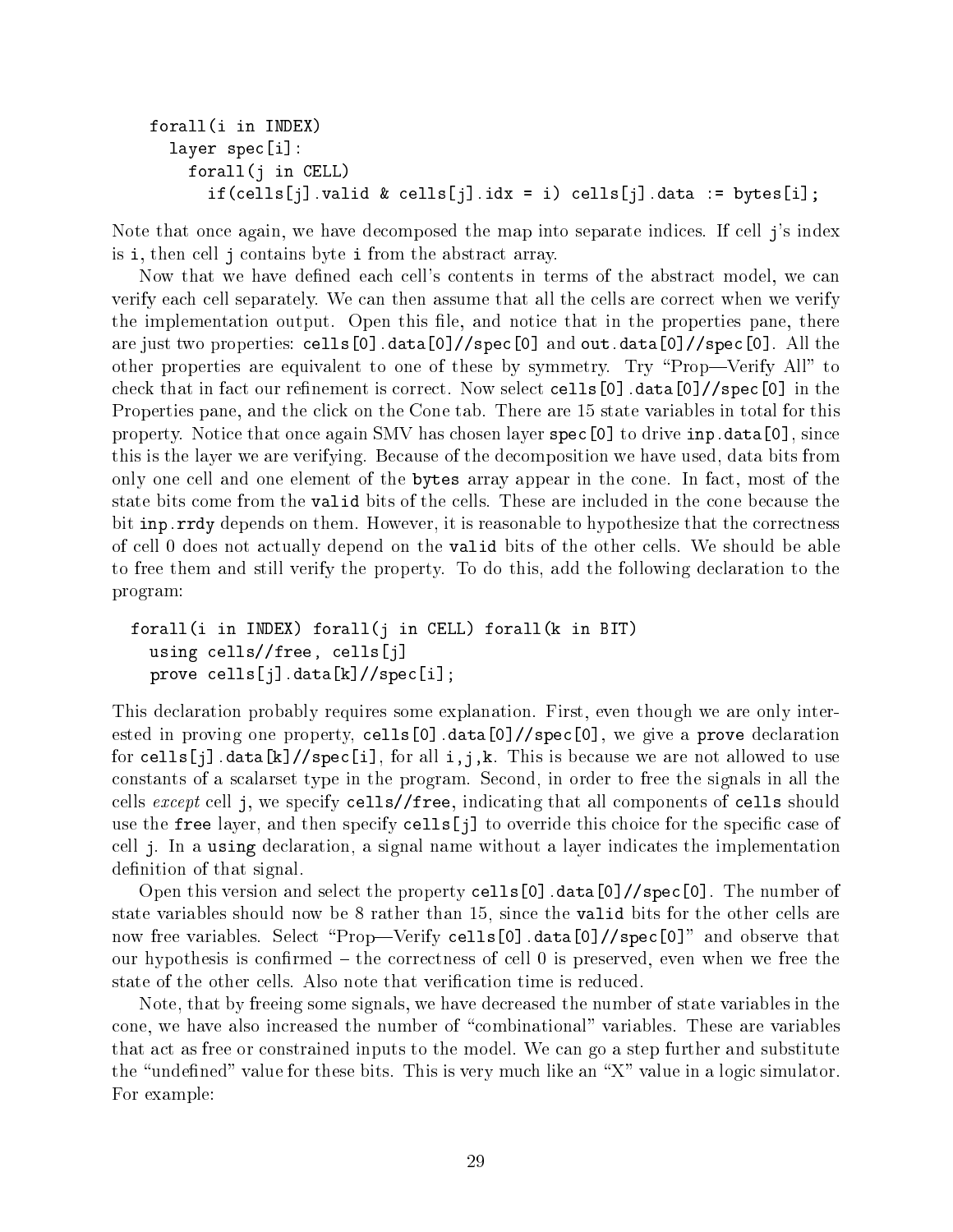```
forall(i in INDEX)
  layer spec[i]:
    forall(j in CELL)
      if(cells[j].valid & cells[j].idx = i) cells[j].data := bytes[i];
```

Note that once again, we have decomposed the map into separate indices. If cell `j`'s index is `i`, then cell `j` contains byte `i` from the abstract array.

Now that we have defined each cell's contents in terms of the abstract model, we can verify each cell separately. We can then assume that all the cells are correct when we verify the implementation output. Open this file, and notice that in the properties pane, there are just two properties: `cells[0].data[0]//spec[0]` and `out.data[0]//spec[0]`. All the other properties are equivalent to one of these by symmetry. Try "Prop—Verify All" to check that in fact our refinement is correct. Now select `cells[0].data[0]//spec[0]` in the Properties pane, and the click on the Cone tab. There are 15 state variables in total for this property. Notice that once again SMV has chosen layer `spec[0]` to drive `inp.data[0]`, since this is the layer we are verifying. Because of the decomposition we have used, data bits from only one cell and one element of the `bytes` array appear in the cone. In fact, most of the state bits come from the `valid` bits of the cells. These are included in the cone because the bit `inp.rrdy` depends on them. However, it is reasonable to hypothesize that the correctness of cell 0 does not actually depend on the `valid` bits of the other cells. We should be able to free them and still verify the property. To do this, add the following declaration to the program:

```
forall(i in INDEX) forall(j in CELL) forall(k in BIT)
  using cells//free, cells[j]
  prove cells[j].data[k]//spec[i];
```

This declaration probably requires some explanation. First, even though we are only interested in proving one property, `cells[0].data[0]//spec[0]`, we give a `prove` declaration for `cells[j].data[k]//spec[i]`, for all `i`,`j`,`k`. This is because we are not allowed to use constants of a scalarset type in the program. Second, in order to free the signals in all the cells *except* cell `j`, we specify `cells//free`, indicating that all components of `cells` should use the `free` layer, and then specify `cells[j]` to override this choice for the specific case of cell `j`. In a `using` declaration, a signal name without a layer indicates the implementation definition of that signal.

Open this version and select the property `cells[0].data[0]//spec[0]`. The number of state variables should now be 8 rather than 15, since the `valid` bits for the other cells are now free variables. Select "Prop—Verify `cells[0].data[0]//spec[0]`" and observe that our hypothesis is confirmed – the correctness of cell 0 is preserved, even when we free the state of the other cells. Also note that verification time is reduced.

Note, that by freeing some signals, we have decreased the number of state variables in the cone, we have also increased the number of "combinational" variables. These are variables that act as free or constrained inputs to the model. We can go a step further and substitute the "undefined" value for these bits. This is very much like an "X" value in a logic simulator. For example: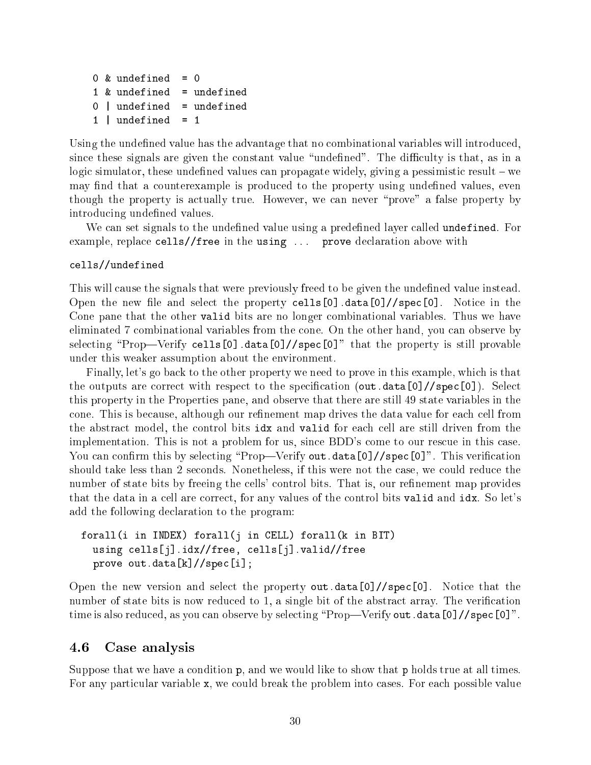```
0 & undefined  = 0
1 & undefined  = undefined
0 | undefined  = undefined
1 | undefined  = 1
```

Using the undefined value has the advantage that no combinational variables will introduced, since these signals are given the constant value "undefined". The difficulty is that, as in a logic simulator, these undefined values can propagate widely, giving a pessimistic result – we may find that a counterexample is produced to the property using undefined values, even though the property is actually true. However, we can never "prove" a false property by introducing undefined values.

We can set signals to the undefined value using a predefined layer called `undefined`. For example, replace `cells//free` in the `using ... prove` declaration above with

```
cells//undefined
```

This will cause the signals that were previously freed to be given the undefined value instead. Open the new file and select the property `cells[0].data[0]//spec[0]`. Notice in the Cone pane that the other `valid` bits are no longer combinational variables. Thus we have eliminated 7 combinational variables from the cone. On the other hand, you can observe by selecting "Prop—Verify `cells[0].data[0]//spec[0]`" that the property is still provable under this weaker assumption about the environment.

Finally, let's go back to the other property we need to prove in this example, which is that the outputs are correct with respect to the specification (`out.data[0]//spec[0]`). Select this property in the Properties pane, and observe that there are still 49 state variables in the cone. This is because, although our refinement map drives the data value for each cell from the abstract model, the control bits `idx` and `valid` for each cell are still driven from the implementation. This is not a problem for us, since BDD's come to our rescue in this case. You can confirm this by selecting "Prop—Verify `out.data[0]//spec[0]`". This verification should take less than 2 seconds. Nonetheless, if this were not the case, we could reduce the number of state bits by freeing the cells' control bits. That is, our refinement map provides that the data in a cell are correct, for any values of the control bits `valid` and `idx`. So let's add the following declaration to the program:

```
forall(i in INDEX) forall(j in CELL) forall(k in BIT)
  using cells[j].idx//free, cells[j].valid//free
  prove out.data[k]//spec[i];
```

Open the new version and select the property `out.data[0]//spec[0]`. Notice that the number of state bits is now reduced to 1, a single bit of the abstract array. The verification time is also reduced, as you can observe by selecting "Prop—Verify `out.data[0]//spec[0]`".

### 4.6 Case analysis

Suppose that we have a condition `p`, and we would like to show that `p` holds true at all times. For any particular variable `x`, we could break the problem into cases. For each possible value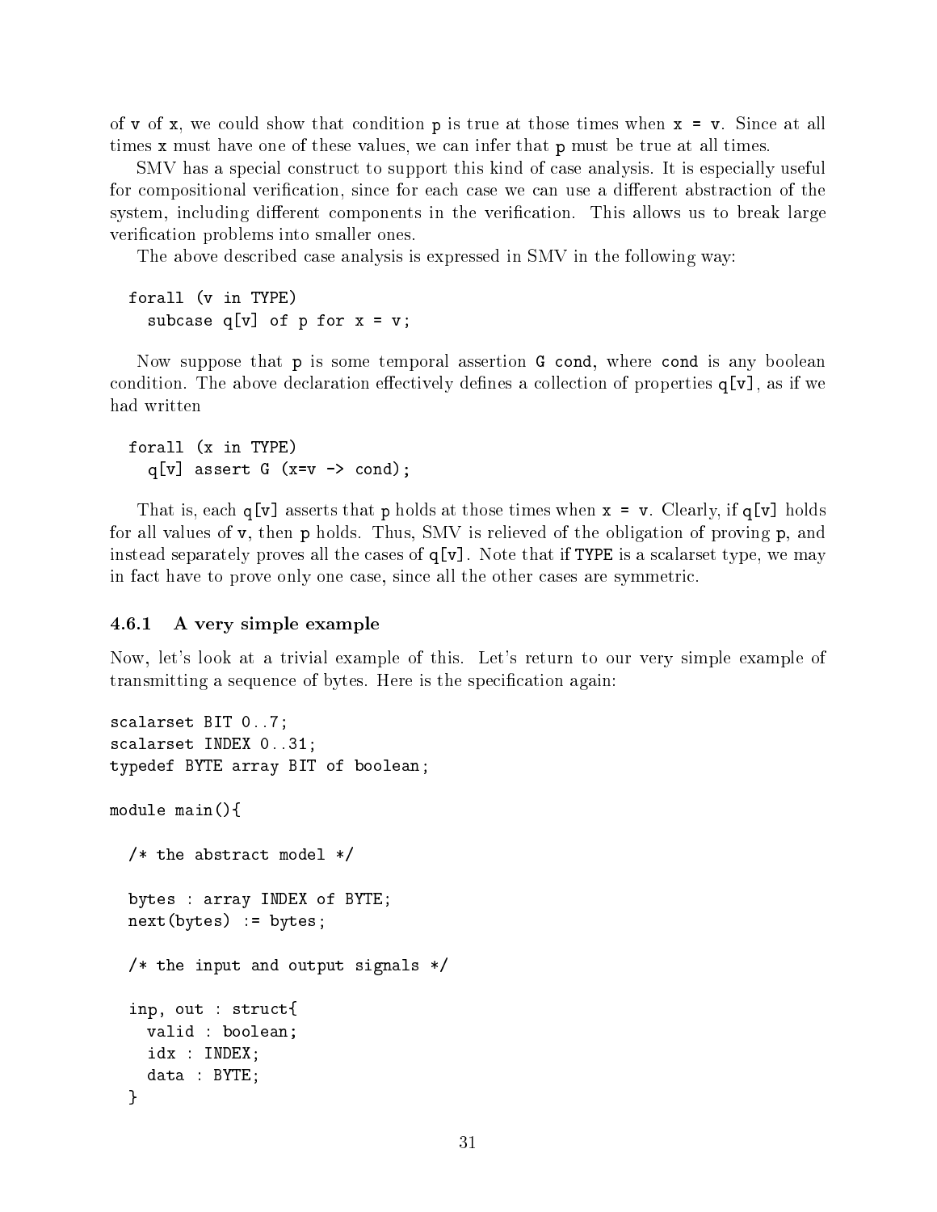of `v` of `x`, we could show that condition `p` is true at those times when `x = v`. Since at all times `x` must have one of these values, we can infer that `p` must be true at all times.

SMV has a special construct to support this kind of case analysis. It is especially useful for compositional verification, since for each case we can use a different abstraction of the system, including different components in the verification. This allows us to break large verification problems into smaller ones.

The above described case analysis is expressed in SMV in the following way:

```
  forall (v in TYPE)
    subcase q[v] of p for x = v;
```

Now suppose that `p` is some temporal assertion `G cond`, where `cond` is any boolean condition. The above declaration effectively defines a collection of properties `q[v]`, as if we had written

```
  forall (x in TYPE)
    q[v] assert G (x=v -> cond);
```

That is, each `q[v]` asserts that `p` holds at those times when `x = v`. Clearly, if `q[v]` holds for all values of `v`, then `p` holds. Thus, SMV is relieved of the obligation of proving `p`, and instead separately proves all the cases of `q[v]`. Note that if `TYPE` is a scalarset type, we may in fact have to prove only one case, since all the other cases are symmetric.

### 4.6.1 A very simple example

Now, let's look at a trivial example of this. Let's return to our very simple example of transmitting a sequence of bytes. Here is the specification again:

```
scalarset BIT 0..7;
scalarset INDEX 0..31;
typedef BYTE array BIT of boolean;

module main(){

  /* the abstract model */

  bytes : array INDEX of BYTE;
  next(bytes) := bytes;

  /* the input and output signals */

  inp, out : struct{
    valid : boolean;
    idx : INDEX;
    data : BYTE;
  }
```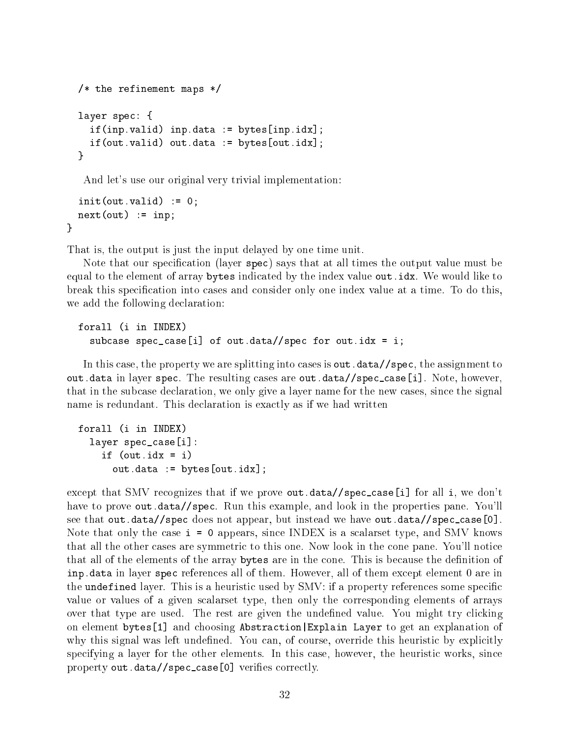```
  /* the refinement maps */

  layer spec: {
    if(inp.valid) inp.data := bytes[inp.idx];
    if(out.valid) out.data := bytes[out.idx];
  }
```

And let's use our original very trivial implementation:

```
  init(out.valid) := 0;
  next(out) := inp;
}
```

That is, the output is just the input delayed by one time unit.

Note that our specification (layer `spec`) says that at all times the output value must be equal to the element of array `bytes` indicated by the index value `out.idx`. We would like to break this specification into cases and consider only one index value at a time. To do this, we add the following declaration:

```
  forall (i in INDEX)
    subcase spec_case[i] of out.data//spec for out.idx = i;
```

In this case, the property we are splitting into cases is `out.data//spec`, the assignment to `out.data` in layer `spec`. The resulting cases are `out.data//spec_case[i]`. Note, however, that in the subcase declaration, we only give a layer name for the new cases, since the signal name is redundant. This declaration is exactly as if we had written

```
  forall (i in INDEX)
    layer spec_case[i]:
      if (out.idx = i)
        out.data := bytes[out.idx];
```

except that SMV recognizes that if we prove `out.data//spec_case[i]` for all `i`, we don't have to prove `out.data//spec`. Run this example, and look in the properties pane. You'll see that `out.data//spec` does not appear, but instead we have `out.data//spec_case[0]`. Note that only the case `i = 0` appears, since INDEX is a scalarset type, and SMV knows that all the other cases are symmetric to this one. Now look in the cone pane. You'll notice that all of the elements of the array `bytes` are in the cone. This is because the definition of `inp.data` in layer `spec` references all of them. However, all of them except element 0 are in the `undefined` layer. This is a heuristic used by SMV: if a property references some specific value or values of a given scalarset type, then only the corresponding elements of arrays over that type are used. The rest are given the undefined value. You might try clicking on element `bytes[1]` and choosing `Abstraction|Explain Layer` to get an explanation of why this signal was left undefined. You can, of course, override this heuristic by explicitly specifying a layer for the other elements. In this case, however, the heuristic works, since property `out.data//spec_case[0]` verifies correctly.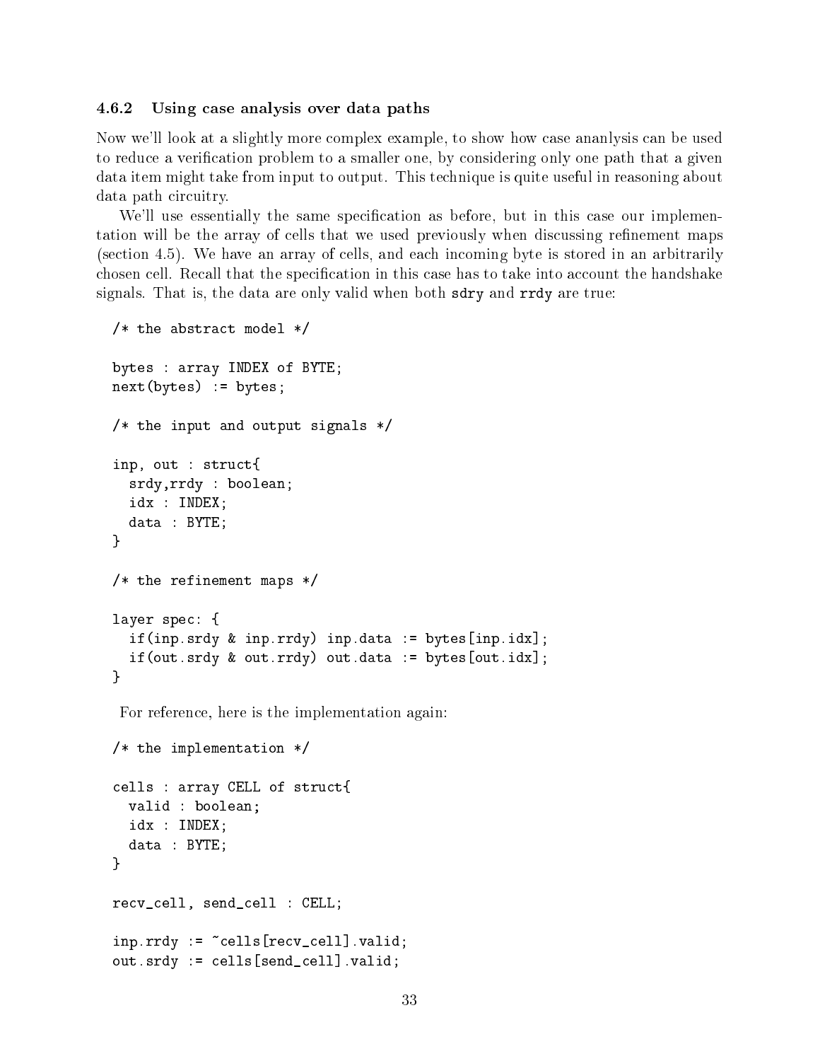### 4.6.2 Using case analysis over data paths

Now we'll look at a slightly more complex example, to show how case ananlysis can be used to reduce a verification problem to a smaller one, by considering only one path that a given data item might take from input to output. This technique is quite useful in reasoning about data path circuitry.

We'll use essentially the same specification as before, but in this case our implementation will be the array of cells that we used previously when discussing refinement maps (section 4.5). We have an array of cells, and each incoming byte is stored in an arbitrarily chosen cell. Recall that the specification in this case has to take into account the handshake signals. That is, the data are only valid when both `sdry` and `rrdy` are true:

```
/* the abstract model */

bytes : array INDEX of BYTE;
next(bytes) := bytes;

/* the input and output signals */

inp, out : struct{
  srdy,rrdy : boolean;
  idx : INDEX;
  data : BYTE;
}

/* the refinement maps */

layer spec: {
  if(inp.srdy & inp.rrdy) inp.data := bytes[inp.idx];
  if(out.srdy & out.rrdy) out.data := bytes[out.idx];
}
```

For reference, here is the implementation again:

```
/* the implementation */

cells : array CELL of struct{
  valid : boolean;
  idx : INDEX;
  data : BYTE;
}

recv_cell, send_cell : CELL;

inp.rrdy := ~cells[recv_cell].valid;
out.srdy := cells[send_cell].valid;
```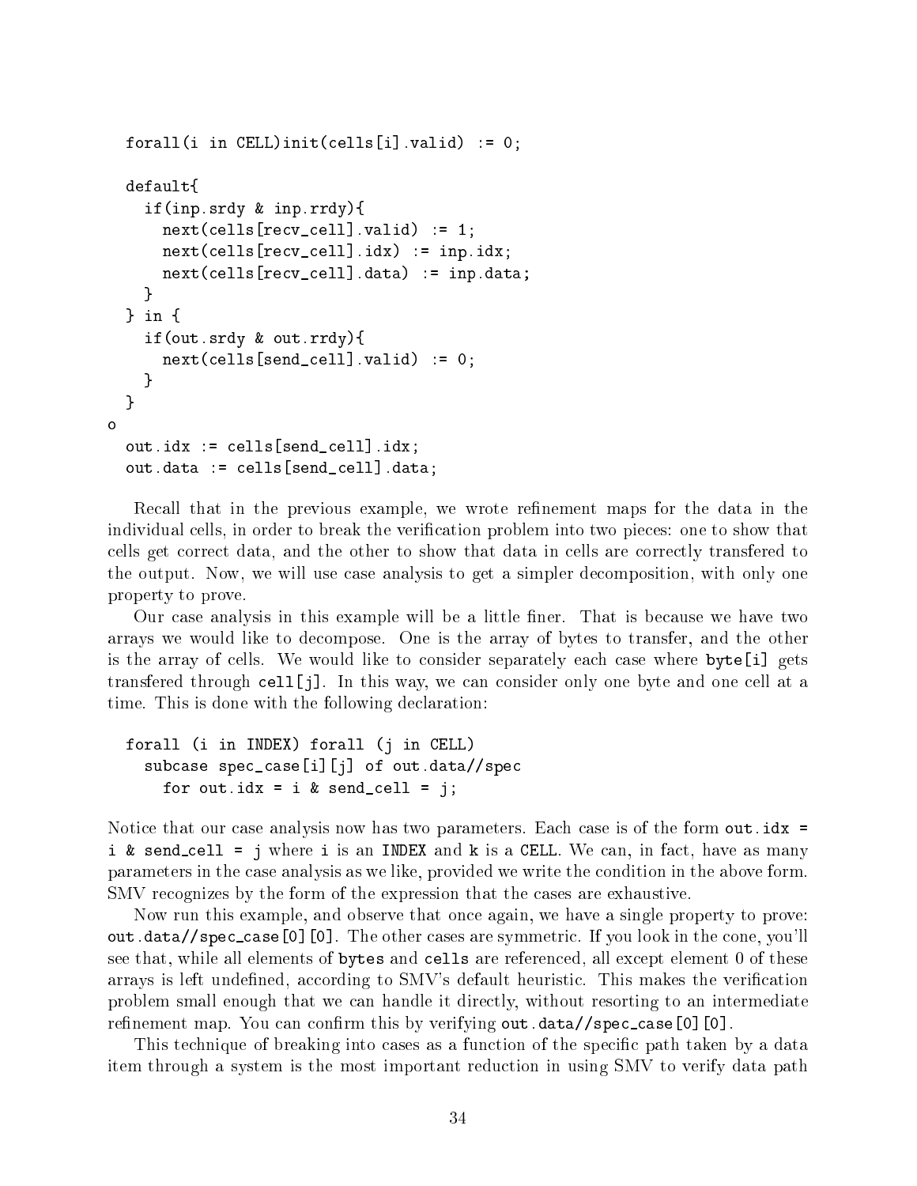```
  forall(i in CELL)init(cells[i].valid) := 0;

  default{
    if(inp.srdy & inp.rrdy){
      next(cells[recv_cell].valid) := 1;
      next(cells[recv_cell].idx) := inp.idx;
      next(cells[recv_cell].data) := inp.data;
    }
  } in {
    if(out.srdy & out.rrdy){
      next(cells[send_cell].valid) := 0;
    }
  }
o
  out.idx := cells[send_cell].idx;
  out.data := cells[send_cell].data;
```

Recall that in the previous example, we wrote refinement maps for the data in the individual cells, in order to break the verification problem into two pieces: one to show that cells get correct data, and the other to show that data in cells are correctly transfered to the output. Now, we will use case analysis to get a simpler decomposition, with only one property to prove.

Our case analysis in this example will be a little finer. That is because we have two arrays we would like to decompose. One is the array of bytes to transfer, and the other is the array of cells. We would like to consider separately each case where `byte[i]` gets transfered through `cell[j]`. In this way, we can consider only one byte and one cell at a time. This is done with the following declaration:

```
  forall (i in INDEX) forall (j in CELL)
    subcase spec_case[i][j] of out.data//spec
      for out.idx = i & send_cell = j;
```

Notice that our case analysis now has two parameters. Each case is of the form `out.idx = i & send_cell = j` where `i` is an `INDEX` and `k` is a `CELL`. We can, in fact, have as many parameters in the case analysis as we like, provided we write the condition in the above form. SMV recognizes by the form of the expression that the cases are exhaustive.

Now run this example, and observe that once again, we have a single property to prove: `out.data//spec_case[0][0]`. The other cases are symmetric. If you look in the cone, you'll see that, while all elements of `bytes` and `cells` are referenced, all except element 0 of these arrays is left undefined, according to SMV's default heuristic. This makes the verification problem small enough that we can handle it directly, without resorting to an intermediate refinement map. You can confirm this by verifying `out.data//spec_case[0][0]`.

This technique of breaking into cases as a function of the specific path taken by a data item through a system is the most important reduction in using SMV to verify data path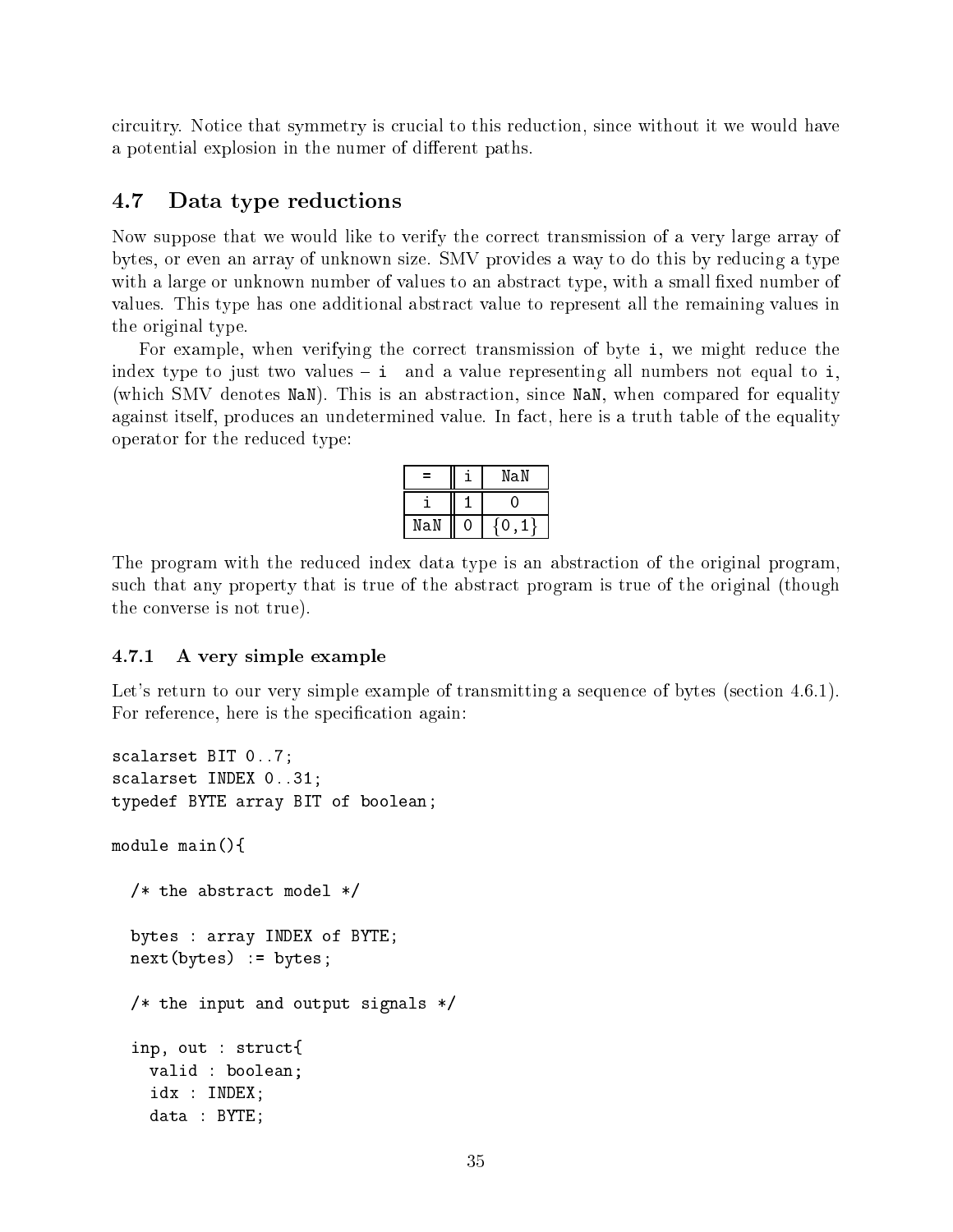circuitry. Notice that symmetry is crucial to this reduction, since without it we would have a potential explosion in the numer of different paths.

## 4.7 Data type reductions

Now suppose that we would like to verify the correct transmission of a very large array of bytes, or even an array of unknown size. SMV provides a way to do this by reducing a type with a large or unknown number of values to an abstract type, with a small fixed number of values. This type has one additional abstract value to represent all the remaining values in the original type.

For example, when verifying the correct transmission of byte `i`, we might reduce the index type to just two values – `i` and a value representing all numbers not equal to `i`, (which SMV denotes `NaN`). This is an abstraction, since `NaN`, when compared for equality against itself, produces an undetermined value. In fact, here is a truth table of the equality operator for the reduced type:

| = | i | NaN |
|---|---|---|
| i | 1 | 0 |
| NaN | 0 | {0,1} |

The program with the reduced index data type is an abstraction of the original program, such that any property that is true of the abstract program is true of the original (though the converse is not true).

### 4.7.1 A very simple example

Let's return to our very simple example of transmitting a sequence of bytes (section 4.6.1). For reference, here is the specification again:

```
scalarset BIT 0..7;
scalarset INDEX 0..31;
typedef BYTE array BIT of boolean;

module main(){

  /* the abstract model */

  bytes : array INDEX of BYTE;
  next(bytes) := bytes;

  /* the input and output signals */

  inp, out : struct{
    valid : boolean;
    idx : INDEX;
    data : BYTE;
```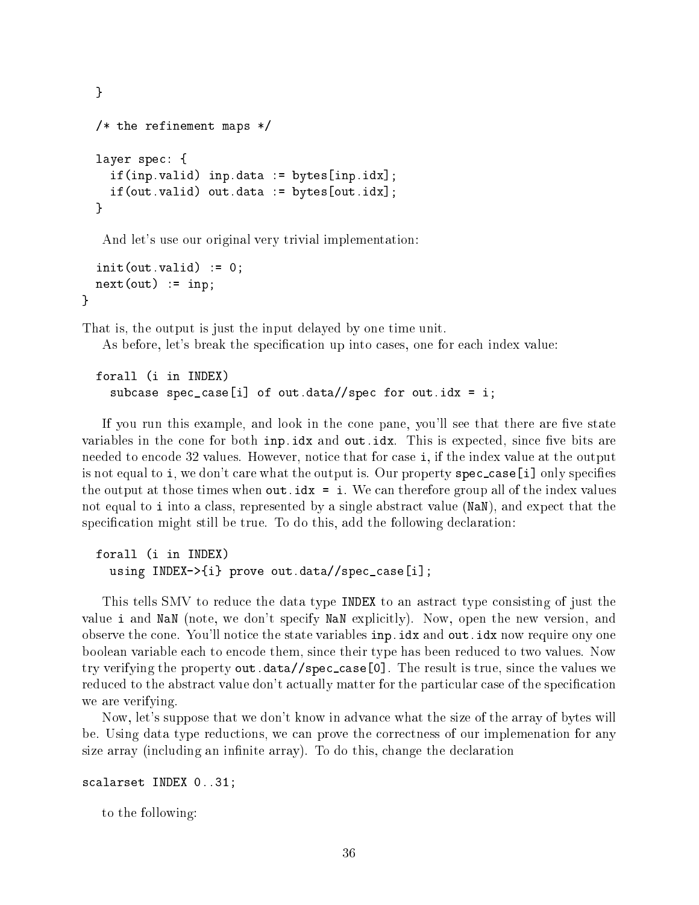```
  }

  /* the refinement maps */

  layer spec: {
    if(inp.valid) inp.data := bytes[inp.idx];
    if(out.valid) out.data := bytes[out.idx];
  }
```

And let's use our original very trivial implementation:

```
  init(out.valid) := 0;
  next(out) := inp;
}
```

That is, the output is just the input delayed by one time unit.

As before, let's break the specification up into cases, one for each index value:

```
  forall (i in INDEX)
    subcase spec_case[i] of out.data//spec for out.idx = i;
```

If you run this example, and look in the cone pane, you'll see that there are five state variables in the cone for both `inp.idx` and `out.idx`. This is expected, since five bits are needed to encode 32 values. However, notice that for case `i`, if the index value at the output is not equal to `i`, we don't care what the output is. Our property `spec_case[i]` only specifies the output at those times when `out.idx = i`. We can therefore group all of the index values not equal to `i` into a class, represented by a single abstract value (`NaN`), and expect that the specification might still be true. To do this, add the following declaration:

```
  forall (i in INDEX)
    using INDEX->{i} prove out.data//spec_case[i];
```

This tells SMV to reduce the data type `INDEX` to an astract type consisting of just the value `i` and `NaN` (note, we don't specify `NaN` explicitly). Now, open the new version, and observe the cone. You'll notice the state variables `inp.idx` and `out.idx` now require ony one boolean variable each to encode them, since their type has been reduced to two values. Now try verifying the property `out.data//spec_case[0]`. The result is true, since the values we reduced to the abstract value don't actually matter for the particular case of the specification we are verifying.

Now, let's suppose that we don't know in advance what the size of the array of bytes will be. Using data type reductions, we can prove the correctness of our implemenation for any size array (including an infinite array). To do this, change the declaration

```
scalarset INDEX 0..31;
```

to the following: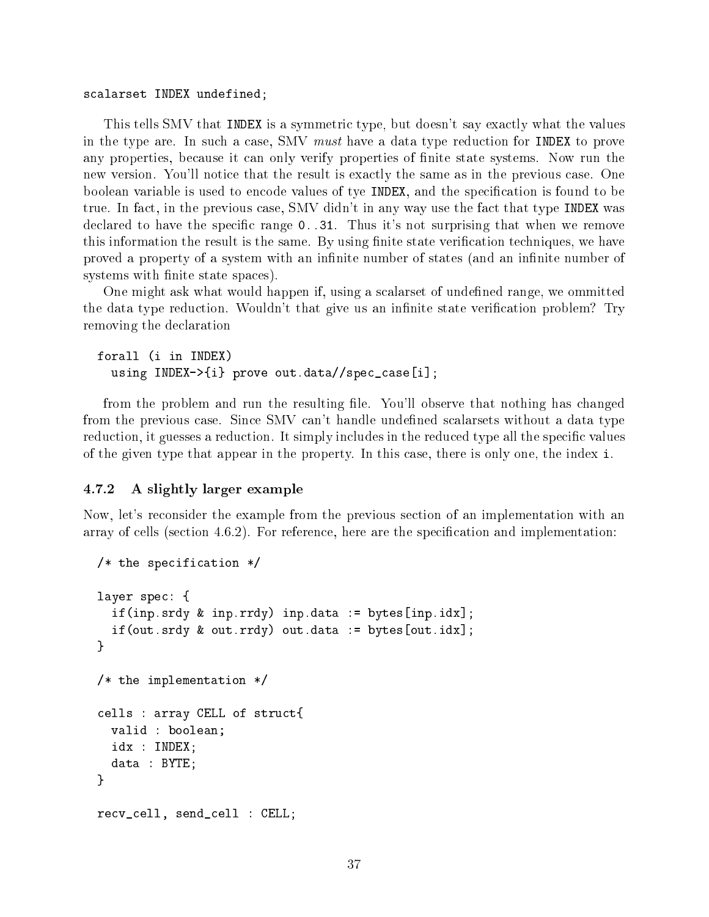```
scalarset INDEX undefined;
```

This tells SMV that `INDEX` is a symmetric type, but doesn't say exactly what the values in the type are. In such a case, SMV *must* have a data type reduction for `INDEX` to prove any properties, because it can only verify properties of finite state systems. Now run the new version. You'll notice that the result is exactly the same as in the previous case. One boolean variable is used to encode values of tye `INDEX`, and the specification is found to be true. In fact, in the previous case, SMV didn't in any way use the fact that type `INDEX` was declared to have the specific range `0..31`. Thus it's not surprising that when we remove this information the result is the same. By using finite state verification techniques, we have proved a property of a system with an infinite number of states (and an infinite number of systems with finite state spaces).

One might ask what would happen if, using a scalarset of undefined range, we ommitted the data type reduction. Wouldn't that give us an infinite state verification problem? Try removing the declaration

```
forall (i in INDEX)
  using INDEX->{i} prove out.data//spec_case[i];
```

from the problem and run the resulting file. You'll observe that nothing has changed from the previous case. Since SMV can't handle undefined scalarsets without a data type reduction, it guesses a reduction. It simply includes in the reduced type all the specific values of the given type that appear in the property. In this case, there is only one, the index `i`.

### 4.7.2 A slightly larger example

Now, let's reconsider the example from the previous section of an implementation with an array of cells (section 4.6.2). For reference, here are the specification and implementation:

```
/* the specification */

layer spec: {
  if(inp.srdy & inp.rrdy) inp.data := bytes[inp.idx];
  if(out.srdy & out.rrdy) out.data := bytes[out.idx];
}

/* the implementation */

cells : array CELL of struct{
  valid : boolean;
  idx : INDEX;
  data : BYTE;
}

recv_cell, send_cell : CELL;
```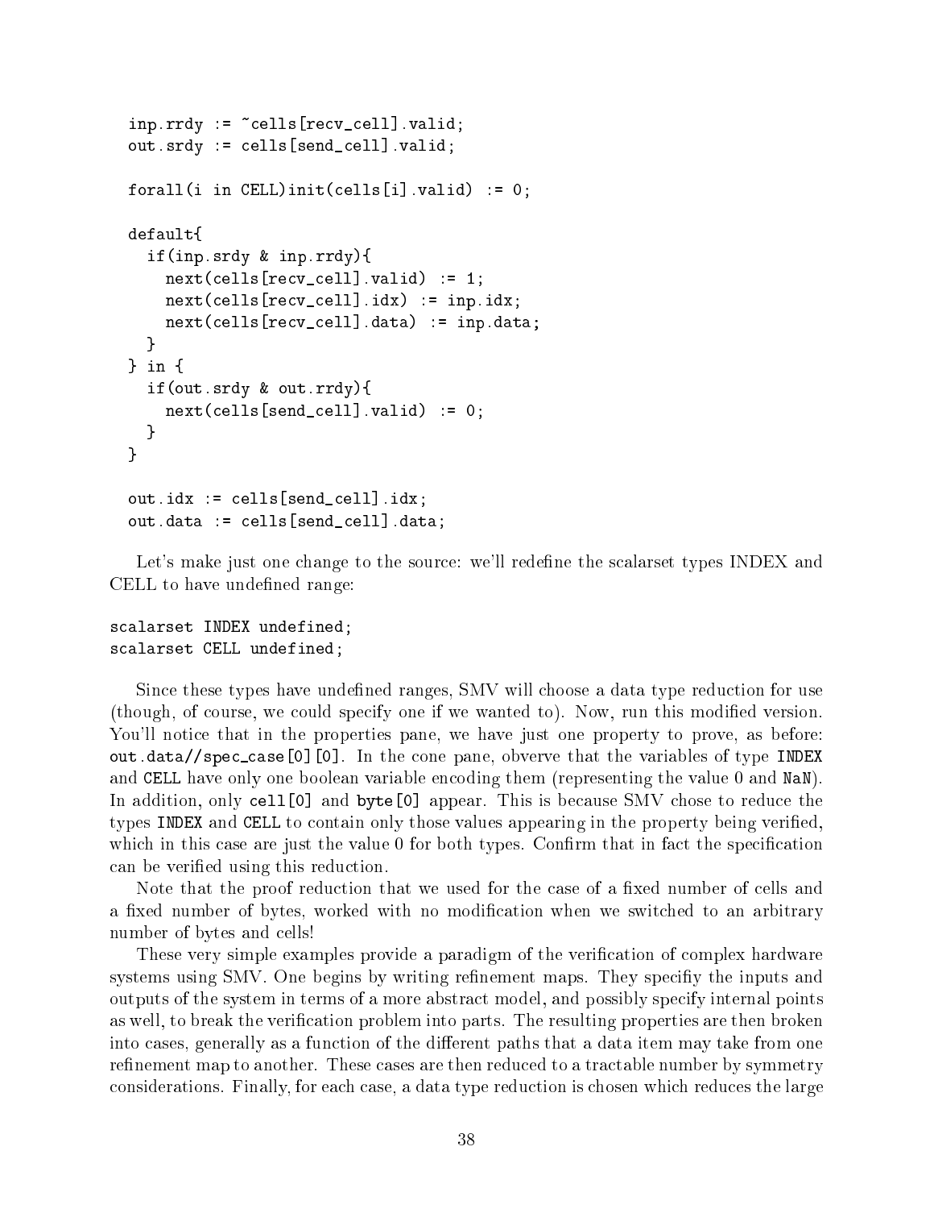```
  inp.rrdy := ~cells[recv_cell].valid;
  out.srdy := cells[send_cell].valid;

  forall(i in CELL)init(cells[i].valid) := 0;

  default{
    if(inp.srdy & inp.rrdy){
      next(cells[recv_cell].valid) := 1;
      next(cells[recv_cell].idx) := inp.idx;
      next(cells[recv_cell].data) := inp.data;
    }
  } in {
    if(out.srdy & out.rrdy){
      next(cells[send_cell].valid) := 0;
    }
  }

  out.idx := cells[send_cell].idx;
  out.data := cells[send_cell].data;
```

Let's make just one change to the source: we'll redefine the scalarset types INDEX and CELL to have undefined range:

```
scalarset INDEX undefined;
scalarset CELL undefined;
```

Since these types have undefined ranges, SMV will choose a data type reduction for use (though, of course, we could specify one if we wanted to). Now, run this modified version. You'll notice that in the properties pane, we have just one property to prove, as before: `out.data//spec_case[0][0]`. In the cone pane, obverve that the variables of type `INDEX` and `CELL` have only one boolean variable encoding them (representing the value 0 and `NaN`). In addition, only `cell[0]` and `byte[0]` appear. This is because SMV chose to reduce the types `INDEX` and `CELL` to contain only those values appearing in the property being verified, which in this case are just the value 0 for both types. Confirm that in fact the specification can be verified using this reduction.

Note that the proof reduction that we used for the case of a fixed number of cells and a fixed number of bytes, worked with no modification when we switched to an arbitrary number of bytes and cells!

These very simple examples provide a paradigm of the verification of complex hardware systems using SMV. One begins by writing refinement maps. They specifiy the inputs and outputs of the system in terms of a more abstract model, and possibly specify internal points as well, to break the verification problem into parts. The resulting properties are then broken into cases, generally as a function of the different paths that a data item may take from one refinement map to another. These cases are then reduced to a tractable number by symmetry considerations. Finally, for each case, a data type reduction is chosen which reduces the large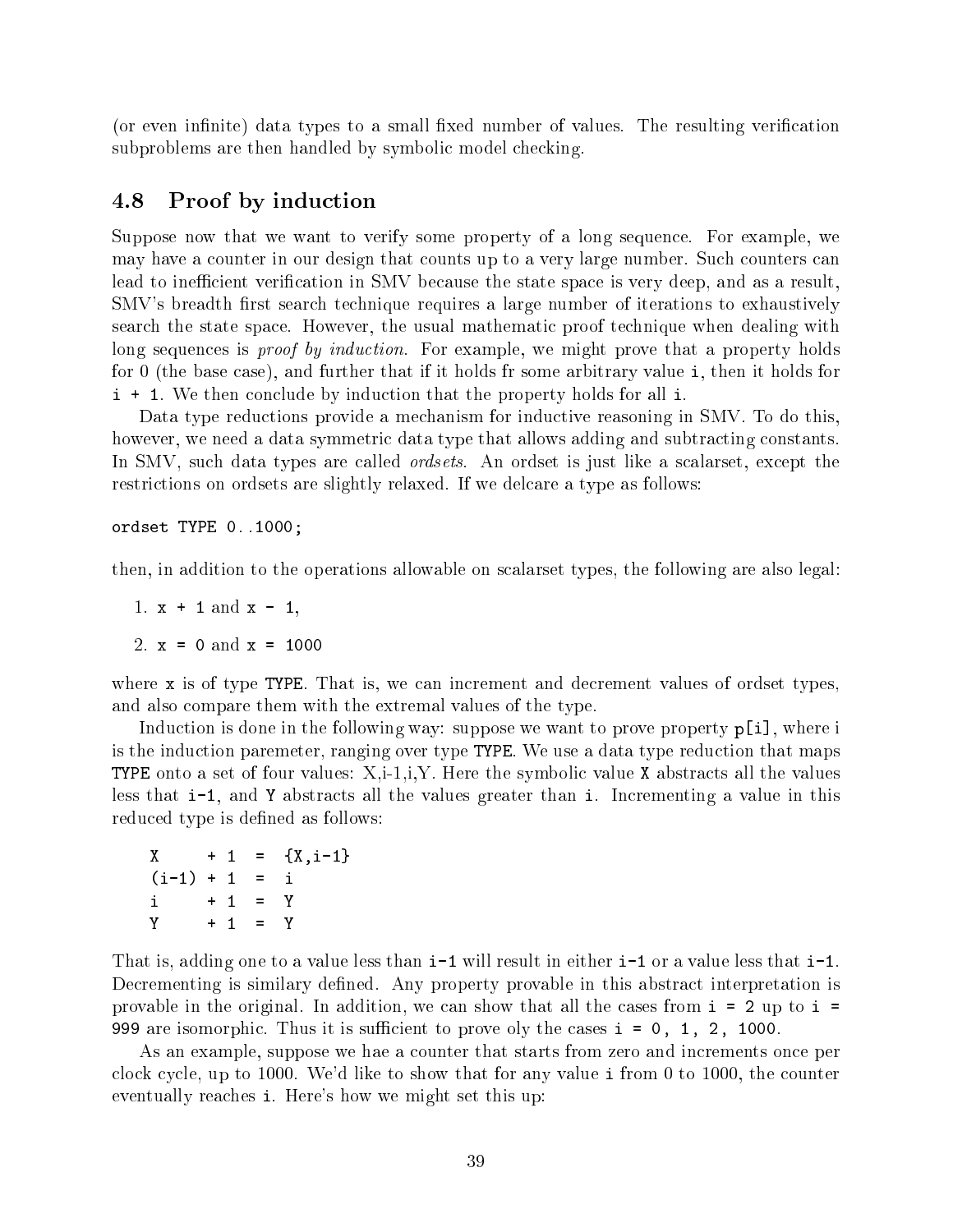(or even infinite) data types to a small fixed number of values. The resulting verification subproblems are then handled by symbolic model checking.

## 4.8 Proof by induction

Suppose now that we want to verify some property of a long sequence. For example, we may have a counter in our design that counts up to a very large number. Such counters can lead to inefficient verification in SMV because the state space is very deep, and as a result, SMV's breadth first search technique requires a large number of iterations to exhaustively search the state space. However, the usual mathematic proof technique when dealing with long sequences is *proof by induction*. For example, we might prove that a property holds for 0 (the base case), and further that if it holds fr some arbitrary value `i`, then it holds for `i + 1`. We then conclude by induction that the property holds for all `i`.

Data type reductions provide a mechanism for inductive reasoning in SMV. To do this, however, we need a data symmetric data type that allows adding and subtracting constants. In SMV, such data types are called *ordsets*. An ordset is just like a scalarset, except the restrictions on ordsets are slightly relaxed. If we delcare a type as follows:

```
ordset TYPE 0..1000;
```

then, in addition to the operations allowable on scalarset types, the following are also legal:

1. `x + 1` and `x - 1`,
2. `x = 0` and `x = 1000`

where `x` is of type `TYPE`. That is, we can increment and decrement values of ordset types, and also compare them with the extremal values of the type.

Induction is done in the following way: suppose we want to prove property `p[i]`, where i is the induction paremeter, ranging over type `TYPE`. We use a data type reduction that maps `TYPE` onto a set of four values: X,i-1,i,Y. Here the symbolic value `X` abstracts all the values less that `i-1`, and `Y` abstracts all the values greater than `i`. Incrementing a value in this reduced type is defined as follows:

```
X     + 1  =  {X,i-1}
(i-1) + 1  =  i
i     + 1  =  Y
Y     + 1  =  Y
```

That is, adding one to a value less than `i-1` will result in either `i-1` or a value less that `i-1`. Decrementing is similary defined. Any property provable in this abstract interpretation is provable in the original. In addition, we can show that all the cases from `i = 2` up to `i = 999` are isomorphic. Thus it is sufficient to prove oly the cases `i = 0, 1, 2, 1000`.

As an example, suppose we hae a counter that starts from zero and increments once per clock cycle, up to 1000. We'd like to show that for any value `i` from 0 to 1000, the counter eventually reaches `i`. Here's how we might set this up: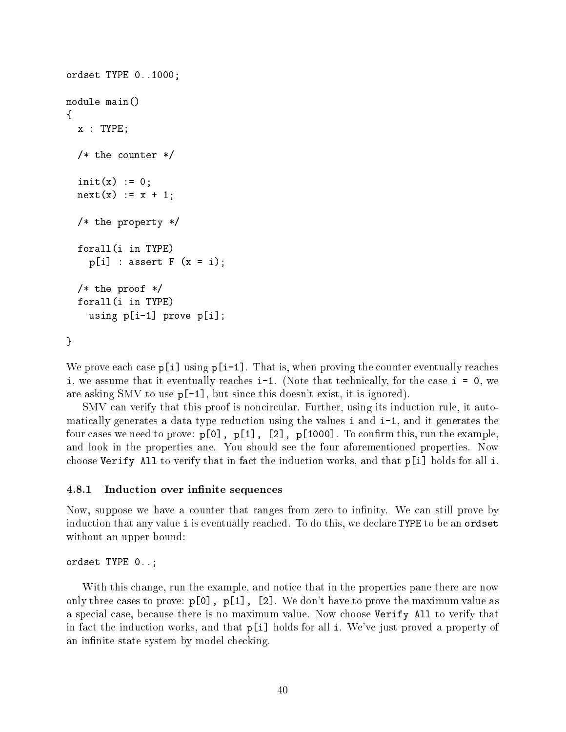```
ordset TYPE 0..1000;

module main()
{
  x : TYPE;

  /* the counter */

  init(x) := 0;
  next(x) := x + 1;

  /* the property */

  forall(i in TYPE)
    p[i] : assert F (x = i);

  /* the proof */
  forall(i in TYPE)
    using p[i-1] prove p[i];

}
```

We prove each case `p[i]` using `p[i-1]`. That is, when proving the counter eventually reaches `i`, we assume that it eventually reaches `i-1`. (Note that technically, for the case `i = 0`, we are asking SMV to use `p[-1]`, but since this doesn't exist, it is ignored).

SMV can verify that this proof is noncircular. Further, using its induction rule, it automatically generates a data type reduction using the values `i` and `i-1`, and it generates the four cases we need to prove: `p[0]`, `p[1]`, `[2]`, `p[1000]`. To confirm this, run the example, and look in the properties ane. You should see the four aforementioned properties. Now choose `Verify All` to verify that in fact the induction works, and that `p[i]` holds for all `i`.

### 4.8.1 Induction over infinite sequences

Now, suppose we have a counter that ranges from zero to infinity. We can still prove by induction that any value `i` is eventually reached. To do this, we declare `TYPE` to be an `ordset` without an upper bound:

```
ordset TYPE 0..;
```

With this change, run the example, and notice that in the properties pane there are now only three cases to prove: `p[0]`, `p[1]`, `[2]`. We don't have to prove the maximum value as a special case, because there is no maximum value. Now choose `Verify All` to verify that in fact the induction works, and that `p[i]` holds for all `i`. We've just proved a property of an infinite-state system by model checking.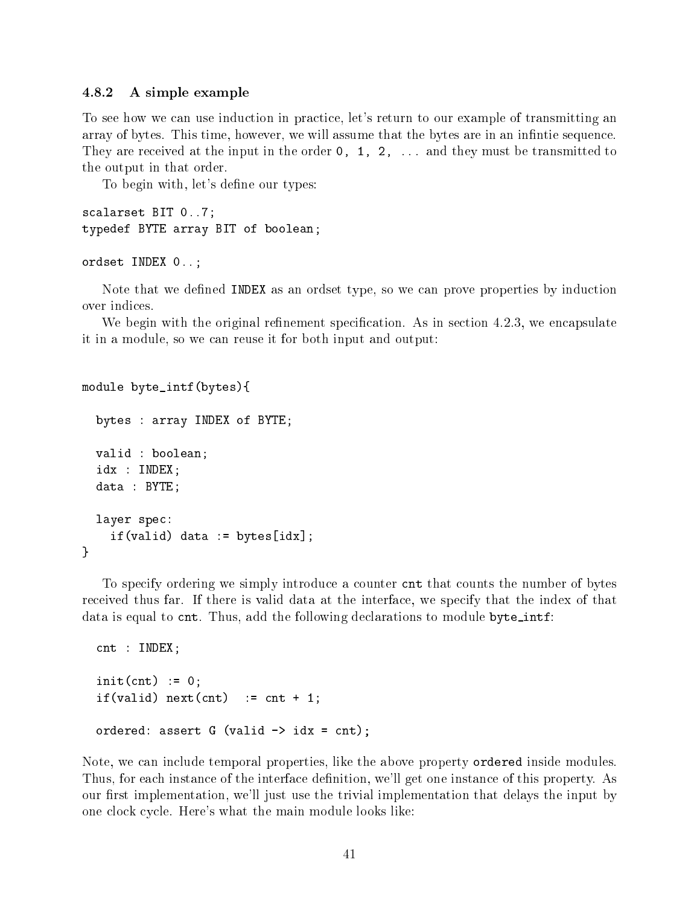### 4.8.2 A simple example

To see how we can use induction in practice, let's return to our example of transmitting an array of bytes. This time, however, we will assume that the bytes are in an infintie sequence. They are received at the input in the order `0, 1, 2, ...` and they must be transmitted to the output in that order.

To begin with, let's define our types:

```
scalarset BIT 0..7;
typedef BYTE array BIT of boolean;

ordset INDEX 0..;
```

Note that we defined `INDEX` as an ordset type, so we can prove properties by induction over indices.

We begin with the original refinement specification. As in section 4.2.3, we encapsulate it in a module, so we can reuse it for both input and output:

```
module byte_intf(bytes){

  bytes : array INDEX of BYTE;

  valid : boolean;
  idx : INDEX;
  data : BYTE;

  layer spec:
    if(valid) data := bytes[idx];
}
```

To specify ordering we simply introduce a counter `cnt` that counts the number of bytes received thus far. If there is valid data at the interface, we specify that the index of that data is equal to `cnt`. Thus, add the following declarations to module `byte_intf`:

```
  cnt : INDEX;

  init(cnt) := 0;
  if(valid) next(cnt)  := cnt + 1;

  ordered: assert G (valid -> idx = cnt);
```

Note, we can include temporal properties, like the above property `ordered` inside modules. Thus, for each instance of the interface definition, we'll get one instance of this property. As our first implementation, we'll just use the trivial implementation that delays the input by one clock cycle. Here's what the main module looks like: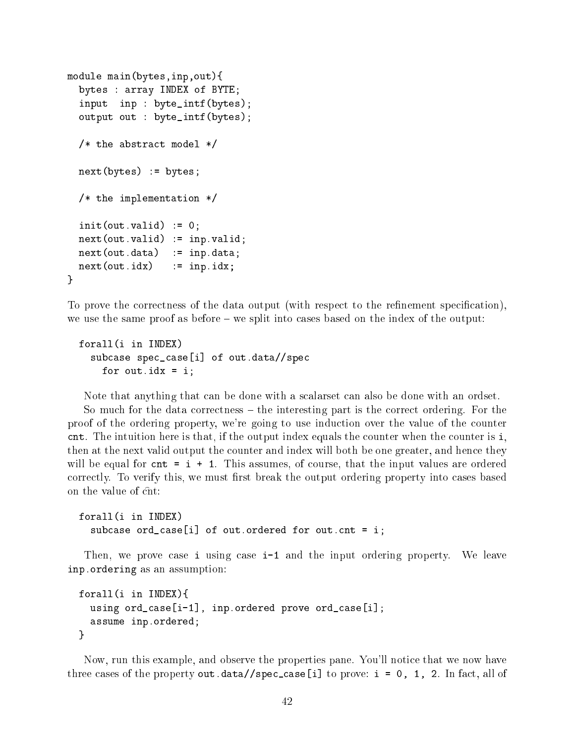```
module main(bytes,inp,out){
  bytes : array INDEX of BYTE;
  input  inp : byte_intf(bytes);
  output out : byte_intf(bytes);

  /* the abstract model */

  next(bytes) := bytes;

  /* the implementation */

  init(out.valid) := 0;
  next(out.valid) := inp.valid;
  next(out.data)  := inp.data;
  next(out.idx)   := inp.idx;
}
```

To prove the correctness of the data output (with respect to the refinement specification), we use the same proof as before – we split into cases based on the index of the output:

```
  forall(i in INDEX)
    subcase spec_case[i] of out.data//spec
      for out.idx = i;
```

Note that anything that can be done with a scalarset can also be done with an ordset.

So much for the data correctness – the interesting part is the correct ordering. For the proof of the ordering property, we're going to use induction over the value of the counter `cnt`. The intuition here is that, if the output index equals the counter when the counter is `i`, then at the next valid output the counter and index will both be one greater, and hence they will be equal for `cnt = i + 1`. This assumes, of course, that the input values are ordered correctly. To verify this, we must first break the output ordering property into cases based on the value of cnt:

```
  forall(i in INDEX)
    subcase ord_case[i] of out.ordered for out.cnt = i;
```

Then, we prove case `i` using case `i-1` and the input ordering property. We leave `inp.ordering` as an assumption:

```
  forall(i in INDEX){
    using ord_case[i-1], inp.ordered prove ord_case[i];
    assume inp.ordered;
  }
```

Now, run this example, and observe the properties pane. You'll notice that we now have three cases of the property `out.data//spec_case[i]` to prove: `i = 0, 1, 2`. In fact, all of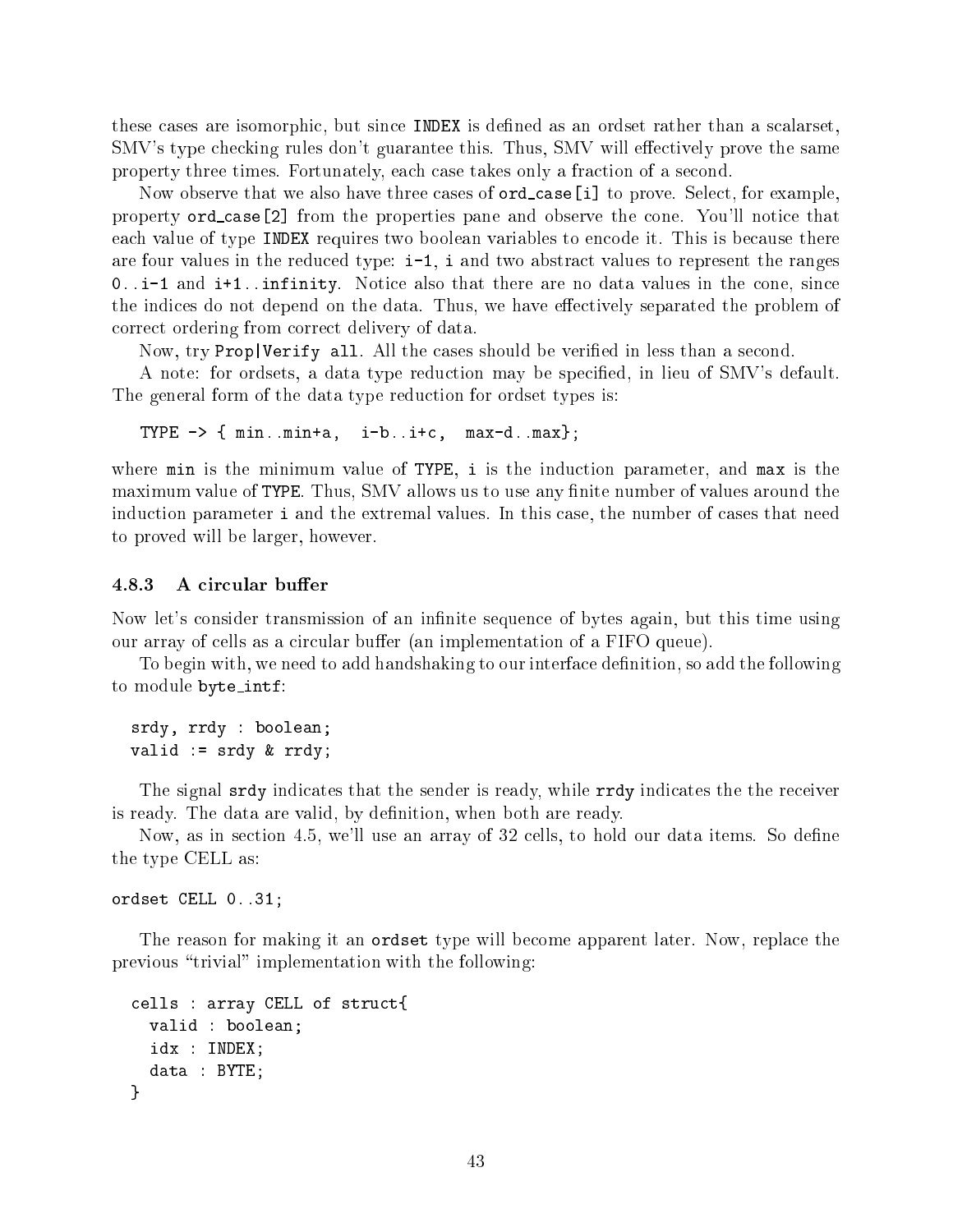these cases are isomorphic, but since `INDEX` is defined as an ordset rather than a scalarset, SMV's type checking rules don't guarantee this. Thus, SMV will effectively prove the same property three times. Fortunately, each case takes only a fraction of a second.

Now observe that we also have three cases of `ord_case[i]` to prove. Select, for example, property `ord_case[2]` from the properties pane and observe the cone. You'll notice that each value of type `INDEX` requires two boolean variables to encode it. This is because there are four values in the reduced type: `i-1`, `i` and two abstract values to represent the ranges `0..i-1` and `i+1..infinity`. Notice also that there are no data values in the cone, since the indices do not depend on the data. Thus, we have effectively separated the problem of correct ordering from correct delivery of data.

Now, try `Prop|Verify all`. All the cases should be verified in less than a second.

A note: for ordsets, a data type reduction may be specified, in lieu of SMV's default. The general form of the data type reduction for ordset types is:

```
TYPE -> { min..min+a,  i-b..i+c,  max-d..max};
```

where `min` is the minimum value of `TYPE`, `i` is the induction parameter, and `max` is the maximum value of `TYPE`. Thus, SMV allows us to use any finite number of values around the induction parameter `i` and the extremal values. In this case, the number of cases that need to proved will be larger, however.

### 4.8.3 A circular buffer

Now let's consider transmission of an infinite sequence of bytes again, but this time using our array of cells as a circular buffer (an implementation of a FIFO queue).

To begin with, we need to add handshaking to our interface definition, so add the following to module `byte_intf`:

```
srdy, rrdy : boolean;
valid := srdy & rrdy;
```

The signal `srdy` indicates that the sender is ready, while `rrdy` indicates the the receiver is ready. The data are valid, by definition, when both are ready.

Now, as in section 4.5, we'll use an array of 32 cells, to hold our data items. So define the type CELL as:

```
ordset CELL 0..31;
```

The reason for making it an `ordset` type will become apparent later. Now, replace the previous "trivial" implementation with the following:

```
cells : array CELL of struct{
  valid : boolean;
  idx : INDEX;
  data : BYTE;
}
```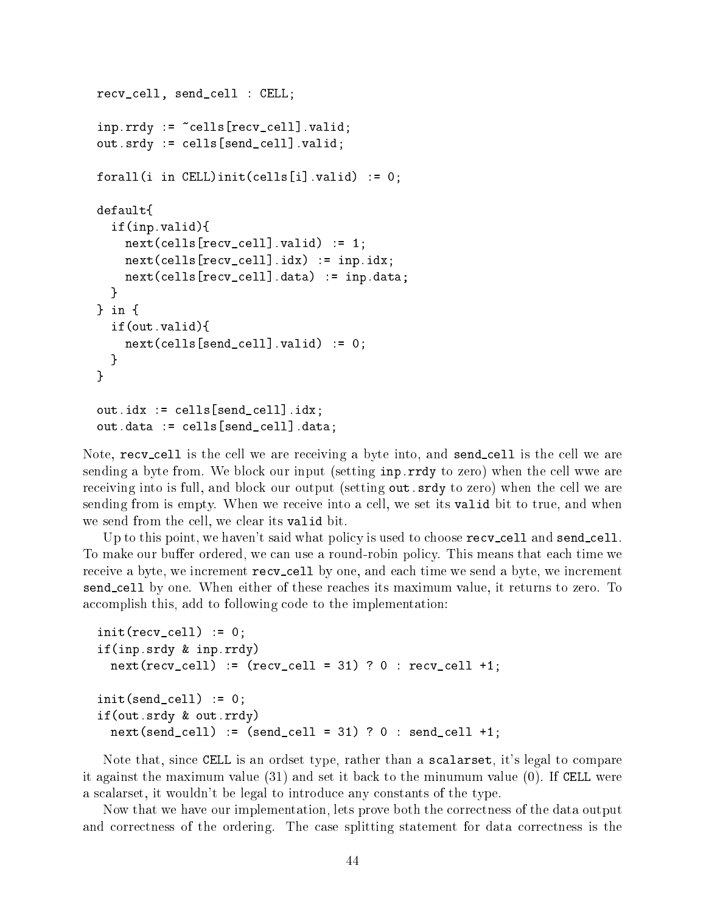```
recv_cell, send_cell : CELL;

inp.rrdy := ~cells[recv_cell].valid;
out.srdy := cells[send_cell].valid;

forall(i in CELL)init(cells[i].valid) := 0;

default{
  if(inp.valid){
    next(cells[recv_cell].valid) := 1;
    next(cells[recv_cell].idx) := inp.idx;
    next(cells[recv_cell].data) := inp.data;
  }
} in {
  if(out.valid){
    next(cells[send_cell].valid) := 0;
  }
}

out.idx := cells[send_cell].idx;
out.data := cells[send_cell].data;
```

Note, `recv_cell` is the cell we are receiving a byte into, and `send_cell` is the cell we are sending a byte from. We block our input (setting `inp.rrdy` to zero) when the cell wwe are receiving into is full, and block our output (setting `out.srdy` to zero) when the cell we are sending from is empty. When we receive into a cell, we set its `valid` bit to true, and when we send from the cell, we clear its `valid` bit.

Up to this point, we haven't said what policy is used to choose `recv_cell` and `send_cell`. To make our buffer ordered, we can use a round-robin policy. This means that each time we receive a byte, we increment `recv_cell` by one, and each time we send a byte, we increment `send_cell` by one. When either of these reaches its maximum value, it returns to zero. To accomplish this, add to following code to the implementation:

```
init(recv_cell) := 0;
if(inp.srdy & inp.rrdy)
  next(recv_cell) := (recv_cell = 31) ? 0 : recv_cell +1;

init(send_cell) := 0;
if(out.srdy & out.rrdy)
  next(send_cell) := (send_cell = 31) ? 0 : send_cell +1;
```

Note that, since `CELL` is an ordset type, rather than a `scalarset`, it's legal to compare it against the maximum value (31) and set it back to the minumum value (0). If `CELL` were a scalarset, it wouldn't be legal to introduce any constants of the type.

Now that we have our implementation, lets prove both the correctness of the data output and correctness of the ordering. The case splitting statement for data correctness is the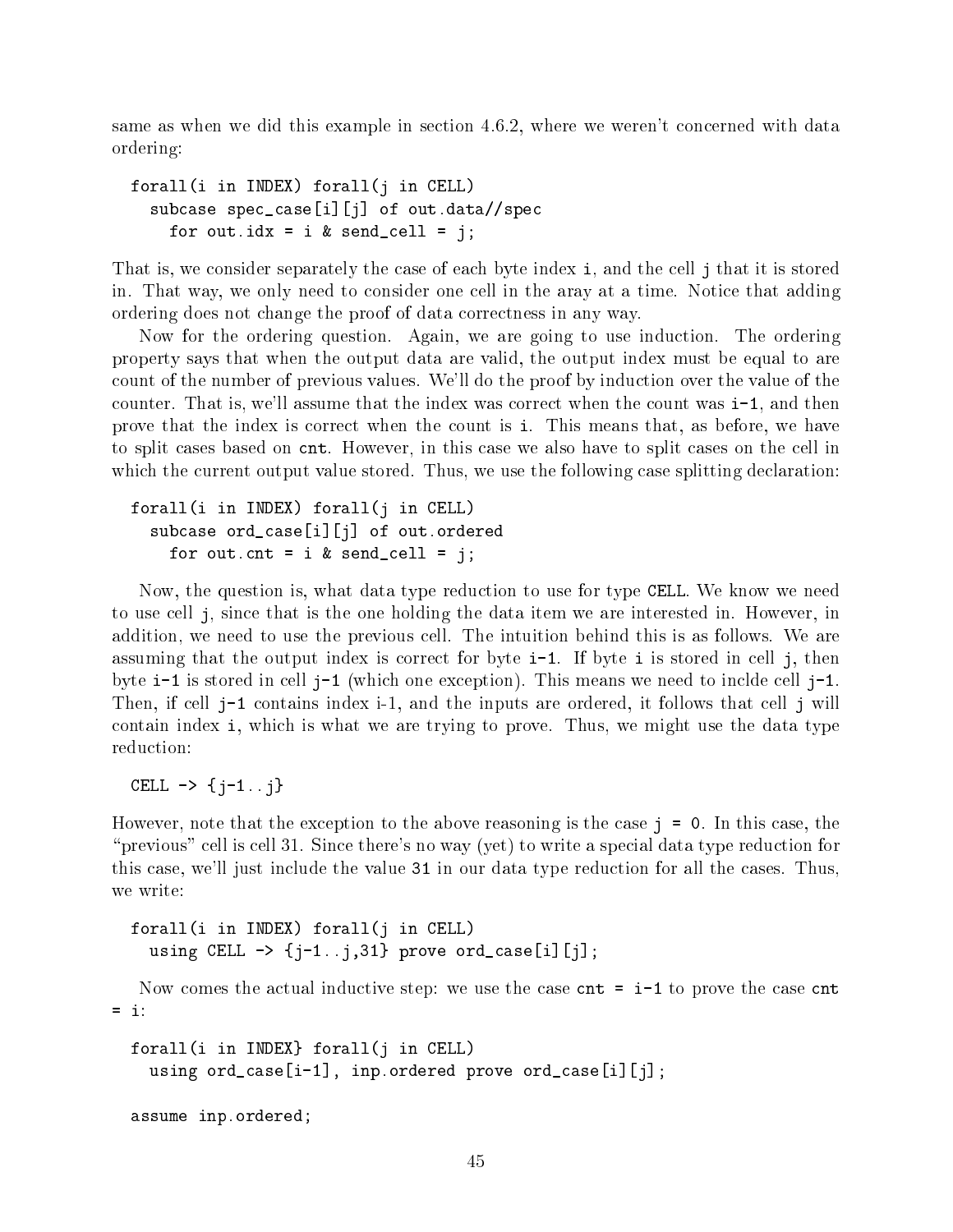same as when we did this example in section 4.6.2, where we weren't concerned with data ordering:

```
forall(i in INDEX) forall(j in CELL)
  subcase spec_case[i][j] of out.data//spec
    for out.idx = i & send_cell = j;
```

That is, we consider separately the case of each byte index `i`, and the cell `j` that it is stored in. That way, we only need to consider one cell in the aray at a time. Notice that adding ordering does not change the proof of data correctness in any way.

Now for the ordering question. Again, we are going to use induction. The ordering property says that when the output data are valid, the output index must be equal to are count of the number of previous values. We'll do the proof by induction over the value of the counter. That is, we'll assume that the index was correct when the count was `i-1`, and then prove that the index is correct when the count is `i`. This means that, as before, we have to split cases based on `cnt`. However, in this case we also have to split cases on the cell in which the current output value stored. Thus, we use the following case splitting declaration:

```
forall(i in INDEX) forall(j in CELL)
  subcase ord_case[i][j] of out.ordered
    for out.cnt = i & send_cell = j;
```

Now, the question is, what data type reduction to use for type `CELL`. We know we need to use cell `j`, since that is the one holding the data item we are interested in. However, in addition, we need to use the previous cell. The intuition behind this is as follows. We are assuming that the output index is correct for byte `i-1`. If byte `i` is stored in cell `j`, then byte `i-1` is stored in cell `j-1` (which one exception). This means we need to inclde cell `j-1`. Then, if cell `j-1` contains index i-1, and the inputs are ordered, it follows that cell `j` will contain index `i`, which is what we are trying to prove. Thus, we might use the data type reduction:

```
CELL -> {j-1..j}
```

However, note that the exception to the above reasoning is the case `j = 0`. In this case, the "previous" cell is cell 31. Since there's no way (yet) to write a special data type reduction for this case, we'll just include the value `31` in our data type reduction for all the cases. Thus, we write:

```
forall(i in INDEX) forall(j in CELL)
  using CELL -> {j-1..j,31} prove ord_case[i][j];
```

Now comes the actual inductive step: we use the case `cnt = i-1` to prove the case `cnt = i`:

```
forall(i in INDEX} forall(j in CELL)
  using ord_case[i-1], inp.ordered prove ord_case[i][j];

assume inp.ordered;
```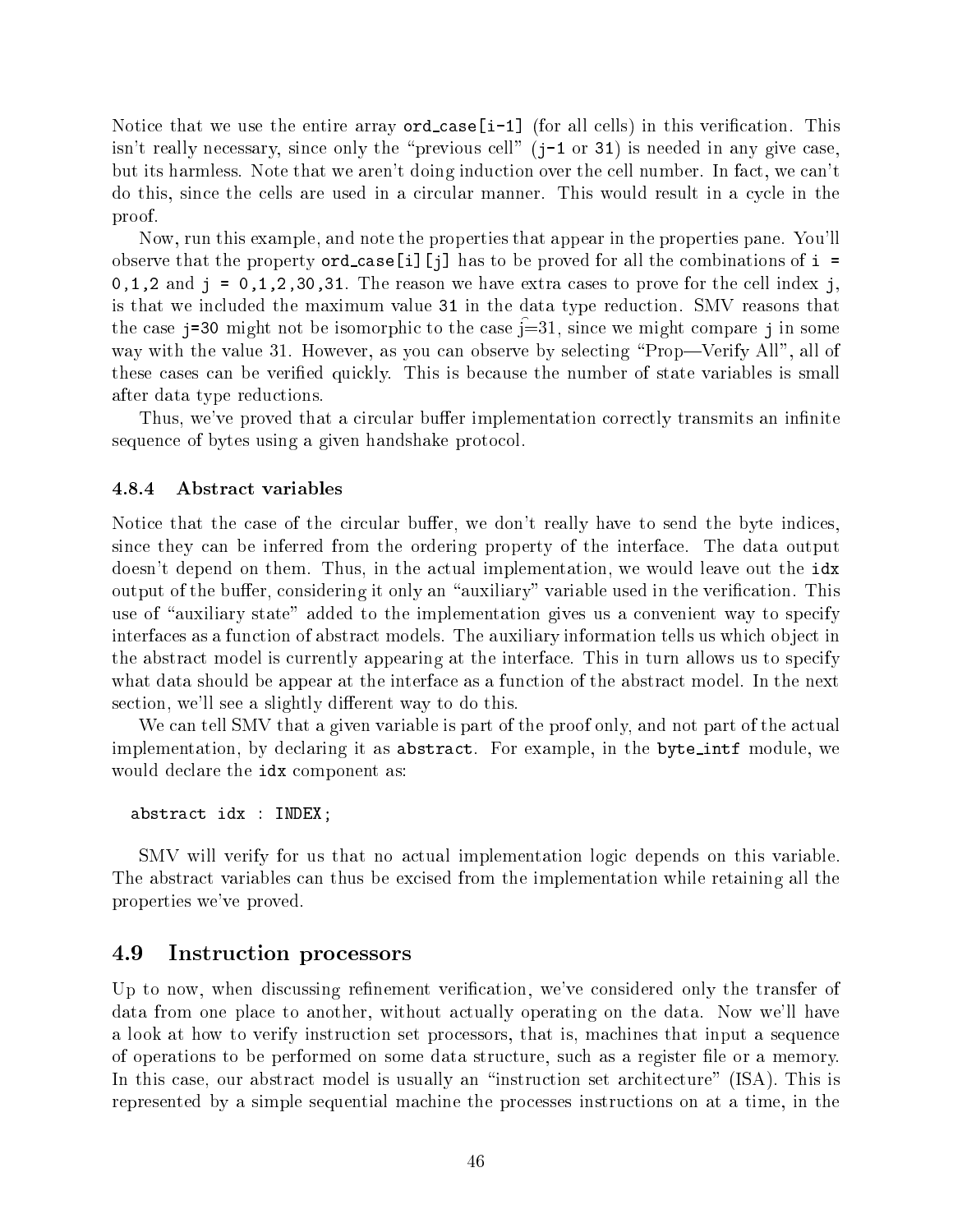Notice that we use the entire array `ord_case[i-1]` (for all cells) in this verification. This isn't really necessary, since only the "previous cell" (`j-1` or `31`) is needed in any give case, but its harmless. Note that we aren't doing induction over the cell number. In fact, we can't do this, since the cells are used in a circular manner. This would result in a cycle in the proof.

Now, run this example, and note the properties that appear in the properties pane. You'll observe that the property `ord_case[i][j]` has to be proved for all the combinations of `i = 0,1,2` and `j = 0,1,2,30,31`. The reason we have extra cases to prove for the cell index `j`, is that we included the maximum value `31` in the data type reduction. SMV reasons that the case `j=30` might not be isomorphic to the case j=31, since we might compare `j` in some way with the value 31. However, as you can observe by selecting "Prop—Verify All", all of these cases can be verified quickly. This is because the number of state variables is small after data type reductions.

Thus, we've proved that a circular buffer implementation correctly transmits an infinite sequence of bytes using a given handshake protocol.

### 4.8.4 Abstract variables

Notice that the case of the circular buffer, we don't really have to send the byte indices, since they can be inferred from the ordering property of the interface. The data output doesn't depend on them. Thus, in the actual implementation, we would leave out the `idx` output of the buffer, considering it only an "auxiliary" variable used in the verification. This use of "auxiliary state" added to the implementation gives us a convenient way to specify interfaces as a function of abstract models. The auxiliary information tells us which object in the abstract model is currently appearing at the interface. This in turn allows us to specify what data should be appear at the interface as a function of the abstract model. In the next section, we'll see a slightly different way to do this.

We can tell SMV that a given variable is part of the proof only, and not part of the actual implementation, by declaring it as `abstract`. For example, in the `byte_intf` module, we would declare the `idx` component as:

```
abstract idx : INDEX;
```

SMV will verify for us that no actual implementation logic depends on this variable. The abstract variables can thus be excised from the implementation while retaining all the properties we've proved.

## 4.9 Instruction processors

Up to now, when discussing refinement verification, we've considered only the transfer of data from one place to another, without actually operating on the data. Now we'll have a look at how to verify instruction set processors, that is, machines that input a sequence of operations to be performed on some data structure, such as a register file or a memory. In this case, our abstract model is usually an "instruction set architecture" (ISA). This is represented by a simple sequential machine the processes instructions on at a time, in the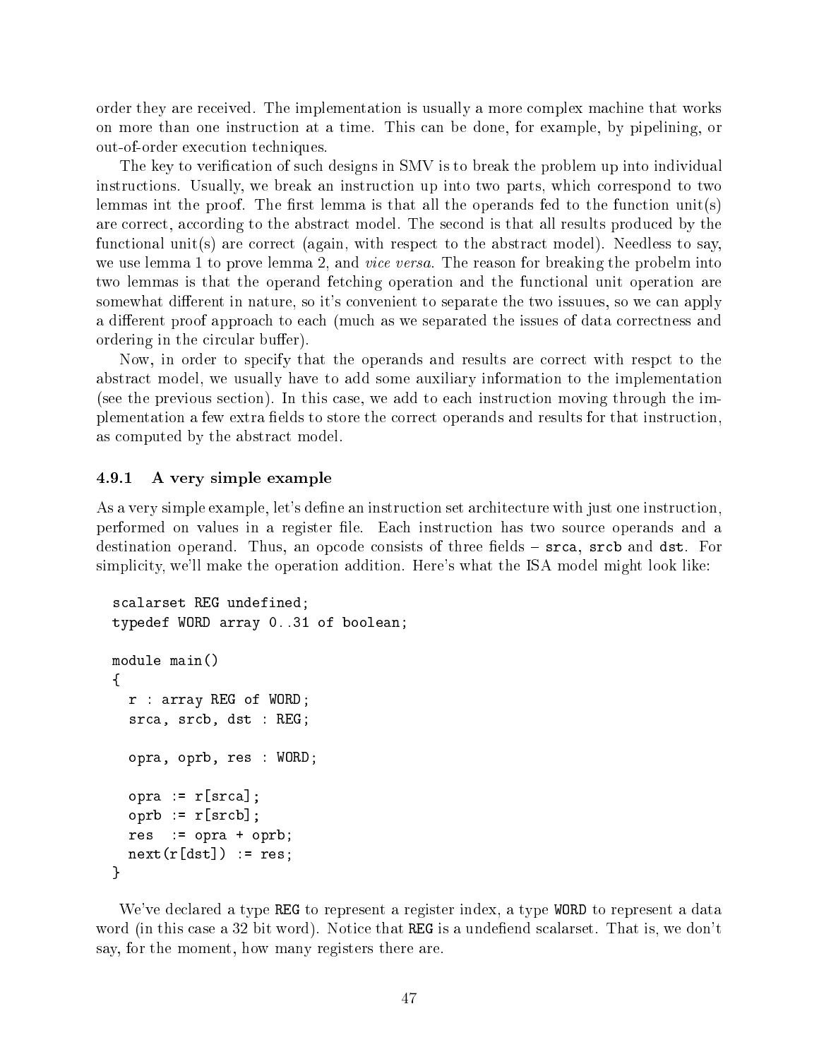order they are received. The implementation is usually a more complex machine that works on more than one instruction at a time. This can be done, for example, by pipelining, or out-of-order execution techniques.

The key to verification of such designs in SMV is to break the problem up into individual instructions. Usually, we break an instruction up into two parts, which correspond to two lemmas int the proof. The first lemma is that all the operands fed to the function unit(s) are correct, according to the abstract model. The second is that all results produced by the functional unit(s) are correct (again, with respect to the abstract model). Needless to say, we use lemma 1 to prove lemma 2, and *vice versa*. The reason for breaking the probelm into two lemmas is that the operand fetching operation and the functional unit operation are somewhat different in nature, so it's convenient to separate the two issuues, so we can apply a different proof approach to each (much as we separated the issues of data correctness and ordering in the circular buffer).

Now, in order to specify that the operands and results are correct with respct to the abstract model, we usually have to add some auxiliary information to the implementation (see the previous section). In this case, we add to each instruction moving through the implementation a few extra fields to store the correct operands and results for that instruction, as computed by the abstract model.

### 4.9.1 A very simple example

As a very simple example, let's define an instruction set architecture with just one instruction, performed on values in a register file. Each instruction has two source operands and a destination operand. Thus, an opcode consists of three fields – `srca`, `srcb` and `dst`. For simplicity, we'll make the operation addition. Here's what the ISA model might look like:

```
scalarset REG undefined;
typedef WORD array 0..31 of boolean;

module main()
{
  r : array REG of WORD;
  srca, srcb, dst : REG;

  opra, oprb, res : WORD;

  opra := r[srca];
  oprb := r[srcb];
  res  := opra + oprb;
  next(r[dst]) := res;
}
```

We've declared a type `REG` to represent a register index, a type `WORD` to represent a data word (in this case a 32 bit word). Notice that `REG` is a undefiend scalarset. That is, we don't say, for the moment, how many registers there are.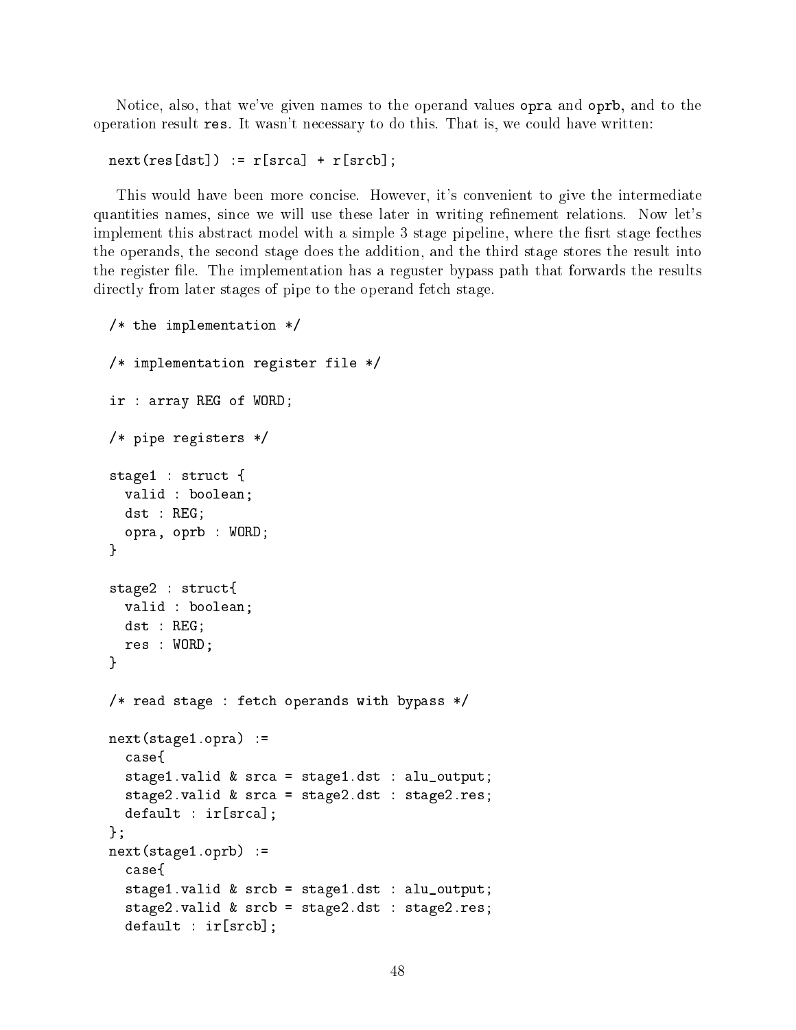Notice, also, that we've given names to the operand values `opra` and `oprb`, and to the operation result `res`. It wasn't necessary to do this. That is, we could have written:

```
next(res[dst]) := r[srca] + r[srcb];
```

This would have been more concise. However, it's convenient to give the intermediate quantities names, since we will use these later in writing refinement relations. Now let's implement this abstract model with a simple 3 stage pipeline, where the fisrt stage fecthes the operands, the second stage does the addition, and the third stage stores the result into the register file. The implementation has a reguster bypass path that forwards the results directly from later stages of pipe to the operand fetch stage.

```
/* the implementation */

/* implementation register file */

ir : array REG of WORD;

/* pipe registers */

stage1 : struct {
  valid : boolean;
  dst : REG;
  opra, oprb : WORD;
}

stage2 : struct{
  valid : boolean;
  dst : REG;
  res : WORD;
}

/* read stage : fetch operands with bypass */

next(stage1.opra) :=
  case{
  stage1.valid & srca = stage1.dst : alu_output;
  stage2.valid & srca = stage2.dst : stage2.res;
  default : ir[srca];
};
next(stage1.oprb) :=
  case{
  stage1.valid & srcb = stage1.dst : alu_output;
  stage2.valid & srcb = stage2.dst : stage2.res;
  default : ir[srcb];
```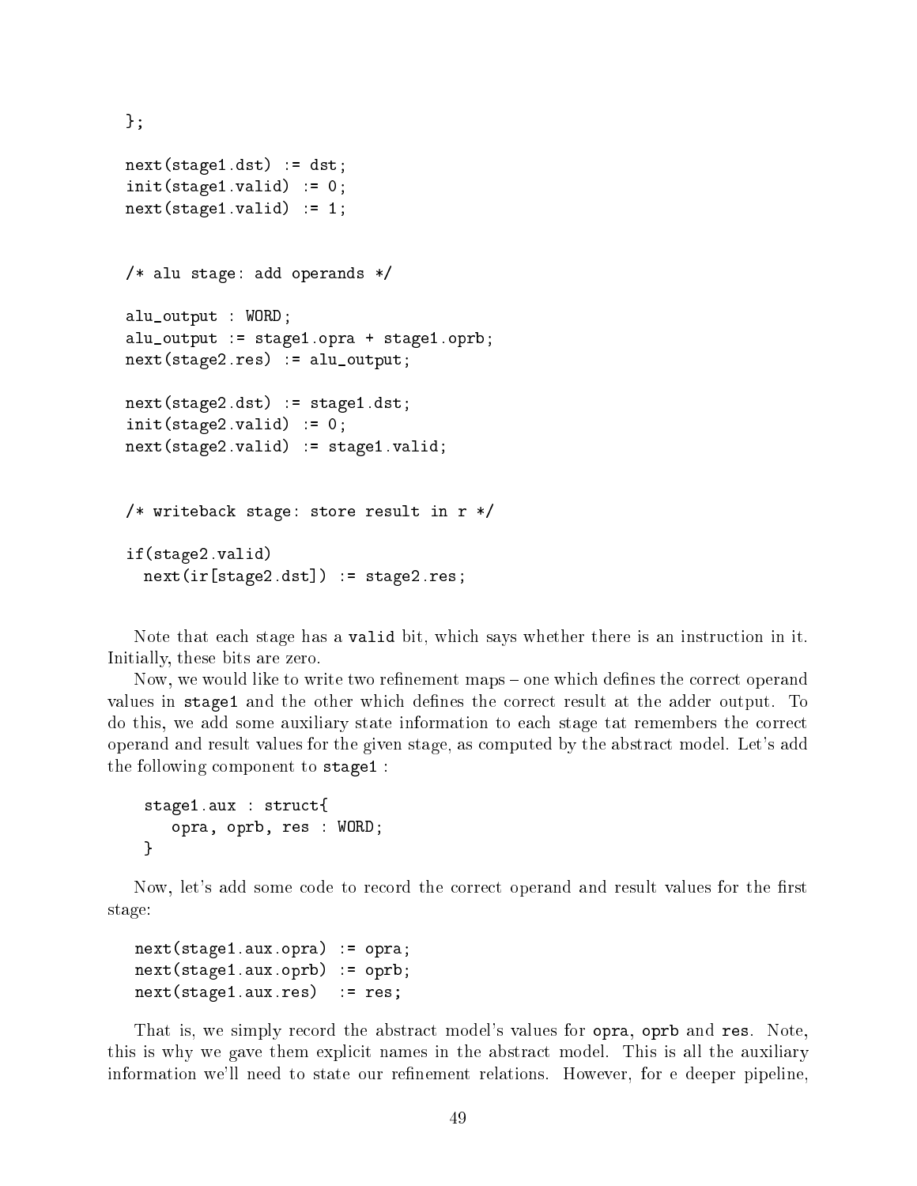```
};

next(stage1.dst) := dst;
init(stage1.valid) := 0;
next(stage1.valid) := 1;


/* alu stage: add operands */

alu_output : WORD;
alu_output := stage1.opra + stage1.oprb;
next(stage2.res) := alu_output;

next(stage2.dst) := stage1.dst;
init(stage2.valid) := 0;
next(stage2.valid) := stage1.valid;


/* writeback stage: store result in r */

if(stage2.valid)
  next(ir[stage2.dst]) := stage2.res;
```

Note that each stage has a `valid` bit, which says whether there is an instruction in it. Initially, these bits are zero.

Now, we would like to write two refinement maps – one which defines the correct operand values in `stage1` and the other which defines the correct result at the adder output. To do this, we add some auxiliary state information to each stage tat remembers the correct operand and result values for the given stage, as computed by the abstract model. Let's add the following component to `stage1` :

```
stage1.aux : struct{
   opra, oprb, res : WORD;
}
```

Now, let's add some code to record the correct operand and result values for the first stage:

```
next(stage1.aux.opra) := opra;
next(stage1.aux.oprb) := oprb;
next(stage1.aux.res)  := res;
```

That is, we simply record the abstract model's values for `opra`, `oprb` and `res`. Note, this is why we gave them explicit names in the abstract model. This is all the auxiliary information we'll need to state our refinement relations. However, for e deeper pipeline,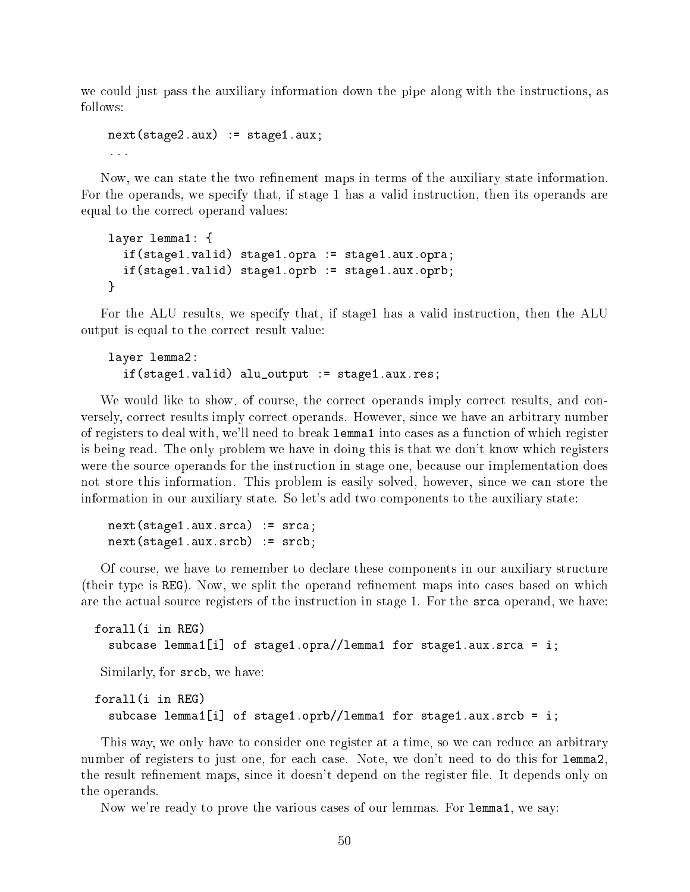we could just pass the auxiliary information down the pipe along with the instructions, as follows:

```
next(stage2.aux) := stage1.aux;
...
```

Now, we can state the two refinement maps in terms of the auxiliary state information. For the operands, we specify that, if stage 1 has a valid instruction, then its operands are equal to the correct operand values:

```
layer lemma1: {
  if(stage1.valid) stage1.opra := stage1.aux.opra;
  if(stage1.valid) stage1.oprb := stage1.aux.oprb;
}
```

For the ALU results, we specify that, if stage1 has a valid instruction, then the ALU output is equal to the correct result value:

```
layer lemma2:
  if(stage1.valid) alu_output := stage1.aux.res;
```

We would like to show, of course, the correct operands imply correct results, and conversely, correct results imply correct operands. However, since we have an arbitrary number of registers to deal with, we'll need to break `lemma1` into cases as a function of which register is being read. The only problem we have in doing this is that we don't know which registers were the source operands for the instruction in stage one, because our implementation does not store this information. This problem is easily solved, however, since we can store the information in our auxiliary state. So let's add two components to the auxiliary state:

```
next(stage1.aux.srca) := srca;
next(stage1.aux.srcb) := srcb;
```

Of course, we have to remember to declare these components in our auxiliary structure (their type is `REG`). Now, we split the operand refinement maps into cases based on which are the actual source registers of the instruction in stage 1. For the `srca` operand, we have:

```
forall(i in REG)
  subcase lemma1[i] of stage1.opra//lemma1 for stage1.aux.srca = i;
```

Similarly, for `srcb`, we have:

```
forall(i in REG)
  subcase lemma1[i] of stage1.oprb//lemma1 for stage1.aux.srcb = i;
```

This way, we only have to consider one register at a time, so we can reduce an arbitrary number of registers to just one, for each case. Note, we don't need to do this for `lemma2`, the result refinement maps, since it doesn't depend on the register file. It depends only on the operands.

Now we're ready to prove the various cases of our lemmas. For `lemma1`, we say: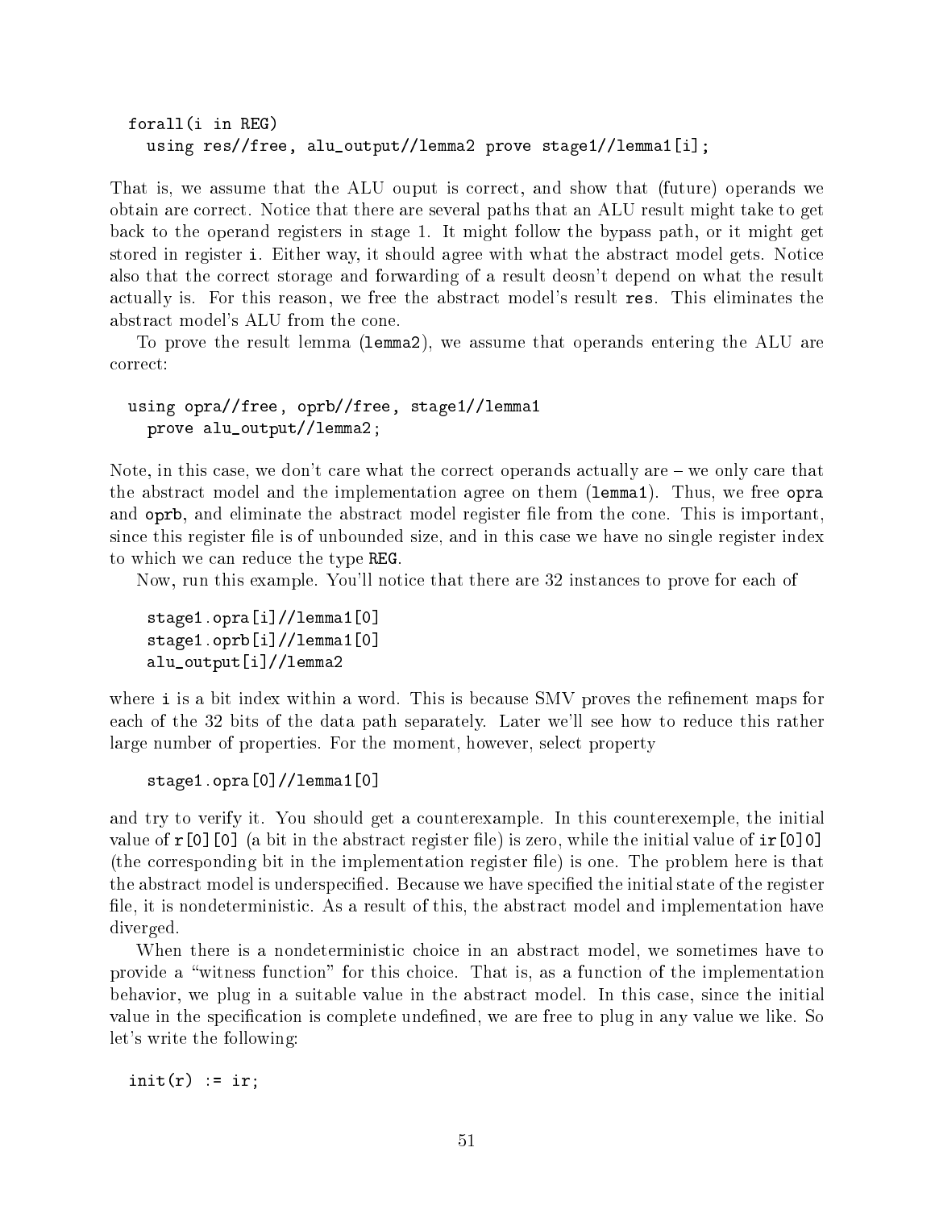```
forall(i in REG)
  using res//free, alu_output//lemma2 prove stage1//lemma1[i];
```

That is, we assume that the ALU ouput is correct, and show that (future) operands we obtain are correct. Notice that there are several paths that an ALU result might take to get back to the operand registers in stage 1. It might follow the bypass path, or it might get stored in register `i`. Either way, it should agree with what the abstract model gets. Notice also that the correct storage and forwarding of a result deosn't depend on what the result actually is. For this reason, we free the abstract model's result `res`. This eliminates the abstract model's ALU from the cone.

To prove the result lemma (`lemma2`), we assume that operands entering the ALU are correct:

```
using opra//free, oprb//free, stage1//lemma1
  prove alu_output//lemma2;
```

Note, in this case, we don't care what the correct operands actually are – we only care that the abstract model and the implementation agree on them (`lemma1`). Thus, we free `opra` and `oprb`, and eliminate the abstract model register file from the cone. This is important, since this register file is of unbounded size, and in this case we have no single register index to which we can reduce the type `REG`.

Now, run this example. You'll notice that there are 32 instances to prove for each of

```
stage1.opra[i]//lemma1[0]
stage1.oprb[i]//lemma1[0]
alu_output[i]//lemma2
```

where `i` is a bit index within a word. This is because SMV proves the refinement maps for each of the 32 bits of the data path separately. Later we'll see how to reduce this rather large number of properties. For the moment, however, select property

```
stage1.opra[0]//lemma1[0]
```

and try to verify it. You should get a counterexample. In this counterexemple, the initial value of `r[0][0]` (a bit in the abstract register file) is zero, while the initial value of `ir[0]0]` (the corresponding bit in the implementation register file) is one. The problem here is that the abstract model is underspecified. Because we have specified the initial state of the register file, it is nondeterministic. As a result of this, the abstract model and implementation have diverged.

When there is a nondeterministic choice in an abstract model, we sometimes have to provide a "witness function" for this choice. That is, as a function of the implementation behavior, we plug in a suitable value in the abstract model. In this case, since the initial value in the specification is complete undefined, we are free to plug in any value we like. So let's write the following:

```
init(r) := ir;
```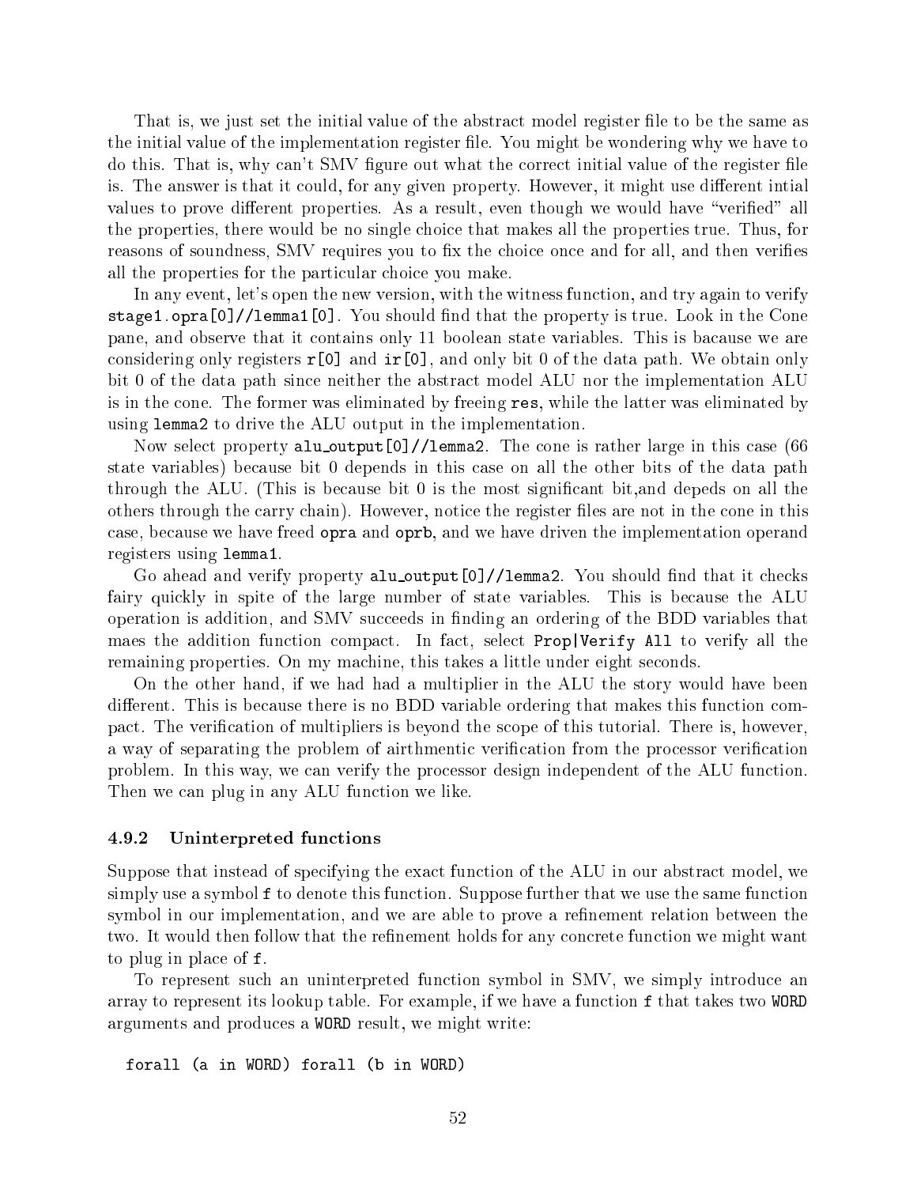That is, we just set the initial value of the abstract model register file to be the same as the initial value of the implementation register file. You might be wondering why we have to do this. That is, why can't SMV figure out what the correct initial value of the register file is. The answer is that it could, for any given property. However, it might use different intial values to prove different properties. As a result, even though we would have "verified" all the properties, there would be no single choice that makes all the properties true. Thus, for reasons of soundness, SMV requires you to fix the choice once and for all, and then verifies all the properties for the particular choice you make.

In any event, let's open the new version, with the witness function, and try again to verify `stage1.opra[0]//lemma1[0]`. You should find that the property is true. Look in the Cone pane, and observe that it contains only 11 boolean state variables. This is bacause we are considering only registers `r[0]` and `ir[0]`, and only bit 0 of the data path. We obtain only bit 0 of the data path since neither the abstract model ALU nor the implementation ALU is in the cone. The former was eliminated by freeing `res`, while the latter was eliminated by using `lemma2` to drive the ALU output in the implementation.

Now select property `alu_output[0]//lemma2`. The cone is rather large in this case (66 state variables) because bit 0 depends in this case on all the other bits of the data path through the ALU. (This is because bit 0 is the most significant bit,and depeds on all the others through the carry chain). However, notice the register files are not in the cone in this case, because we have freed `opra` and `oprb`, and we have driven the implementation operand registers using `lemma1`.

Go ahead and verify property `alu_output[0]//lemma2`. You should find that it checks fairy quickly in spite of the large number of state variables. This is because the ALU operation is addition, and SMV succeeds in finding an ordering of the BDD variables that maes the addition function compact. In fact, select `Prop|Verify All` to verify all the remaining properties. On my machine, this takes a little under eight seconds.

On the other hand, if we had had a multiplier in the ALU the story would have been different. This is because there is no BDD variable ordering that makes this function compact. The verification of multipliers is beyond the scope of this tutorial. There is, however, a way of separating the problem of airthmentic verification from the processor verification problem. In this way, we can verify the processor design independent of the ALU function. Then we can plug in any ALU function we like.

### 4.9.2 Uninterpreted functions

Suppose that instead of specifying the exact function of the ALU in our abstract model, we simply use a symbol `f` to denote this function. Suppose further that we use the same function symbol in our implementation, and we are able to prove a refinement relation between the two. It would then follow that the refinement holds for any concrete function we might want to plug in place of `f`.

To represent such an uninterpreted function symbol in SMV, we simply introduce an array to represent its lookup table. For example, if we have a function `f` that takes two `WORD` arguments and produces a `WORD` result, we might write:

```
forall (a in WORD) forall (b in WORD)
```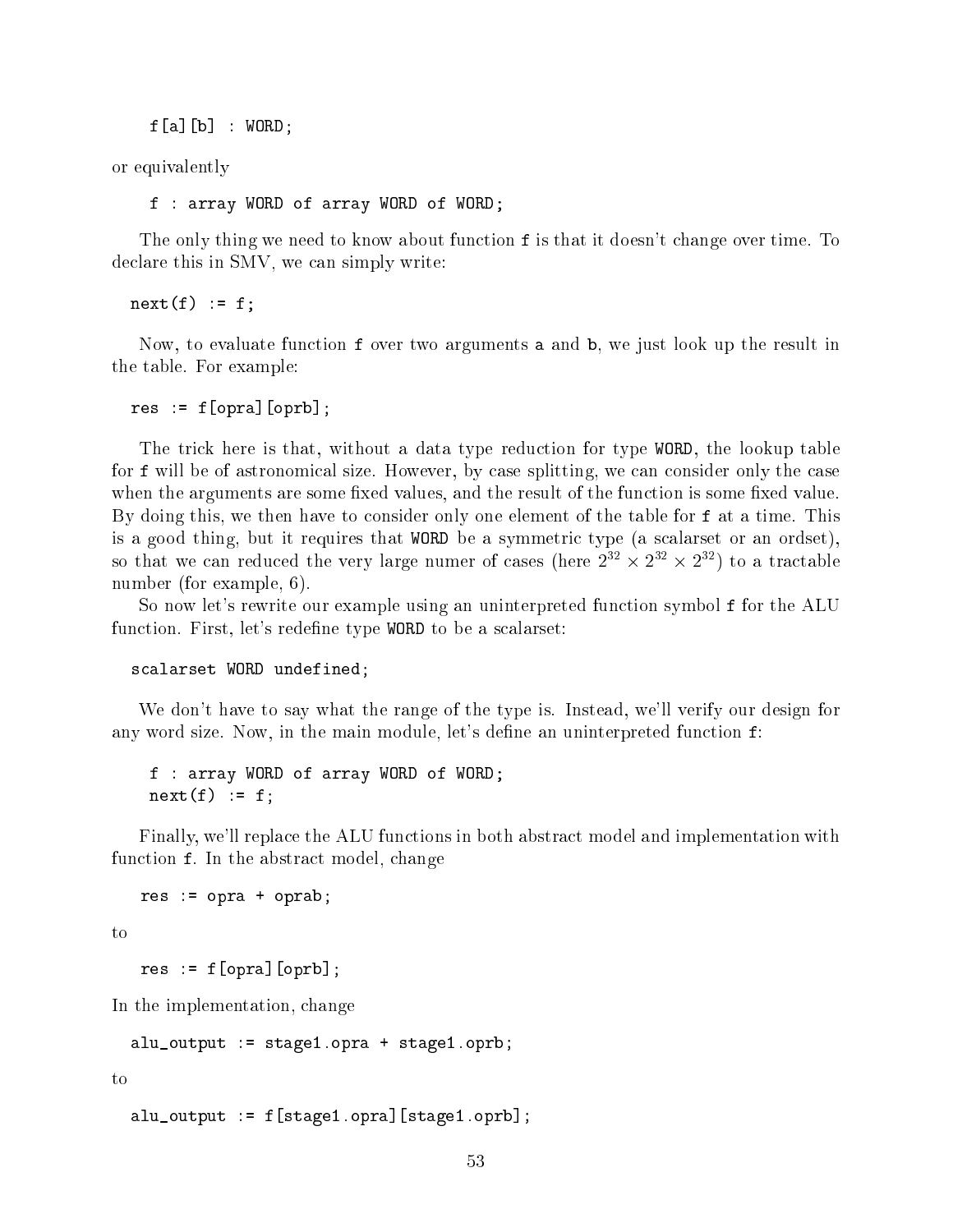```
f[a][b] : WORD;
```

or equivalently

```
f : array WORD of array WORD of WORD;
```

The only thing we need to know about function `f` is that it doesn't change over time. To declare this in SMV, we can simply write:

```
next(f) := f;
```

Now, to evaluate function `f` over two arguments `a` and `b`, we just look up the result in the table. For example:

```
res := f[opra][oprb];
```

The trick here is that, without a data type reduction for type `WORD`, the lookup table for `f` will be of astronomical size. However, by case splitting, we can consider only the case when the arguments are some fixed values, and the result of the function is some fixed value. By doing this, we then have to consider only one element of the table for `f` at a time. This is a good thing, but it requires that `WORD` be a symmetric type (a scalarset or an ordset), so that we can reduced the very large numer of cases (here $2^{32} \times 2^{32} \times 2^{32}$) to a tractable number (for example, 6).

So now let's rewrite our example using an uninterpreted function symbol `f` for the ALU function. First, let's redefine type `WORD` to be a scalarset:

```
scalarset WORD undefined;
```

We don't have to say what the range of the type is. Instead, we'll verify our design for any word size. Now, in the main module, let's define an uninterpreted function `f`:

```
f : array WORD of array WORD of WORD;
next(f) := f;
```

Finally, we'll replace the ALU functions in both abstract model and implementation with function `f`. In the abstract model, change

```
res := opra + oprab;
```

to

```
res := f[opra][oprb];
```

In the implementation, change

```
alu_output := stage1.opra + stage1.oprb;
```

to

```
alu_output := f[stage1.opra][stage1.oprb];
```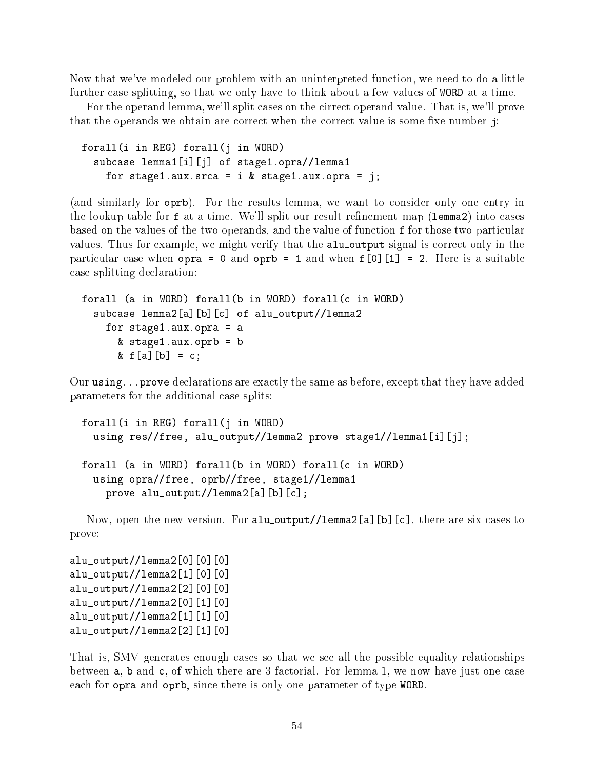Now that we've modeled our problem with an uninterpreted function, we need to do a little further case splitting, so that we only have to think about a few values of `WORD` at a time.

For the operand lemma, we'll split cases on the cirrect operand value. That is, we'll prove that the operands we obtain are correct when the correct value is some fixe number `j`:

```
forall(i in REG) forall(j in WORD)
  subcase lemma1[i][j] of stage1.opra//lemma1
    for stage1.aux.srca = i & stage1.aux.opra = j;
```

(and similarly for `oprb`). For the results lemma, we want to consider only one entry in the lookup table for `f` at a time. We'll split our result refinement map (`lemma2`) into cases based on the values of the two operands, and the value of function `f` for those two particular values. Thus for example, we might verify that the `alu_output` signal is correct only in the particular case when `opra = 0` and `oprb = 1` and when `f[0][1] = 2`. Here is a suitable case splitting declaration:

```
forall (a in WORD) forall(b in WORD) forall(c in WORD)
  subcase lemma2[a][b][c] of alu_output//lemma2
    for stage1.aux.opra = a
      & stage1.aux.oprb = b
      & f[a][b] = c;
```

Our `using...prove` declarations are exactly the same as before, except that they have added parameters for the additional case splits:

```
forall(i in REG) forall(j in WORD)
  using res//free, alu_output//lemma2 prove stage1//lemma1[i][j];

forall (a in WORD) forall(b in WORD) forall(c in WORD)
  using opra//free, oprb//free, stage1//lemma1
    prove alu_output//lemma2[a][b][c];
```

Now, open the new version. For `alu_output//lemma2[a][b][c]`, there are six cases to prove:

```
alu_output//lemma2[0][0][0]
alu_output//lemma2[1][0][0]
alu_output//lemma2[2][0][0]
alu_output//lemma2[0][1][0]
alu_output//lemma2[1][1][0]
alu_output//lemma2[2][1][0]
```

That is, SMV generates enough cases so that we see all the possible equality relationships between `a`, `b` and `c`, of which there are 3 factorial. For lemma 1, we now have just one case each for `opra` and `oprb`, since there is only one parameter of type `WORD`.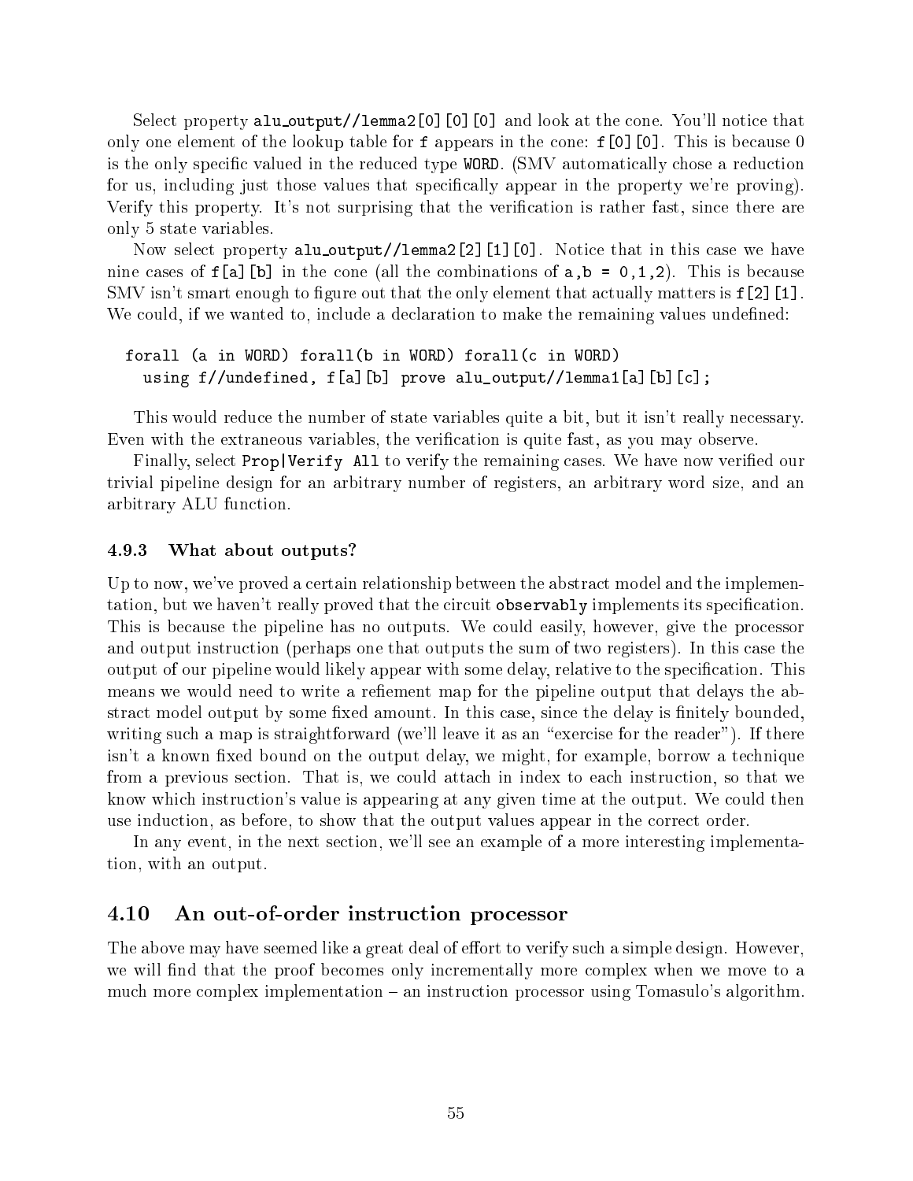Select property `alu_output//lemma2[0][0][0]` and look at the cone. You'll notice that only one element of the lookup table for `f` appears in the cone: `f[0][0]`. This is because 0 is the only specific valued in the reduced type `WORD`. (SMV automatically chose a reduction for us, including just those values that specifically appear in the property we're proving). Verify this property. It's not surprising that the verification is rather fast, since there are only 5 state variables.

Now select property `alu_output//lemma2[2][1][0]`. Notice that in this case we have nine cases of `f[a][b]` in the cone (all the combinations of `a,b = 0,1,2`). This is because SMV isn't smart enough to figure out that the only element that actually matters is `f[2][1]`. We could, if we wanted to, include a declaration to make the remaining values undefined:

```
forall (a in WORD) forall(b in WORD) forall(c in WORD)
  using f//undefined, f[a][b] prove alu_output//lemma1[a][b][c];
```

This would reduce the number of state variables quite a bit, but it isn't really necessary. Even with the extraneous variables, the verification is quite fast, as you may observe.

Finally, select `Prop|Verify All` to verify the remaining cases. We have now verified our trivial pipeline design for an arbitrary number of registers, an arbitrary word size, and an arbitrary ALU function.

### 4.9.3 What about outputs?

Up to now, we've proved a certain relationship between the abstract model and the implementation, but we haven't really proved that the circuit `observably` implements its specification. This is because the pipeline has no outputs. We could easily, however, give the processor and output instruction (perhaps one that outputs the sum of two registers). In this case the output of our pipeline would likely appear with some delay, relative to the specification. This means we would need to write a refiement map for the pipeline output that delays the abstract model output by some fixed amount. In this case, since the delay is finitely bounded, writing such a map is straightforward (we'll leave it as an "exercise for the reader"). If there isn't a known fixed bound on the output delay, we might, for example, borrow a technique from a previous section. That is, we could attach in index to each instruction, so that we know which instruction's value is appearing at any given time at the output. We could then use induction, as before, to show that the output values appear in the correct order.

In any event, in the next section, we'll see an example of a more interesting implementation, with an output.

## 4.10 An out-of-order instruction processor

The above may have seemed like a great deal of effort to verify such a simple design. However, we will find that the proof becomes only incrementally more complex when we move to a much more complex implementation – an instruction processor using Tomasulo's algorithm.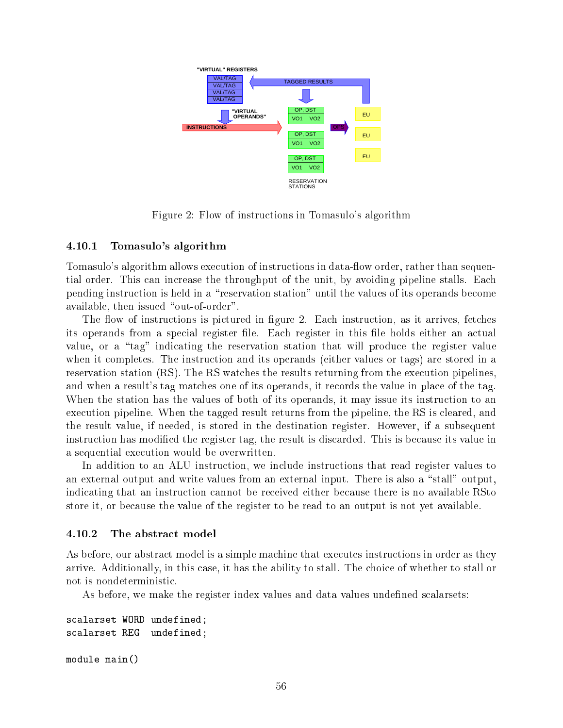Figure 2: Flow of instructions in Tomasulo's algorithm

### 4.10.1 Tomasulo's algorithm

Tomasulo's algorithm allows execution of instructions in data-flow order, rather than sequential order. This can increase the throughput of the unit, by avoiding pipeline stalls. Each pending instruction is held in a "reservation station" until the values of its operands become available, then issued "out-of-order".

The flow of instructions is pictured in figure 2. Each instruction, as it arrives, fetches its operands from a special register file. Each register in this file holds either an actual value, or a "tag" indicating the reservation station that will produce the register value when it completes. The instruction and its operands (either values or tags) are stored in a reservation station (RS). The RS watches the results returning from the execution pipelines, and when a result's tag matches one of its operands, it records the value in place of the tag. When the station has the values of both of its operands, it may issue its instruction to an execution pipeline. When the tagged result returns from the pipeline, the RS is cleared, and the result value, if needed, is stored in the destination register. However, if a subsequent instruction has modified the register tag, the result is discarded. This is because its value in a sequential execution would be overwritten.

In addition to an ALU instruction, we include instructions that read register values to an external output and write values from an external input. There is also a "stall" output, indicating that an instruction cannot be received either because there is no available RSto store it, or because the value of the register to be read to an output is not yet available.

### 4.10.2 The abstract model

As before, our abstract model is a simple machine that executes instructions in order as they arrive. Additionally, in this case, it has the ability to stall. The choice of whether to stall or not is nondeterministic.

As before, we make the register index values and data values undefined scalarsets:

```
scalarset WORD undefined;
scalarset REG  undefined;

module main()
```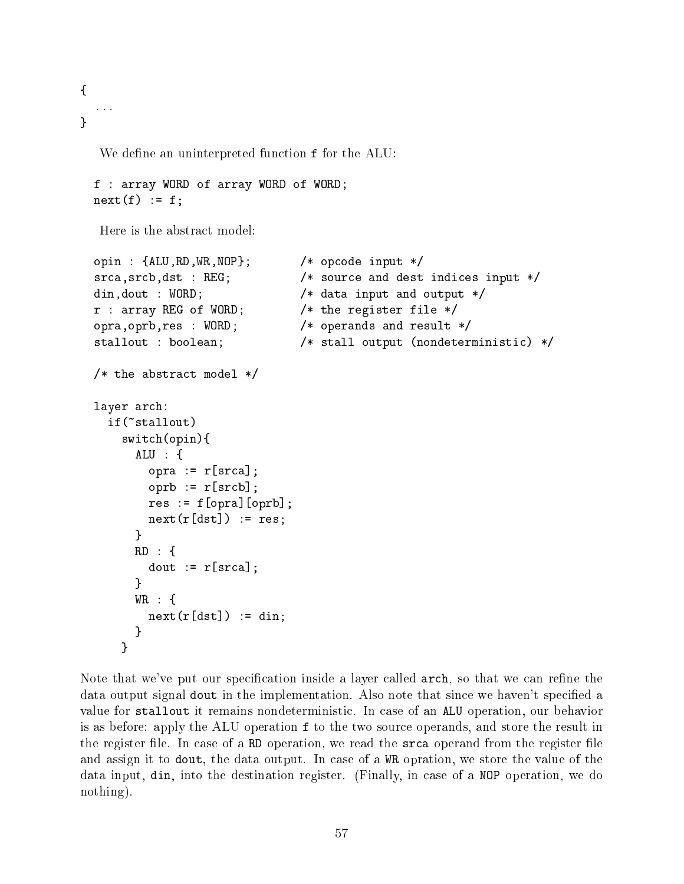```
{
  ...
}
```

We define an uninterpreted function `f` for the ALU:

```
f : array WORD of array WORD of WORD;
next(f) := f;
```

Here is the abstract model:

```
opin : {ALU,RD,WR,NOP};        /* opcode input */
srca,srcb,dst : REG;           /* source and dest indices input */
din,dout : WORD;               /* data input and output */
r : array REG of WORD;         /* the register file */
opra,oprb,res : WORD;          /* operands and result */
stallout : boolean;            /* stall output (nondeterministic) */

/* the abstract model */

layer arch:
  if(~stallout)
    switch(opin){
      ALU : {
        opra := r[srca];
        oprb := r[srcb];
        res := f[opra][oprb];
        next(r[dst]) := res;
      }
      RD : {
        dout := r[srca];
      }
      WR : {
        next(r[dst]) := din;
      }
    }
```

Note that we've put our specification inside a layer called `arch`, so that we can refine the data output signal `dout` in the implementation. Also note that since we haven't specified a value for `stallout` it remains nondeterministic. In case of an `ALU` operation, our behavior is as before: apply the ALU operation `f` to the two source operands, and store the result in the register file. In case of a `RD` operation, we read the `srca` operand from the register file and assign it to `dout`, the data output. In case of a `WR` opration, we store the value of the data input, `din`, into the destination register. (Finally, in case of a `NOP` operation, we do nothing).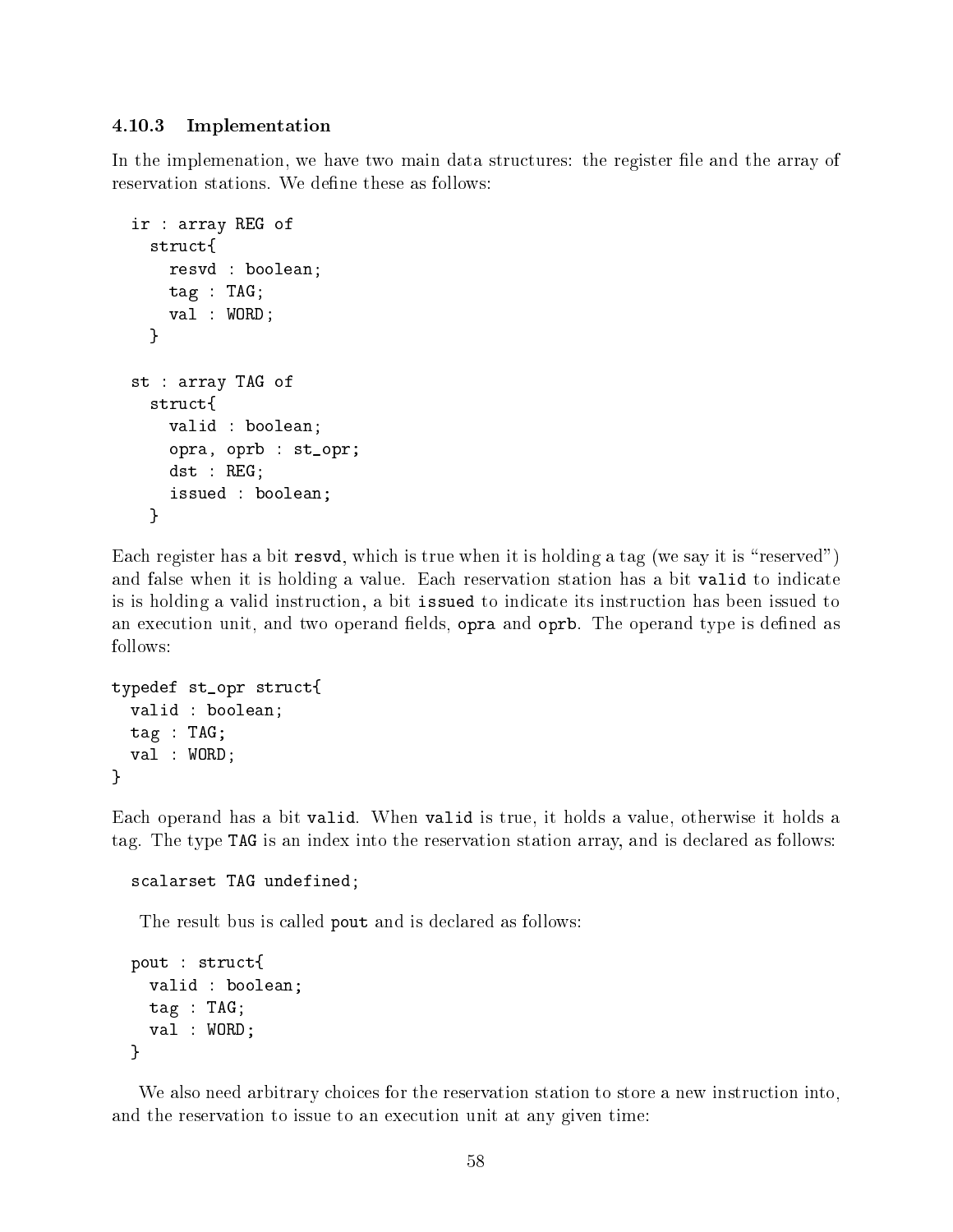### 4.10.3 Implementation

In the implemenation, we have two main data structures: the register file and the array of reservation stations. We define these as follows:

```
ir : array REG of
  struct{
    resvd : boolean;
    tag : TAG;
    val : WORD;
  }

st : array TAG of
  struct{
    valid : boolean;
    opra, oprb : st_opr;
    dst : REG;
    issued : boolean;
  }
```

Each register has a bit `resvd`, which is true when it is holding a tag (we say it is "reserved") and false when it is holding a value. Each reservation station has a bit `valid` to indicate is is holding a valid instruction, a bit `issued` to indicate its instruction has been issued to an execution unit, and two operand fields, `opra` and `oprb`. The operand type is defined as follows:

```
typedef st_opr struct{
  valid : boolean;
  tag : TAG;
  val : WORD;
}
```

Each operand has a bit `valid`. When `valid` is true, it holds a value, otherwise it holds a tag. The type `TAG` is an index into the reservation station array, and is declared as follows:

```
scalarset TAG undefined;
```

The result bus is called `pout` and is declared as follows:

```
pout : struct{
  valid : boolean;
  tag : TAG;
  val : WORD;
}
```

We also need arbitrary choices for the reservation station to store a new instruction into, and the reservation to issue to an execution unit at any given time: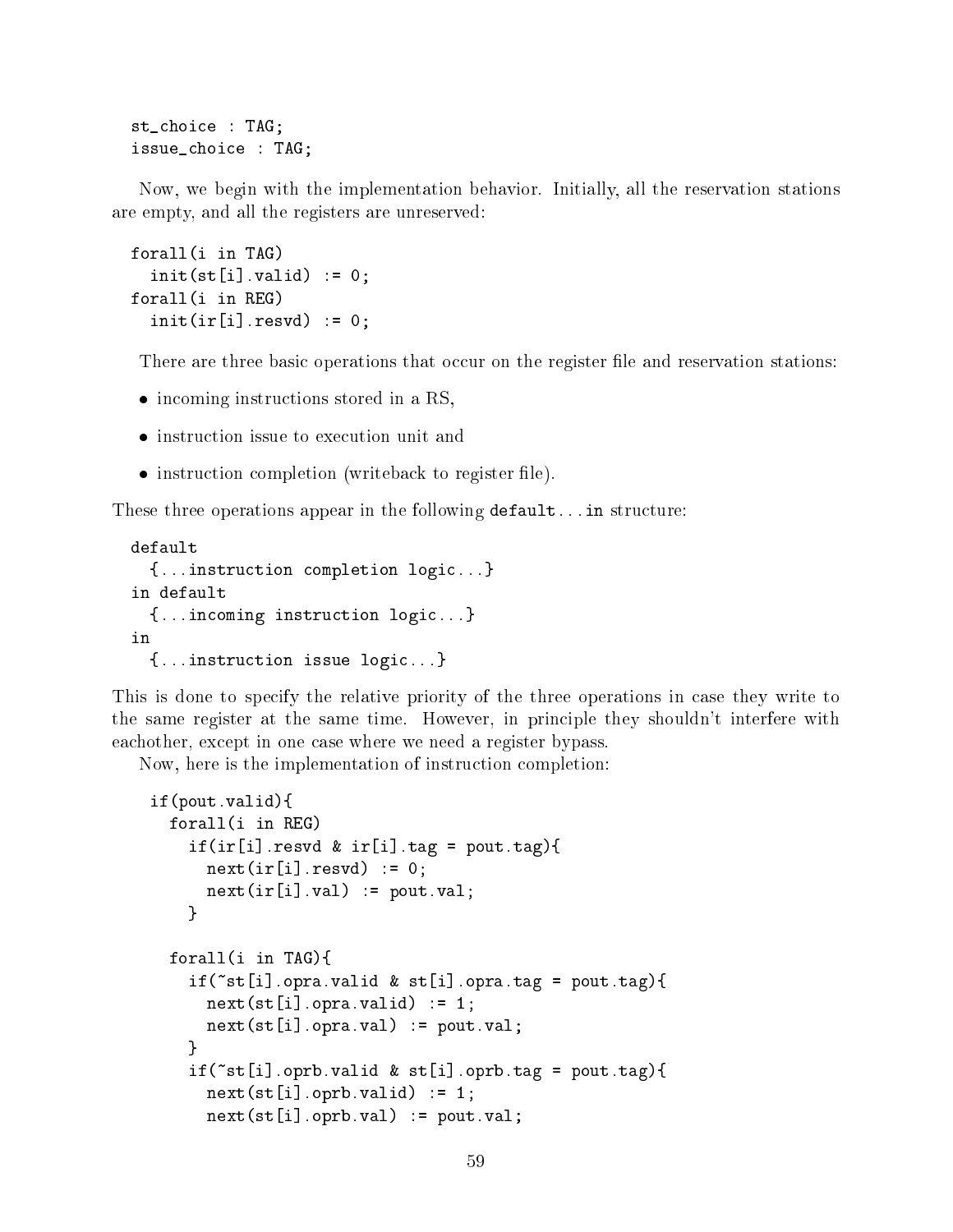```
st_choice : TAG;
issue_choice : TAG;
```

Now, we begin with the implementation behavior. Initially, all the reservation stations are empty, and all the registers are unreserved:

```
forall(i in TAG)
  init(st[i].valid) := 0;
forall(i in REG)
  init(ir[i].resvd) := 0;
```

There are three basic operations that occur on the register file and reservation stations:

- incoming instructions stored in a RS,
- instruction issue to execution unit and
- instruction completion (writeback to register file).

These three operations appear in the following `default...in` structure:

```
default
  {...instruction completion logic...}
in default
  {...incoming instruction logic...}
in
  {...instruction issue logic...}
```

This is done to specify the relative priority of the three operations in case they write to the same register at the same time. However, in principle they shouldn't interfere with eachother, except in one case where we need a register bypass.

Now, here is the implementation of instruction completion:

```
  if(pout.valid){
    forall(i in REG)
      if(ir[i].resvd & ir[i].tag = pout.tag){
        next(ir[i].resvd) := 0;
        next(ir[i].val) := pout.val;
      }

    forall(i in TAG){
      if(~st[i].opra.valid & st[i].opra.tag = pout.tag){
        next(st[i].opra.valid) := 1;
        next(st[i].opra.val) := pout.val;
      }
      if(~st[i].oprb.valid & st[i].oprb.tag = pout.tag){
        next(st[i].oprb.valid) := 1;
        next(st[i].oprb.val) := pout.val;
```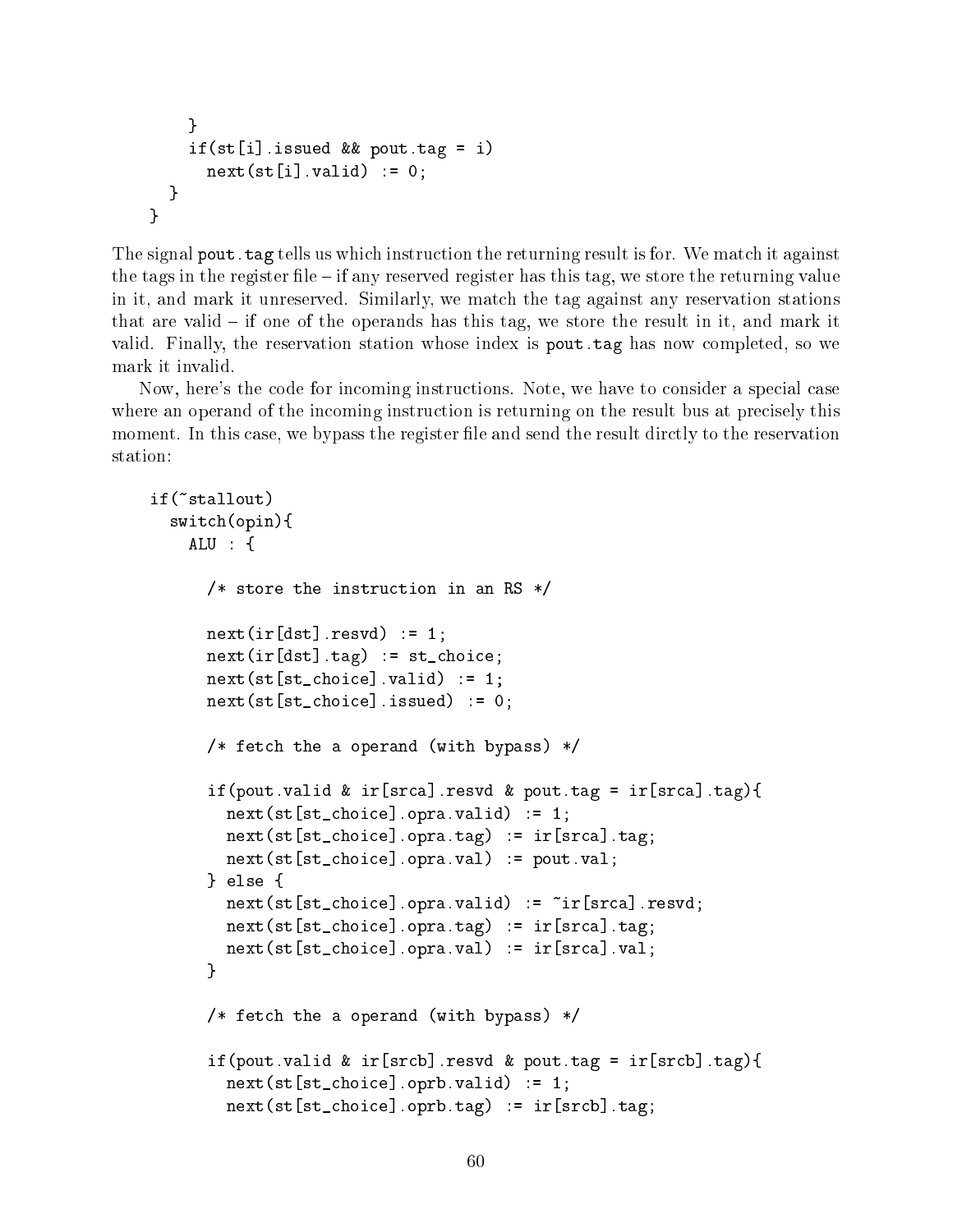```
      }
      if(st[i].issued && pout.tag = i)
        next(st[i].valid) := 0;
    }
  }
```

The signal `pout.tag` tells us which instruction the returning result is for. We match it against the tags in the register file – if any reserved register has this tag, we store the returning value in it, and mark it unreserved. Similarly, we match the tag against any reservation stations that are valid – if one of the operands has this tag, we store the result in it, and mark it valid. Finally, the reservation station whose index is `pout.tag` has now completed, so we mark it invalid.

Now, here's the code for incoming instructions. Note, we have to consider a special case where an operand of the incoming instruction is returning on the result bus at precisely this moment. In this case, we bypass the register file and send the result dirctly to the reservation station:

```
  if(~stallout)
    switch(opin){
      ALU : {

        /* store the instruction in an RS */

        next(ir[dst].resvd) := 1;
        next(ir[dst].tag) := st_choice;
        next(st[st_choice].valid) := 1;
        next(st[st_choice].issued) := 0;

        /* fetch the a operand (with bypass) */

        if(pout.valid & ir[srca].resvd & pout.tag = ir[srca].tag){
          next(st[st_choice].opra.valid) := 1;
          next(st[st_choice].opra.tag) := ir[srca].tag;
          next(st[st_choice].opra.val) := pout.val;
        } else {
          next(st[st_choice].opra.valid) := ~ir[srca].resvd;
          next(st[st_choice].opra.tag) := ir[srca].tag;
          next(st[st_choice].opra.val) := ir[srca].val;
        }

        /* fetch the a operand (with bypass) */

        if(pout.valid & ir[srcb].resvd & pout.tag = ir[srcb].tag){
          next(st[st_choice].oprb.valid) := 1;
          next(st[st_choice].oprb.tag) := ir[srcb].tag;
```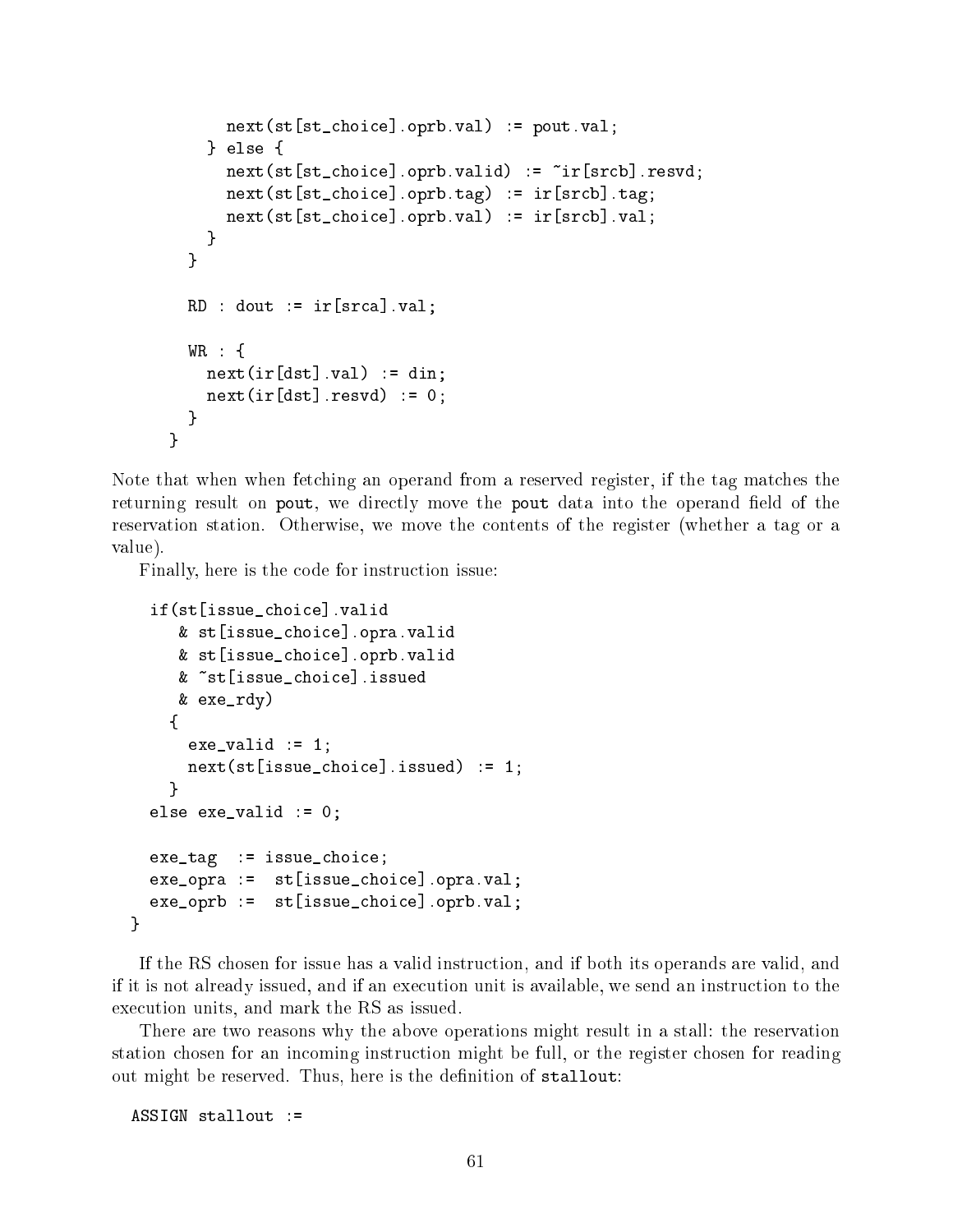```
          next(st[st_choice].oprb.val) := pout.val;
        } else {
          next(st[st_choice].oprb.valid) := ~ir[srcb].resvd;
          next(st[st_choice].oprb.tag) := ir[srcb].tag;
          next(st[st_choice].oprb.val) := ir[srcb].val;
        }
      }

      RD : dout := ir[srca].val;

      WR : {
        next(ir[dst].val) := din;
        next(ir[dst].resvd) := 0;
      }
    }
```

Note that when when fetching an operand from a reserved register, if the tag matches the returning result on `pout`, we directly move the `pout` data into the operand field of the reservation station. Otherwise, we move the contents of the register (whether a tag or a value).

Finally, here is the code for instruction issue:

```
  if(st[issue_choice].valid
     & st[issue_choice].opra.valid
     & st[issue_choice].oprb.valid
     & ~st[issue_choice].issued
     & exe_rdy)
    {
      exe_valid := 1;
      next(st[issue_choice].issued) := 1;
    }
  else exe_valid := 0;

  exe_tag  := issue_choice;
  exe_opra :=  st[issue_choice].opra.val;
  exe_oprb :=  st[issue_choice].oprb.val;
}
```

If the RS chosen for issue has a valid instruction, and if both its operands are valid, and if it is not already issued, and if an execution unit is available, we send an instruction to the execution units, and mark the RS as issued.

There are two reasons why the above operations might result in a stall: the reservation station chosen for an incoming instruction might be full, or the register chosen for reading out might be reserved. Thus, here is the definition of `stallout`:

```
ASSIGN stallout :=
```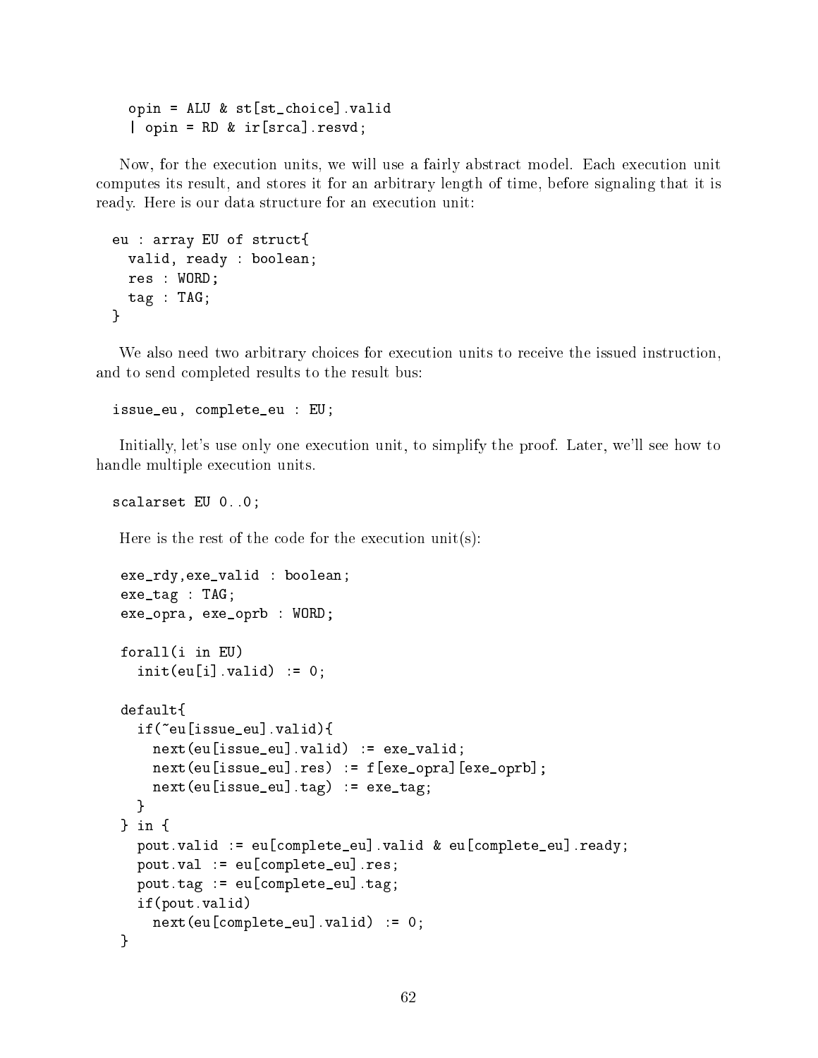```
    opin = ALU & st[st_choice].valid
    | opin = RD & ir[srca].resvd;
```

Now, for the execution units, we will use a fairly abstract model. Each execution unit computes its result, and stores it for an arbitrary length of time, before signaling that it is ready. Here is our data structure for an execution unit:

```
  eu : array EU of struct{
    valid, ready : boolean;
    res : WORD;
    tag : TAG;
  }
```

We also need two arbitrary choices for execution units to receive the issued instruction, and to send completed results to the result bus:

```
  issue_eu, complete_eu : EU;
```

Initially, let's use only one execution unit, to simplify the proof. Later, we'll see how to handle multiple execution units.

```
  scalarset EU 0..0;
```

Here is the rest of the code for the execution unit(s):

```
   exe_rdy,exe_valid : boolean;
   exe_tag : TAG;
   exe_opra, exe_oprb : WORD;

   forall(i in EU)
     init(eu[i].valid) := 0;

   default{
     if(~eu[issue_eu].valid){
       next(eu[issue_eu].valid) := exe_valid;
       next(eu[issue_eu].res) := f[exe_opra][exe_oprb];
       next(eu[issue_eu].tag) := exe_tag;
     }
   } in {
     pout.valid := eu[complete_eu].valid & eu[complete_eu].ready;
     pout.val := eu[complete_eu].res;
     pout.tag := eu[complete_eu].tag;
     if(pout.valid)
       next(eu[complete_eu].valid) := 0;
   }
```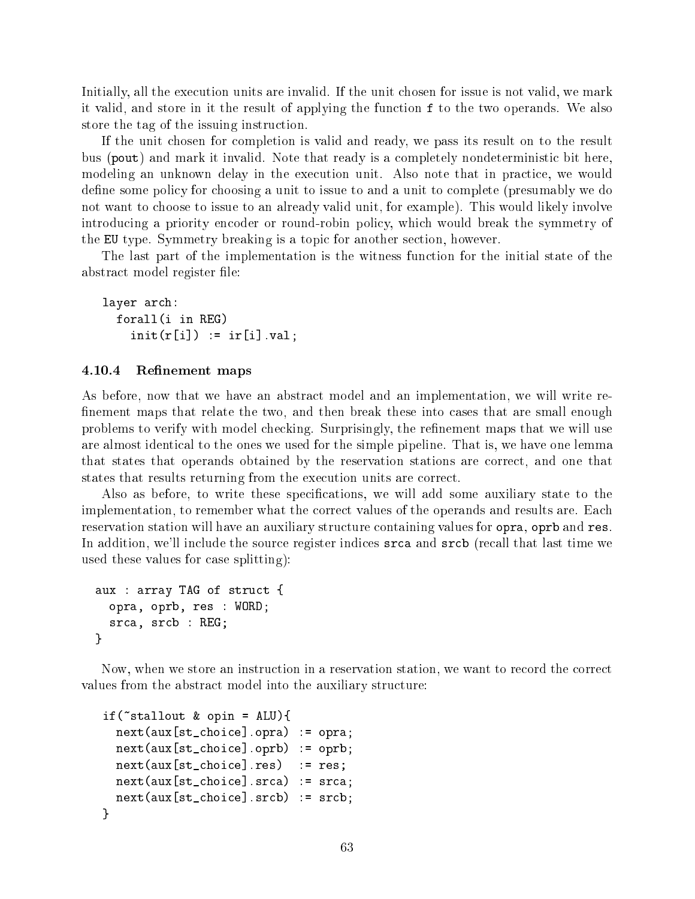Initially, all the execution units are invalid. If the unit chosen for issue is not valid, we mark it valid, and store in it the result of applying the function `f` to the two operands. We also store the tag of the issuing instruction.

If the unit chosen for completion is valid and ready, we pass its result on to the result bus (`pout`) and mark it invalid. Note that ready is a completely nondeterministic bit here, modeling an unknown delay in the execution unit. Also note that in practice, we would define some policy for choosing a unit to issue to and a unit to complete (presumably we do not want to choose to issue to an already valid unit, for example). This would likely involve introducing a priority encoder or round-robin policy, which would break the symmetry of the `EU` type. Symmetry breaking is a topic for another section, however.

The last part of the implementation is the witness function for the initial state of the abstract model register file:

```
layer arch:
  forall(i in REG)
    init(r[i]) := ir[i].val;
```

### 4.10.4 Refinement maps

As before, now that we have an abstract model and an implementation, we will write refinement maps that relate the two, and then break these into cases that are small enough problems to verify with model checking. Surprisingly, the refinement maps that we will use are almost identical to the ones we used for the simple pipeline. That is, we have one lemma that states that operands obtained by the reservation stations are correct, and one that states that results returning from the execution units are correct.

Also as before, to write these specifications, we will add some auxiliary state to the implementation, to remember what the correct values of the operands and results are. Each reservation station will have an auxiliary structure containing values for `opra`, `oprb` and `res`. In addition, we'll include the source register indices `srca` and `srcb` (recall that last time we used these values for case splitting):

```
aux : array TAG of struct {
  opra, oprb, res : WORD;
  srca, srcb : REG;
}
```

Now, when we store an instruction in a reservation station, we want to record the correct values from the abstract model into the auxiliary structure:

```
if(~stallout & opin = ALU){
  next(aux[st_choice].opra) := opra;
  next(aux[st_choice].oprb) := oprb;
  next(aux[st_choice].res)  := res;
  next(aux[st_choice].srca) := srca;
  next(aux[st_choice].srcb) := srcb;
}
```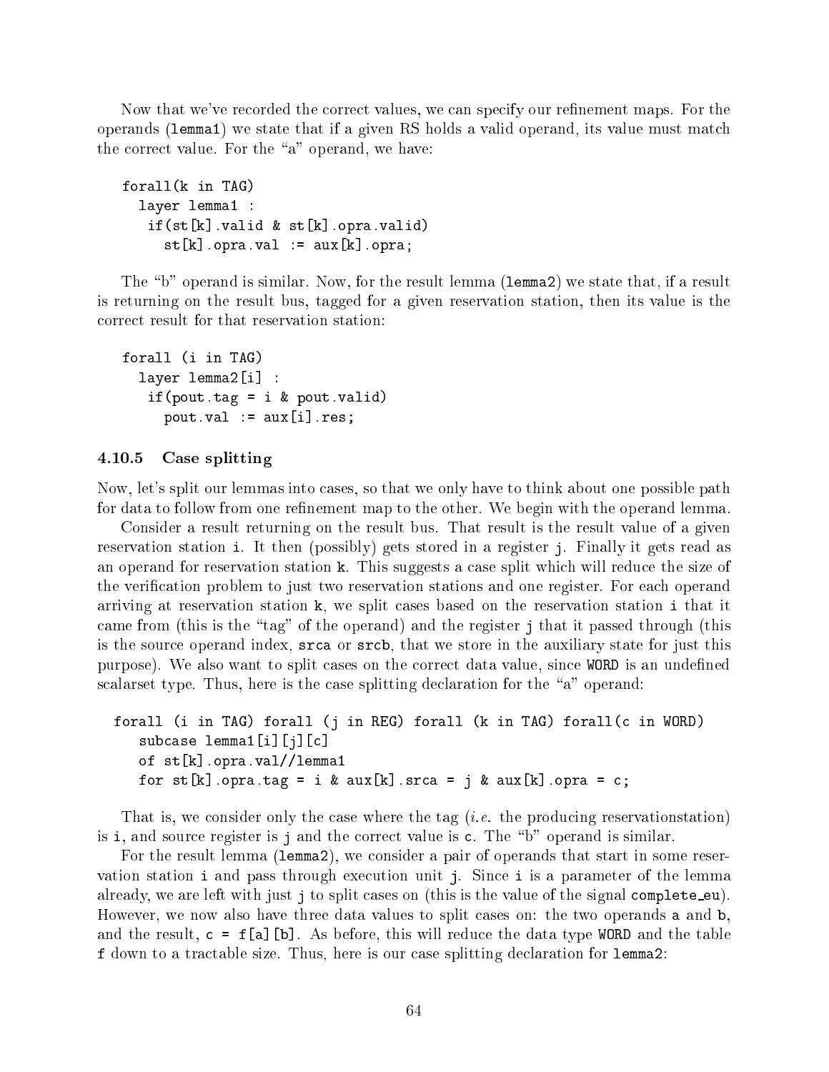Now that we've recorded the correct values, we can specify our refinement maps. For the operands (`lemma1`) we state that if a given RS holds a valid operand, its value must match the correct value. For the "a" operand, we have:

```
forall(k in TAG)
  layer lemma1 :
   if(st[k].valid & st[k].opra.valid)
     st[k].opra.val := aux[k].opra;
```

The "b" operand is similar. Now, for the result lemma (`lemma2`) we state that, if a result is returning on the result bus, tagged for a given reservation station, then its value is the correct result for that reservation station:

```
forall (i in TAG)
  layer lemma2[i] :
   if(pout.tag = i & pout.valid)
     pout.val := aux[i].res;
```

### 4.10.5 Case splitting

Now, let's split our lemmas into cases, so that we only have to think about one possible path for data to follow from one refinement map to the other. We begin with the operand lemma.

Consider a result returning on the result bus. That result is the result value of a given reservation station `i`. It then (possibly) gets stored in a register `j`. Finally it gets read as an operand for reservation station `k`. This suggests a case split which will reduce the size of the verification problem to just two reservation stations and one register. For each operand arriving at reservation station `k`, we split cases based on the reservation station `i` that it came from (this is the "tag" of the operand) and the register `j` that it passed through (this is the source operand index, `srca` or `srcb`, that we store in the auxiliary state for just this purpose). We also want to split cases on the correct data value, since `WORD` is an undefined scalarset type. Thus, here is the case splitting declaration for the "a" operand:

```
forall (i in TAG) forall (j in REG) forall (k in TAG) forall(c in WORD)
   subcase lemma1[i][j][c]
   of st[k].opra.val//lemma1
   for st[k].opra.tag = i & aux[k].srca = j & aux[k].opra = c;
```

That is, we consider only the case where the tag (*i.e.* the producing reservationstation) is `i`, and source register is `j` and the correct value is `c`. The "b" operand is similar.

For the result lemma (`lemma2`), we consider a pair of operands that start in some reservation station `i` and pass through execution unit `j`. Since `i` is a parameter of the lemma already, we are left with just `j` to split cases on (this is the value of the signal `complete_eu`). However, we now also have three data values to split cases on: the two operands `a` and `b`, and the result, `c = f[a][b]`. As before, this will reduce the data type `WORD` and the table `f` down to a tractable size. Thus, here is our case splitting declaration for `lemma2`: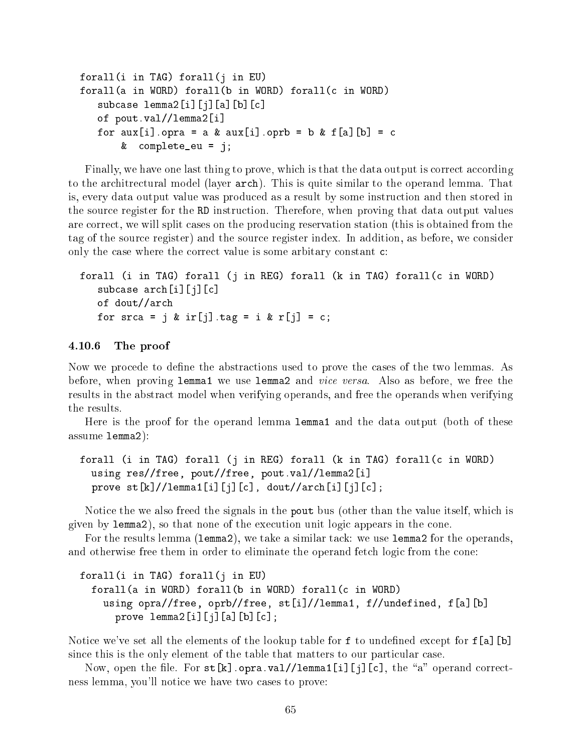```
forall(i in TAG) forall(j in EU)
forall(a in WORD) forall(b in WORD) forall(c in WORD)
   subcase lemma2[i][j][a][b][c]
   of pout.val//lemma2[i]
   for aux[i].opra = a & aux[i].oprb = b & f[a][b] = c
       &  complete_eu = j;
```

Finally, we have one last thing to prove, which is that the data output is correct according to the architrectural model (layer `arch`). This is quite similar to the operand lemma. That is, every data output value was produced as a result by some instruction and then stored in the source register for the `RD` instruction. Therefore, when proving that data output values are correct, we will split cases on the producing reservation station (this is obtained from the tag of the source register) and the source register index. In addition, as before, we consider only the case where the correct value is some arbitary constant `c`:

```
forall (i in TAG) forall (j in REG) forall (k in TAG) forall(c in WORD)
   subcase arch[i][j][c]
   of dout//arch
   for srca = j & ir[j].tag = i & r[j] = c;
```

### 4.10.6 The proof

Now we procede to define the abstractions used to prove the cases of the two lemmas. As before, when proving `lemma1` we use `lemma2` and *vice versa*. Also as before, we free the results in the abstract model when verifying operands, and free the operands when verifying the results.

Here is the proof for the operand lemma `lemma1` and the data output (both of these assume `lemma2`):

```
forall (i in TAG) forall (j in REG) forall (k in TAG) forall(c in WORD)
  using res//free, pout//free, pout.val//lemma2[i]
  prove st[k]//lemma1[i][j][c], dout//arch[i][j][c];
```

Notice the we also freed the signals in the `pout` bus (other than the value itself, which is given by `lemma2`), so that none of the execution unit logic appears in the cone.

For the results lemma (`lemma2`), we take a similar tack: we use `lemma2` for the operands, and otherwise free them in order to eliminate the operand fetch logic from the cone:

```
forall(i in TAG) forall(j in EU)
  forall(a in WORD) forall(b in WORD) forall(c in WORD)
    using opra//free, oprb//free, st[i]//lemma1, f//undefined, f[a][b]
      prove lemma2[i][j][a][b][c];
```

Notice we've set all the elements of the lookup table for `f` to undefined except for `f[a][b]` since this is the only element of the table that matters to our particular case.

Now, open the file. For `st[k].opra.val//lemma1[i][j][c]`, the "a" operand correctness lemma, you'll notice we have two cases to prove: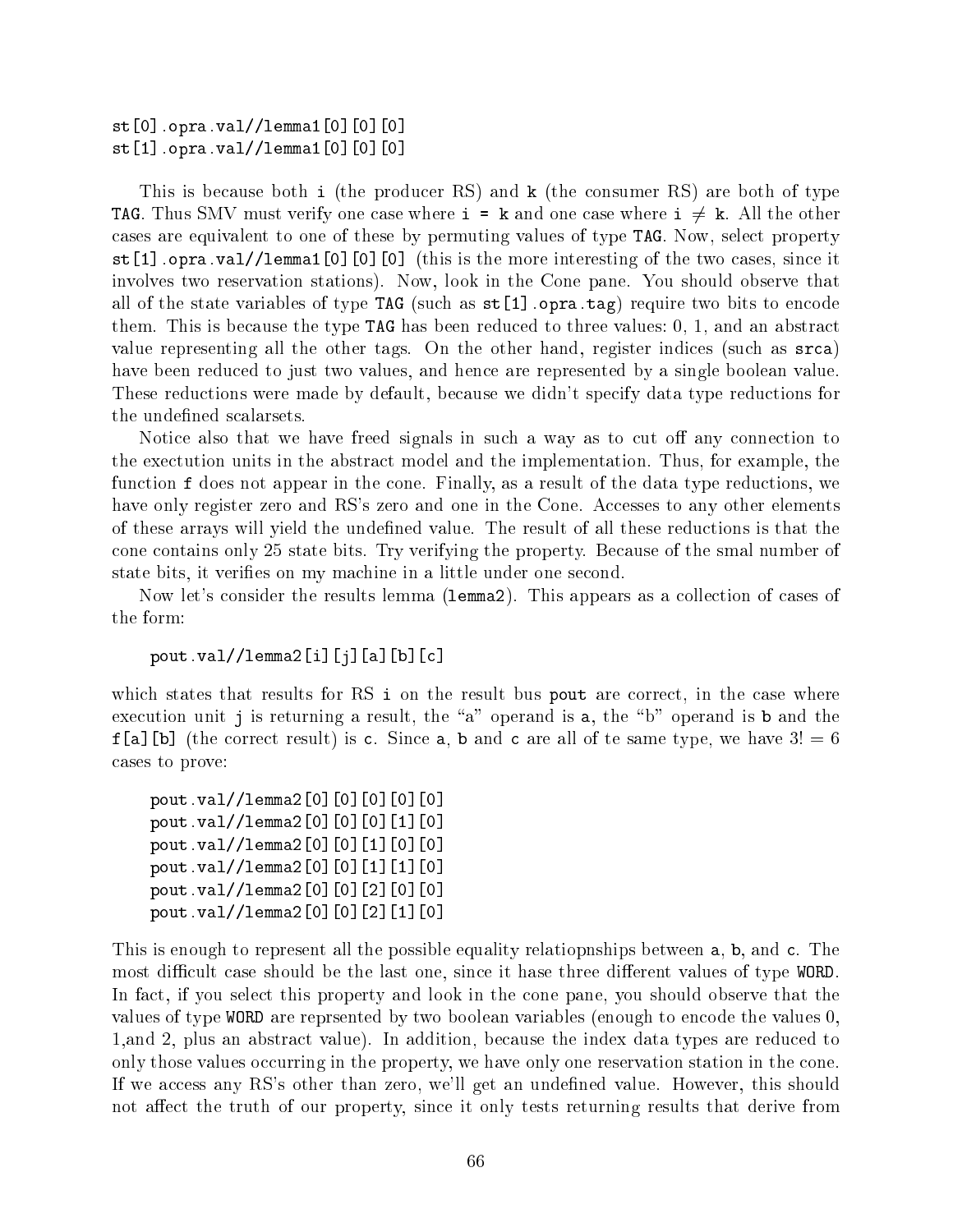```
st[0].opra.val//lemma1[0][0][0]
st[1].opra.val//lemma1[0][0][0]
```

This is because both `i` (the producer RS) and `k` (the consumer RS) are both of type `TAG`. Thus SMV must verify one case where `i = k` and one case where `i` $\neq$ `k`. All the other cases are equivalent to one of these by permuting values of type `TAG`. Now, select property `st[1].opra.val//lemma1[0][0][0]` (this is the more interesting of the two cases, since it involves two reservation stations). Now, look in the Cone pane. You should observe that all of the state variables of type `TAG` (such as `st[1].opra.tag`) require two bits to encode them. This is because the type `TAG` has been reduced to three values: 0, 1, and an abstract value representing all the other tags. On the other hand, register indices (such as `srca`) have been reduced to just two values, and hence are represented by a single boolean value. These reductions were made by default, because we didn't specify data type reductions for the undefined scalarsets.

Notice also that we have freed signals in such a way as to cut off any connection to the exectution units in the abstract model and the implementation. Thus, for example, the function `f` does not appear in the cone. Finally, as a result of the data type reductions, we have only register zero and RS's zero and one in the Cone. Accesses to any other elements of these arrays will yield the undefined value. The result of all these reductions is that the cone contains only 25 state bits. Try verifying the property. Because of the smal number of state bits, it verifies on my machine in a little under one second.

Now let's consider the results lemma (`lemma2`). This appears as a collection of cases of the form:

```
pout.val//lemma2[i][j][a][b][c]
```

which states that results for RS `i` on the result bus `pout` are correct, in the case where execution unit `j` is returning a result, the "a" operand is `a`, the "b" operand is `b` and the `f[a][b]` (the correct result) is `c`. Since `a`, `b` and `c` are all of te same type, we have $3! = 6$ cases to prove:

```
pout.val//lemma2[0][0][0][0][0]
pout.val//lemma2[0][0][0][1][0]
pout.val//lemma2[0][0][1][0][0]
pout.val//lemma2[0][0][1][1][0]
pout.val//lemma2[0][0][2][0][0]
pout.val//lemma2[0][0][2][1][0]
```

This is enough to represent all the possible equality relatiopnships between `a`, `b`, and `c`. The most difficult case should be the last one, since it hase three different values of type `WORD`. In fact, if you select this property and look in the cone pane, you should observe that the values of type `WORD` are reprsented by two boolean variables (enough to encode the values 0, 1,and 2, plus an abstract value). In addition, because the index data types are reduced to only those values occurring in the property, we have only one reservation station in the cone. If we access any RS's other than zero, we'll get an undefined value. However, this should not affect the truth of our property, since it only tests returning results that derive from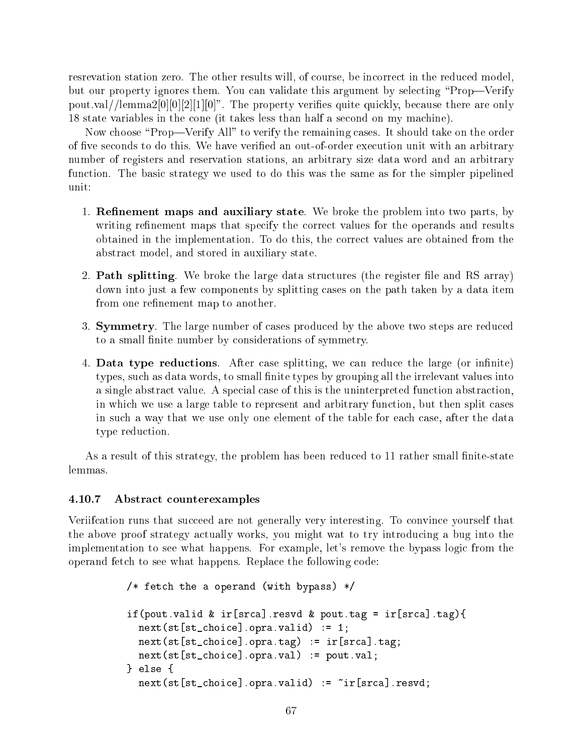resrevation station zero. The other results will, of course, be incorrect in the reduced model, but our property ignores them. You can validate this argument by selecting "Prop—Verify pout.val//lemma2[0][0][2][1][0]". The property verifies quite quickly, because there are only 18 state variables in the cone (it takes less than half a second on my machine).

Now choose "Prop—Verify All" to verify the remaining cases. It should take on the order of five seconds to do this. We have verified an out-of-order execution unit with an arbitrary number of registers and reservation stations, an arbitrary size data word and an arbitrary function. The basic strategy we used to do this was the same as for the simpler pipelined unit:

1. **Refinement maps and auxiliary state**. We broke the problem into two parts, by writing refinement maps that specify the correct values for the operands and results obtained in the implementation. To do this, the correct values are obtained from the abstract model, and stored in auxiliary state.

2. **Path splitting**. We broke the large data structures (the register file and RS array) down into just a few components by splitting cases on the path taken by a data item from one refinement map to another.

3. **Symmetry**. The large number of cases produced by the above two steps are reduced to a small finite number by considerations of symmetry.

4. **Data type reductions**. After case splitting, we can reduce the large (or infinite) types, such as data words, to small finite types by grouping all the irrelevant values into a single abstract value. A special case of this is the uninterpreted function abstraction, in which we use a large table to represent and arbitrary function, but then split cases in such a way that we use only one element of the table for each case, after the data type reduction.

As a result of this strategy, the problem has been reduced to 11 rather small finite-state lemmas.

### 4.10.7 Abstract counterexamples

Veriifcation runs that succeed are not generally very interesting. To convince yourself that the above proof strategy actually works, you might wat to try introducing a bug into the implementation to see what happens. For example, let's remove the bypass logic from the operand fetch to see what happens. Replace the following code:

```
/* fetch the a operand (with bypass) */

if(pout.valid & ir[srca].resvd & pout.tag = ir[srca].tag){
  next(st[st_choice].opra.valid) := 1;
  next(st[st_choice].opra.tag) := ir[srca].tag;
  next(st[st_choice].opra.val) := pout.val;
} else {
  next(st[st_choice].opra.valid) := ~ir[srca].resvd;
```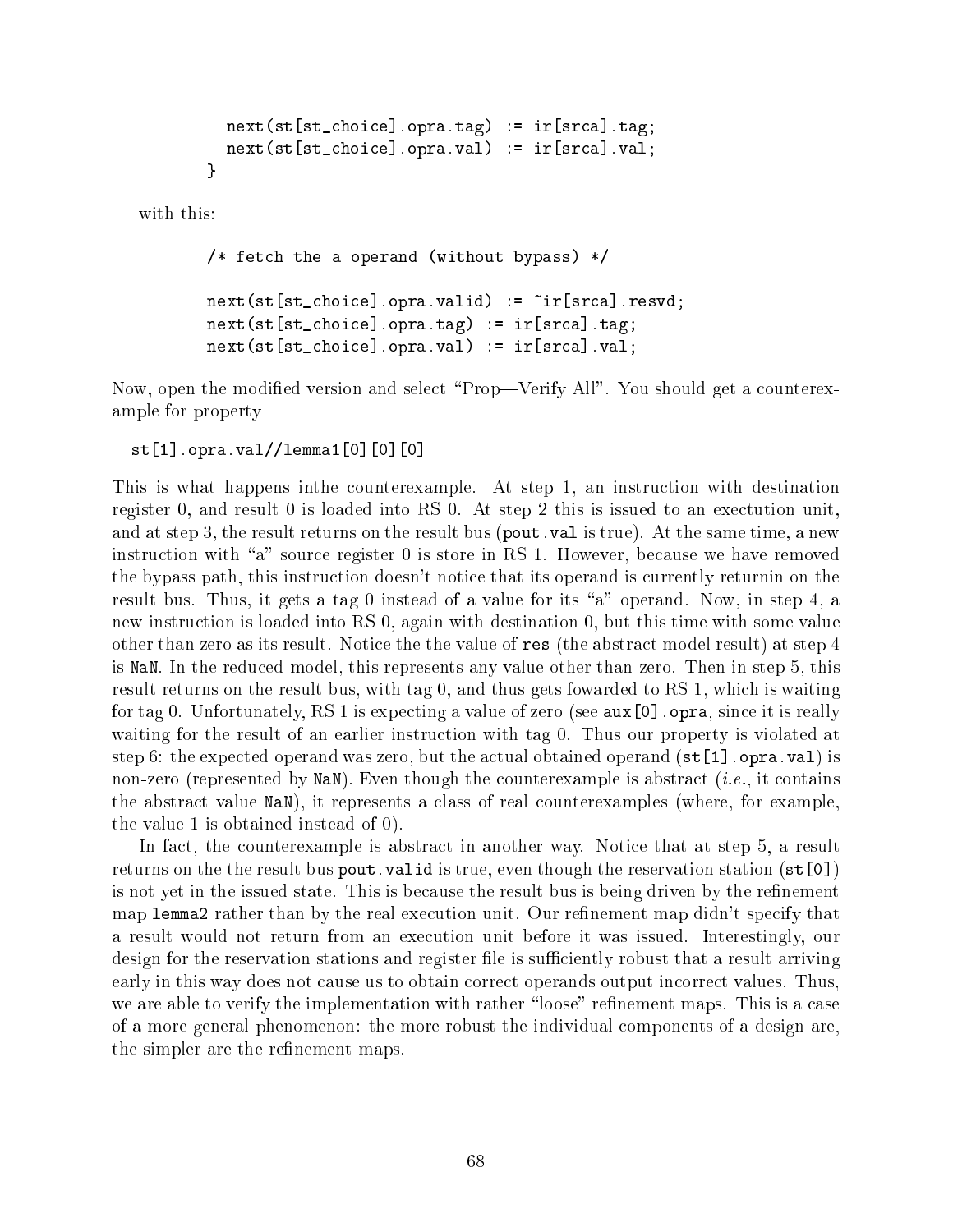```
      next(st[st_choice].opra.tag) := ir[srca].tag;
      next(st[st_choice].opra.val) := ir[srca].val;
    }
```

with this:

```
    /* fetch the a operand (without bypass) */

    next(st[st_choice].opra.valid) := ~ir[srca].resvd;
    next(st[st_choice].opra.tag) := ir[srca].tag;
    next(st[st_choice].opra.val) := ir[srca].val;
```

Now, open the modified version and select "Prop—Verify All". You should get a counterexample for property

```
st[1].opra.val//lemma1[0][0][0]
```

This is what happens inthe counterexample. At step 1, an instruction with destination register 0, and result 0 is loaded into RS 0. At step 2 this is issued to an exectution unit, and at step 3, the result returns on the result bus (`pout.val` is true). At the same time, a new instruction with "a" source register 0 is store in RS 1. However, because we have removed the bypass path, this instruction doesn't notice that its operand is currently returnin on the result bus. Thus, it gets a tag 0 instead of a value for its "a" operand. Now, in step 4, a new instruction is loaded into RS 0, again with destination 0, but this time with some value other than zero as its result. Notice the the value of `res` (the abstract model result) at step 4 is `NaN`. In the reduced model, this represents any value other than zero. Then in step 5, this result returns on the result bus, with tag 0, and thus gets fowarded to RS 1, which is waiting for tag 0. Unfortunately, RS 1 is expecting a value of zero (see `aux[0].opra`, since it is really waiting for the result of an earlier instruction with tag 0. Thus our property is violated at step 6: the expected operand was zero, but the actual obtained operand (`st[1].opra.val`) is non-zero (represented by `NaN`). Even though the counterexample is abstract (*i.e.*, it contains the abstract value `NaN`), it represents a class of real counterexamples (where, for example, the value 1 is obtained instead of 0).

In fact, the counterexample is abstract in another way. Notice that at step 5, a result returns on the the result bus `pout.valid` is true, even though the reservation station (`st[0]`) is not yet in the issued state. This is because the result bus is being driven by the refinement map `lemma2` rather than by the real execution unit. Our refinement map didn't specify that a result would not return from an execution unit before it was issued. Interestingly, our design for the reservation stations and register file is sufficiently robust that a result arriving early in this way does not cause us to obtain correct operands output incorrect values. Thus, we are able to verify the implementation with rather "loose" refinement maps. This is a case of a more general phenomenon: the more robust the individual components of a design are, the simpler are the refinement maps.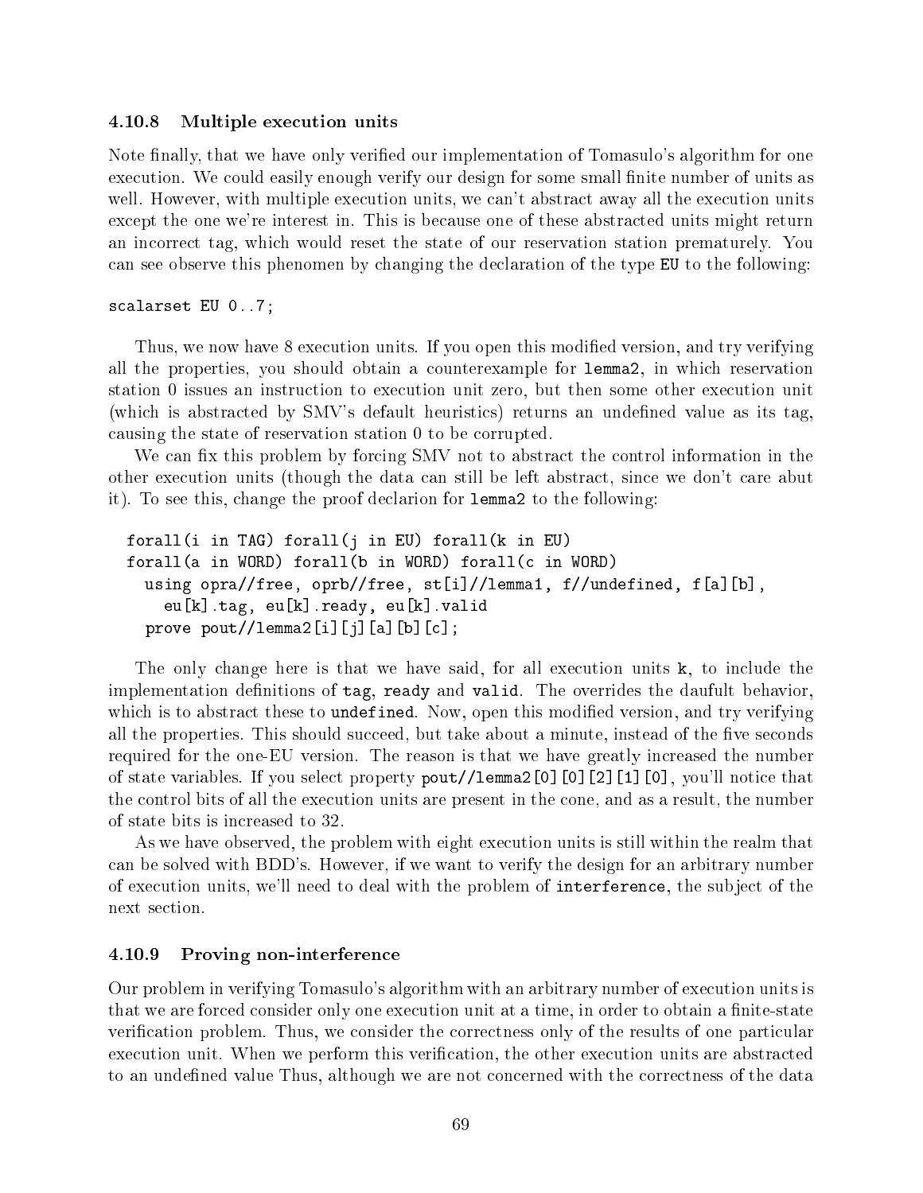### 4.10.8 Multiple execution units

Note finally, that we have only verified our implementation of Tomasulo's algorithm for one execution. We could easily enough verify our design for some small finite number of units as well. However, with multiple execution units, we can't abstract away all the execution units except the one we're interest in. This is because one of these abstracted units might return an incorrect tag, which would reset the state of our reservation station prematurely. You can see observe this phenomen by changing the declaration of the type `EU` to the following:

```
scalarset EU 0..7;
```

Thus, we now have 8 execution units. If you open this modified version, and try verifying all the properties, you should obtain a counterexample for `lemma2`, in which reservation station 0 issues an instruction to execution unit zero, but then some other execution unit (which is abstracted by SMV's default heuristics) returns an undefined value as its tag, causing the state of reservation station 0 to be corrupted.

We can fix this problem by forcing SMV not to abstract the control information in the other execution units (though the data can still be left abstract, since we don't care abut it). To see this, change the proof declarion for `lemma2` to the following:

```
forall(i in TAG) forall(j in EU) forall(k in EU)
forall(a in WORD) forall(b in WORD) forall(c in WORD)
  using opra//free, oprb//free, st[i]//lemma1, f//undefined, f[a][b],
    eu[k].tag, eu[k].ready, eu[k].valid
  prove pout//lemma2[i][j][a][b][c];
```

The only change here is that we have said, for all execution units `k`, to include the implementation definitions of `tag`, `ready` and `valid`. The overrides the daufult behavior, which is to abstract these to `undefined`. Now, open this modified version, and try verifying all the properties. This should succeed, but take about a minute, instead of the five seconds required for the one-EU version. The reason is that we have greatly increased the number of state variables. If you select property `pout//lemma2[0][0][2][1][0]`, you'll notice that the control bits of all the execution units are present in the cone, and as a result, the number of state bits is increased to 32.

As we have observed, the problem with eight execution units is still within the realm that can be solved with BDD's. However, if we want to verify the design for an arbitrary number of execution units, we'll need to deal with the problem of `interference`, the subject of the next section.

### 4.10.9 Proving non-interference

Our problem in verifying Tomasulo's algorithm with an arbitrary number of execution units is that we are forced consider only one execution unit at a time, in order to obtain a finite-state verification problem. Thus, we consider the correctness only of the results of one particular execution unit. When we perform this verification, the other execution units are abstracted to an undefined value Thus, although we are not concerned with the correctness of the data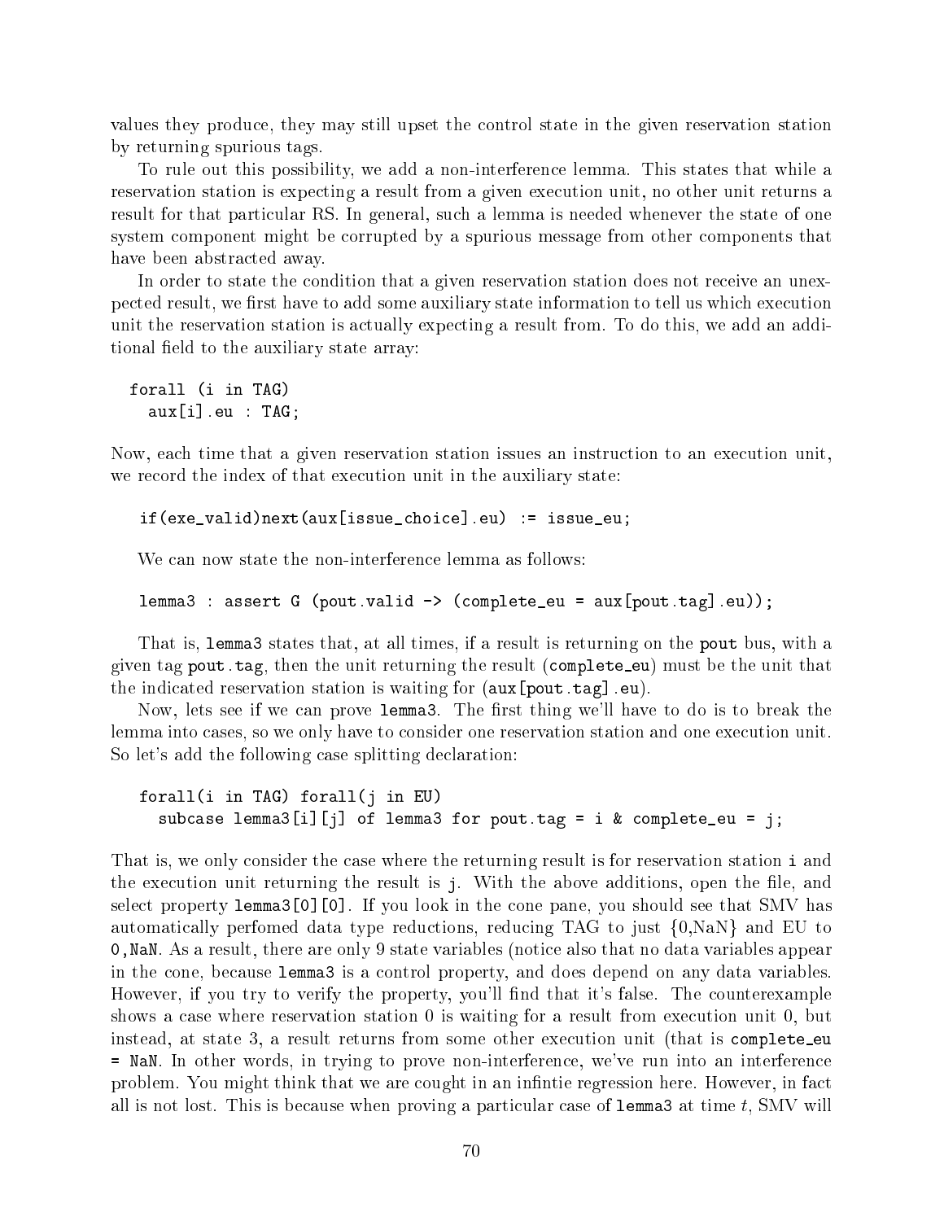values they produce, they may still upset the control state in the given reservation station by returning spurious tags.

To rule out this possibility, we add a non-interference lemma. This states that while a reservation station is expecting a result from a given execution unit, no other unit returns a result for that particular RS. In general, such a lemma is needed whenever the state of one system component might be corrupted by a spurious message from other components that have been abstracted away.

In order to state the condition that a given reservation station does not receive an unexpected result, we first have to add some auxiliary state information to tell us which execution unit the reservation station is actually expecting a result from. To do this, we add an additional field to the auxiliary state array:

```
forall (i in TAG)
  aux[i].eu : TAG;
```

Now, each time that a given reservation station issues an instruction to an execution unit, we record the index of that execution unit in the auxiliary state:

```
if(exe_valid)next(aux[issue_choice].eu) := issue_eu;
```

We can now state the non-interference lemma as follows:

```
lemma3 : assert G (pout.valid -> (complete_eu = aux[pout.tag].eu));
```

That is, `lemma3` states that, at all times, if a result is returning on the `pout` bus, with a given tag `pout.tag`, then the unit returning the result (`complete_eu`) must be the unit that the indicated reservation station is waiting for (`aux[pout.tag].eu`).

Now, lets see if we can prove `lemma3`. The first thing we'll have to do is to break the lemma into cases, so we only have to consider one reservation station and one execution unit. So let's add the following case splitting declaration:

```
forall(i in TAG) forall(j in EU)
  subcase lemma3[i][j] of lemma3 for pout.tag = i & complete_eu = j;
```

That is, we only consider the case where the returning result is for reservation station `i` and the execution unit returning the result is `j`. With the above additions, open the file, and select property `lemma3[0][0]`. If you look in the cone pane, you should see that SMV has automatically perfomed data type reductions, reducing TAG to just {0,NaN} and EU to `0,NaN`. As a result, there are only 9 state variables (notice also that no data variables appear in the cone, because `lemma3` is a control property, and does depend on any data variables. However, if you try to verify the property, you'll find that it's false. The counterexample shows a case where reservation station 0 is waiting for a result from execution unit 0, but instead, at state 3, a result returns from some other execution unit (that is `complete_eu = NaN`. In other words, in trying to prove non-interference, we've run into an interference problem. You might think that we are cought in an infintie regression here. However, in fact all is not lost. This is because when proving a particular case of `lemma3` at time $t$, SMV will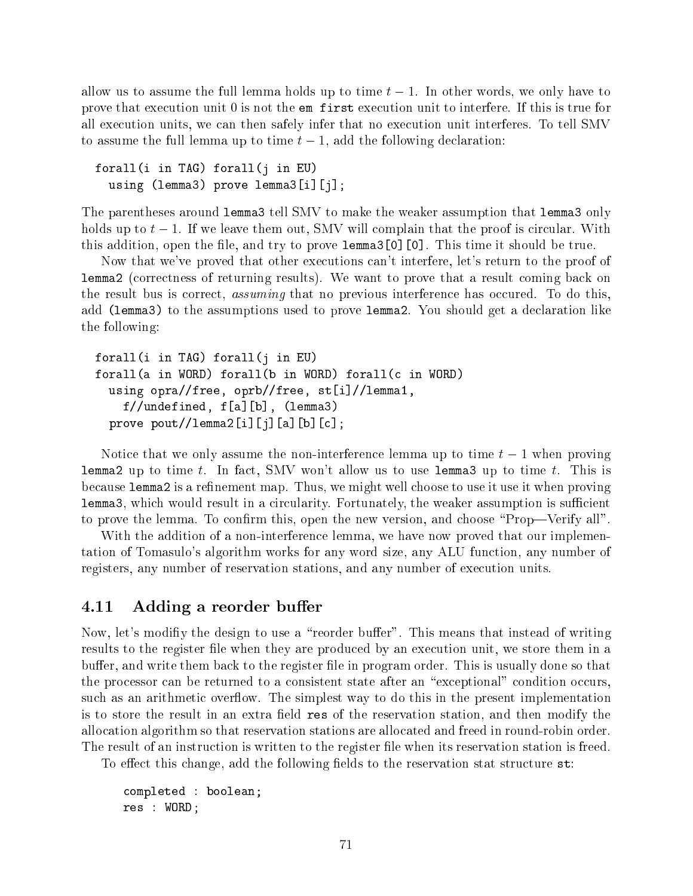allow us to assume the full lemma holds up to time $t-1$. In other words, we only have to prove that execution unit 0 is not the `em first` execution unit to interfere. If this is true for all execution units, we can then safely infer that no execution unit interferes. To tell SMV to assume the full lemma up to time $t-1$, add the following declaration:

```
forall(i in TAG) forall(j in EU)
  using (lemma3) prove lemma3[i][j];
```

The parentheses around `lemma3` tell SMV to make the weaker assumption that `lemma3` only holds up to $t-1$. If we leave them out, SMV will complain that the proof is circular. With this addition, open the file, and try to prove `lemma3[0][0]`. This time it should be true.

Now that we've proved that other executions can't interfere, let's return to the proof of `lemma2` (correctness of returning results). We want to prove that a result coming back on the result bus is correct, *assuming* that no previous interference has occured. To do this, add `(lemma3)` to the assumptions used to prove `lemma2`. You should get a declaration like the following:

```
forall(i in TAG) forall(j in EU)
forall(a in WORD) forall(b in WORD) forall(c in WORD)
  using opra//free, oprb//free, st[i]//lemma1,
    f//undefined, f[a][b], (lemma3)
  prove pout//lemma2[i][j][a][b][c];
```

Notice that we only assume the non-interference lemma up to time $t-1$ when proving `lemma2` up to time $t$. In fact, SMV won't allow us to use `lemma3` up to time $t$. This is because `lemma2` is a refinement map. Thus, we might well choose to use it use it when proving `lemma3`, which would result in a circularity. Fortunately, the weaker assumption is sufficient to prove the lemma. To confirm this, open the new version, and choose "Prop—Verify all".

With the addition of a non-interference lemma, we have now proved that our implementation of Tomasulo's algorithm works for any word size, any ALU function, any number of registers, any number of reservation stations, and any number of execution units.

### 4.11 Adding a reorder buffer

Now, let's modifiy the design to use a "reorder buffer". This means that instead of writing results to the register file when they are produced by an execution unit, we store them in a buffer, and write them back to the register file in program order. This is usually done so that the processor can be returned to a consistent state after an "exceptional" condition occurs, such as an arithmetic overflow. The simplest way to do this in the present implementation is to store the result in an extra field `res` of the reservation station, and then modify the allocation algorithm so that reservation stations are allocated and freed in round-robin order. The result of an instruction is written to the register file when its reservation station is freed.

To effect this change, add the following fields to the reservation stat structure `st`:

```
completed : boolean;
res : WORD;
```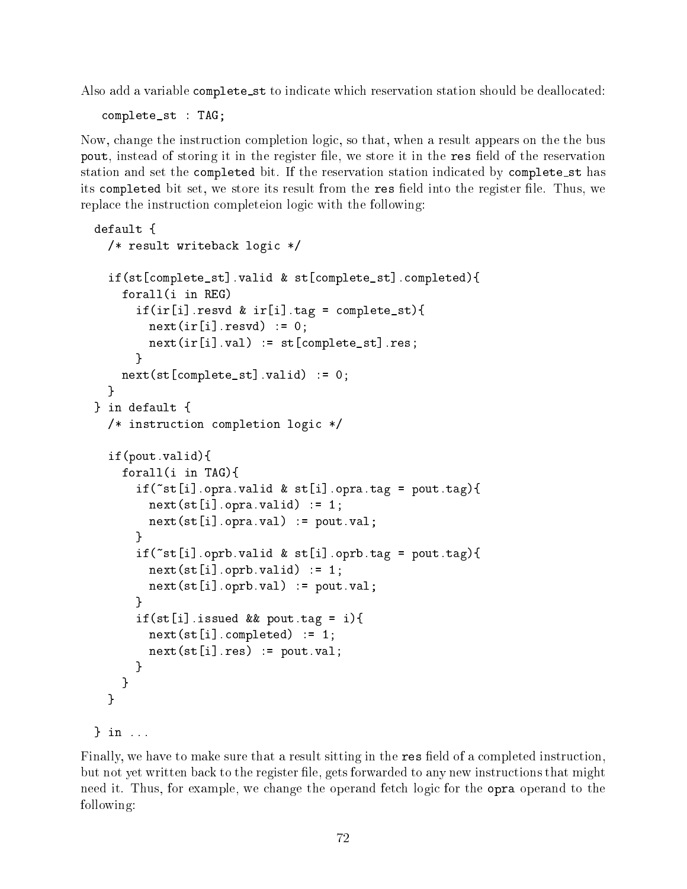Also add a variable `complete_st` to indicate which reservation station should be deallocated:

```
complete_st : TAG;
```

Now, change the instruction completion logic, so that, when a result appears on the the bus `pout`, instead of storing it in the register file, we store it in the `res` field of the reservation station and set the `completed` bit. If the reservation station indicated by `complete_st` has its `completed` bit set, we store its result from the `res` field into the register file. Thus, we replace the instruction completeion logic with the following:

```
default {
  /* result writeback logic */

  if(st[complete_st].valid & st[complete_st].completed){
    forall(i in REG)
      if(ir[i].resvd & ir[i].tag = complete_st){
        next(ir[i].resvd) := 0;
        next(ir[i].val) := st[complete_st].res;
      }
    next(st[complete_st].valid) := 0;
  }
} in default {
  /* instruction completion logic */

  if(pout.valid){
    forall(i in TAG){
      if(~st[i].opra.valid & st[i].opra.tag = pout.tag){
        next(st[i].opra.valid) := 1;
        next(st[i].opra.val) := pout.val;
      }
      if(~st[i].oprb.valid & st[i].oprb.tag = pout.tag){
        next(st[i].oprb.valid) := 1;
        next(st[i].oprb.val) := pout.val;
      }
      if(st[i].issued && pout.tag = i){
        next(st[i].completed) := 1;
        next(st[i].res) := pout.val;
      }
    }
  }

} in ...
```

Finally, we have to make sure that a result sitting in the `res` field of a completed instruction, but not yet written back to the register file, gets forwarded to any new instructions that might need it. Thus, for example, we change the operand fetch logic for the `opra` operand to the following: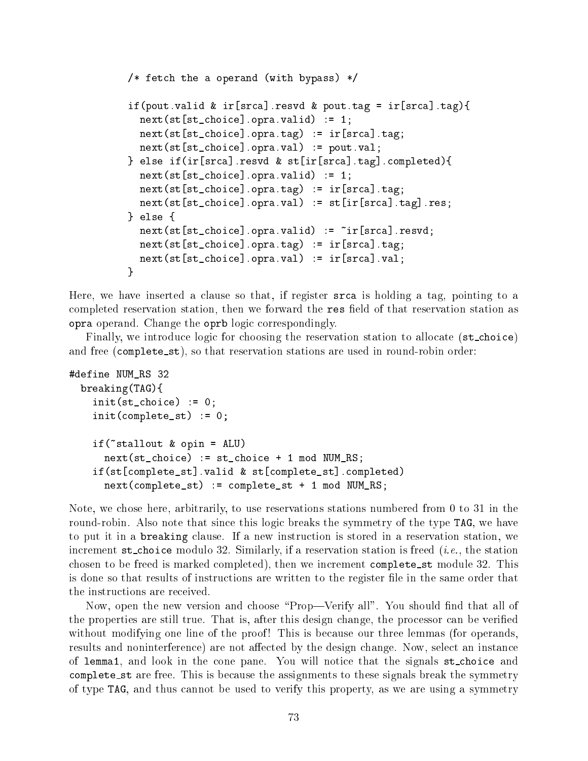```
/* fetch the a operand (with bypass) */

if(pout.valid & ir[srca].resvd & pout.tag = ir[srca].tag){
  next(st[st_choice].opra.valid) := 1;
  next(st[st_choice].opra.tag) := ir[srca].tag;
  next(st[st_choice].opra.val) := pout.val;
} else if(ir[srca].resvd & st[ir[srca].tag].completed){
  next(st[st_choice].opra.valid) := 1;
  next(st[st_choice].opra.tag) := ir[srca].tag;
  next(st[st_choice].opra.val) := st[ir[srca].tag].res;
} else {
  next(st[st_choice].opra.valid) := ~ir[srca].resvd;
  next(st[st_choice].opra.tag) := ir[srca].tag;
  next(st[st_choice].opra.val) := ir[srca].val;
}
```

Here, we have inserted a clause so that, if register `srca` is holding a tag, pointing to a completed reservation station, then we forward the `res` field of that reservation station as `opra` operand. Change the `oprb` logic correspondingly.

Finally, we introduce logic for choosing the reservation station to allocate (`st_choice`) and free (`complete_st`), so that reservation stations are used in round-robin order:

```
#define NUM_RS 32
  breaking(TAG){
    init(st_choice) := 0;
    init(complete_st) := 0;

    if(~stallout & opin = ALU)
      next(st_choice) := st_choice + 1 mod NUM_RS;
    if(st[complete_st].valid & st[complete_st].completed)
      next(complete_st) := complete_st + 1 mod NUM_RS;
```

Note, we chose here, arbitrarily, to use reservations stations numbered from 0 to 31 in the round-robin. Also note that since this logic breaks the symmetry of the type `TAG`, we have to put it in a `breaking` clause. If a new instruction is stored in a reservation station, we increment `st_choice` modulo 32. Similarly, if a reservation station is freed (*i.e.*, the station chosen to be freed is marked completed), then we increment `complete_st` module 32. This is done so that results of instructions are written to the register file in the same order that the instructions are received.

Now, open the new version and choose "Prop—Verify all". You should find that all of the properties are still true. That is, after this design change, the processor can be verified without modifying one line of the proof! This is because our three lemmas (for operands, results and noninterference) are not affected by the design change. Now, select an instance of `lemma1`, and look in the cone pane. You will notice that the signals `st_choice` and `complete_st` are free. This is because the assignments to these signals break the symmetry of type `TAG`, and thus cannot be used to verify this property, as we are using a symmetry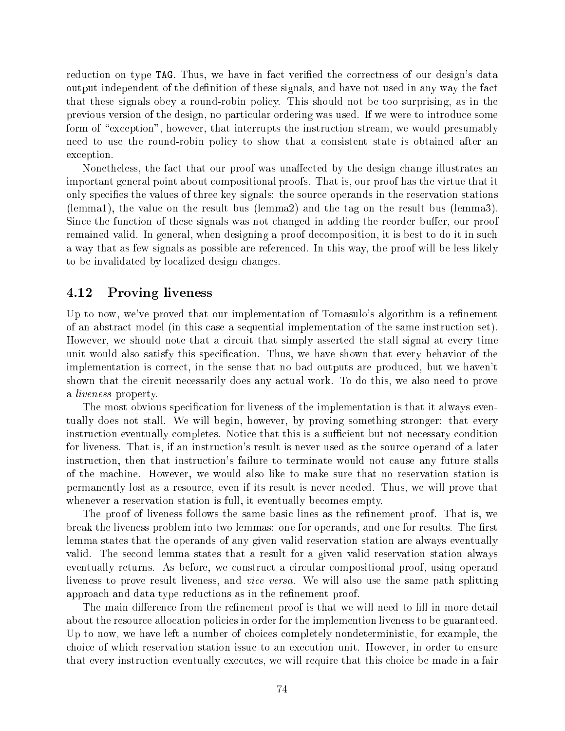reduction on type `TAG`. Thus, we have in fact verified the correctness of our design's data output independent of the definition of these signals, and have not used in any way the fact that these signals obey a round-robin policy. This should not be too surprising, as in the previous version of the design, no particular ordering was used. If we were to introduce some form of "exception", however, that interrupts the instruction stream, we would presumably need to use the round-robin policy to show that a consistent state is obtained after an exception.

Nonetheless, the fact that our proof was unaffected by the design change illustrates an important general point about compositional proofs. That is, our proof has the virtue that it only specifies the values of three key signals: the source operands in the reservation stations (lemma1), the value on the result bus (lemma2) and the tag on the result bus (lemma3). Since the function of these signals was not changed in adding the reorder buffer, our proof remained valid. In general, when designing a proof decomposition, it is best to do it in such a way that as few signals as possible are referenced. In this way, the proof will be less likely to be invalidated by localized design changes.

## 4.12 Proving liveness

Up to now, we've proved that our implementation of Tomasulo's algorithm is a refinement of an abstract model (in this case a sequential implementation of the same instruction set). However, we should note that a circuit that simply asserted the stall signal at every time unit would also satisfy this specification. Thus, we have shown that every behavior of the implementation is correct, in the sense that no bad outputs are produced, but we haven't shown that the circuit necessarily does any actual work. To do this, we also need to prove a *liveness* property.

The most obvious specification for liveness of the implementation is that it always eventually does not stall. We will begin, however, by proving something stronger: that every instruction eventually completes. Notice that this is a sufficient but not necessary condition for liveness. That is, if an instruction's result is never used as the source operand of a later instruction, then that instruction's failure to terminate would not cause any future stalls of the machine. However, we would also like to make sure that no reservation station is permanently lost as a resource, even if its result is never needed. Thus, we will prove that whenever a reservation station is full, it eventually becomes empty.

The proof of liveness follows the same basic lines as the refinement proof. That is, we break the liveness problem into two lemmas: one for operands, and one for results. The first lemma states that the operands of any given valid reservation station are always eventually valid. The second lemma states that a result for a given valid reservation station always eventually returns. As before, we construct a circular compositional proof, using operand liveness to prove result liveness, and *vice versa*. We will also use the same path splitting approach and data type reductions as in the refinement proof.

The main difference from the refinement proof is that we will need to fill in more detail about the resource allocation policies in order for the implemention liveness to be guaranteed. Up to now, we have left a number of choices completely nondeterministic, for example, the choice of which reservation station issue to an execution unit. However, in order to ensure that every instruction eventually executes, we will require that this choice be made in a fair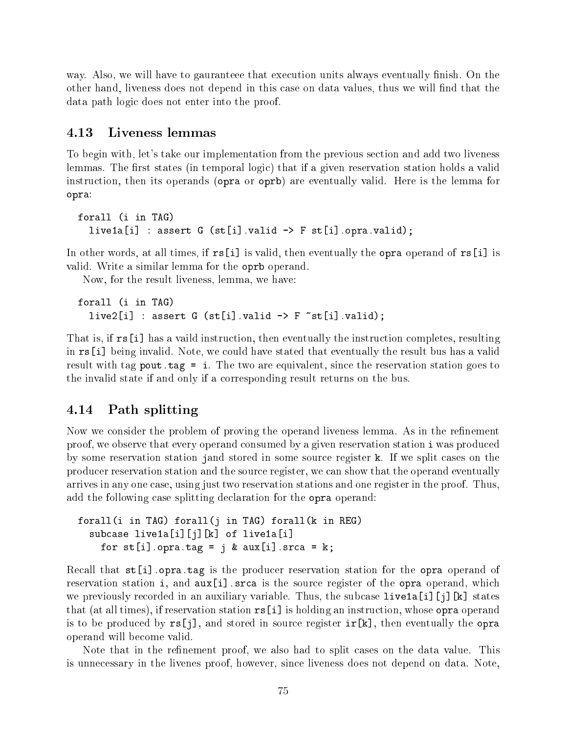way. Also, we will have to gaurranteee that execution units always eventually finish. On the other hand, liveness does not depend in this case on data values, thus we will find that the data path logic does not enter into the proof.

## 4.13 Liveness lemmas

To begin with, let's take our implementation from the previous section and add two liveness lemmas. The first states (in temporal logic) that if a given reservation station holds a valid instruction, then its operands (`opra` or `oprb`) are eventually valid. Here is the lemma for `opra`:

```
forall (i in TAG)
  live1a[i] : assert G (st[i].valid -> F st[i].opra.valid);
```

In other words, at all times, if `rs[i]` is valid, then eventually the `opra` operand of `rs[i]` is valid. Write a similar lemma for the `oprb` operand.

Now, for the result liveness, lemma, we have:

```
forall (i in TAG)
  live2[i] : assert G (st[i].valid -> F ~st[i].valid);
```

That is, if `rs[i]` has a vaild instruction, then eventually the instruction completes, resulting in `rs[i]` being invalid. Note, we could have stated that eventually the result bus has a valid result with tag `pout.tag = i`. The two are equivalent, since the reservation station goes to the invalid state if and only if a corresponding result returns on the bus.

## 4.14 Path splitting

Now we consider the problem of proving the operand liveness lemma. As in the refinement proof, we observe that every operand consumed by a given reservation station `i` was produced by some reservation station `j`and stored in some source register `k`. If we split cases on the producer reservation station and the source register, we can show that the operand eventually arrives in any one case, using just two reservation stations and one register in the proof. Thus, add the following case splitting declaration for the `opra` operand:

```
forall(i in TAG) forall(j in TAG) forall(k in REG)
  subcase live1a[i][j][k] of live1a[i]
    for st[i].opra.tag = j & aux[i].srca = k;
```

Recall that `st[i].opra.tag` is the producer reservation station for the `opra` operand of reservation station `i`, and `aux[i].srca` is the source register of the `opra` operand, which we previously recorded in an auxiliary variable. Thus, the subcase `live1a[i][j][k]` states that (at all times), if reservation station `rs[i]` is holding an instruction, whose `opra` operand is to be produced by `rs[j]`, and stored in source register `ir[k]`, then eventually the `opra` operand will become valid.

Note that in the refinement proof, we also had to split cases on the data value. This is unnecessary in the livenes proof, however, since liveness does not depend on data. Note,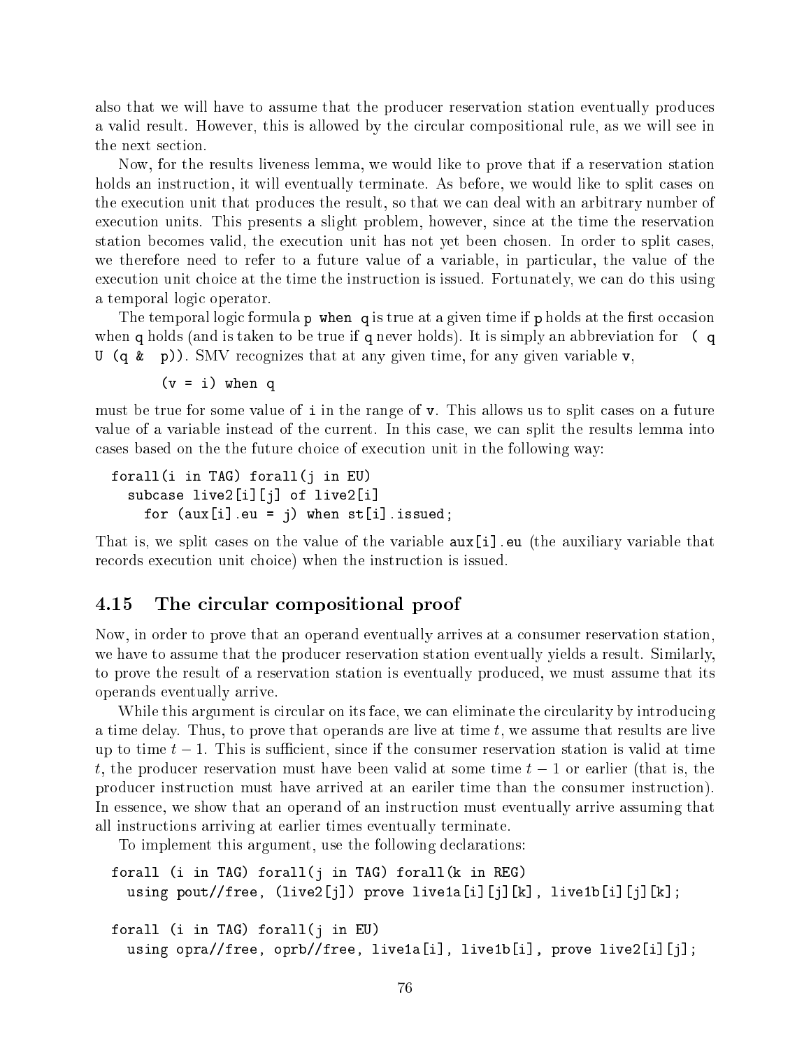also that we will have to assume that the producer reservation station eventually produces a valid result. However, this is allowed by the circular compositional rule, as we will see in the next section.

Now, for the results liveness lemma, we would like to prove that if a reservation station holds an instruction, it will eventually terminate. As before, we would like to split cases on the execution unit that produces the result, so that we can deal with an arbitrary number of execution units. This presents a slight problem, however, since at the time the reservation station becomes valid, the execution unit has not yet been chosen. In order to split cases, we therefore need to refer to a future value of a variable, in particular, the value of the execution unit choice at the time the instruction is issued. Fortunately, we can do this using a temporal logic operator.

The temporal logic formula `p when q` is true at a given time if `p` holds at the first occasion when `q` holds (and is taken to be true if `q` never holds). It is simply an abbreviation for `( q U (q & p))`. SMV recognizes that at any given time, for any given variable `v`,

```
(v = i) when q
```

must be true for some value of `i` in the range of `v`. This allows us to split cases on a future value of a variable instead of the current. In this case, we can split the results lemma into cases based on the the future choice of execution unit in the following way:

```
forall(i in TAG) forall(j in EU)
  subcase live2[i][j] of live2[i]
    for (aux[i].eu = j) when st[i].issued;
```

That is, we split cases on the value of the variable `aux[i].eu` (the auxiliary variable that records execution unit choice) when the instruction is issued.

## 4.15 The circular compositional proof

Now, in order to prove that an operand eventually arrives at a consumer reservation station, we have to assume that the producer reservation station eventually yields a result. Similarly, to prove the result of a reservation station is eventually produced, we must assume that its operands eventually arrive.

While this argument is circular on its face, we can eliminate the circularity by introducing a time delay. Thus, to prove that operands are live at time $t$, we assume that results are live up to time $t-1$. This is sufficient, since if the consumer reservation station is valid at time $t$, the producer reservation must have been valid at some time $t-1$ or earlier (that is, the producer instruction must have arrived at an eariler time than the consumer instruction). In essence, we show that an operand of an instruction must eventually arrive assuming that all instructions arriving at earlier times eventually terminate.

To implement this argument, use the following declarations:

```
forall (i in TAG) forall(j in TAG) forall(k in REG)
  using pout//free, (live2[j]) prove live1a[i][j][k], live1b[i][j][k];

forall (i in TAG) forall(j in EU)
  using opra//free, oprb//free, live1a[i], live1b[i], prove live2[i][j];
```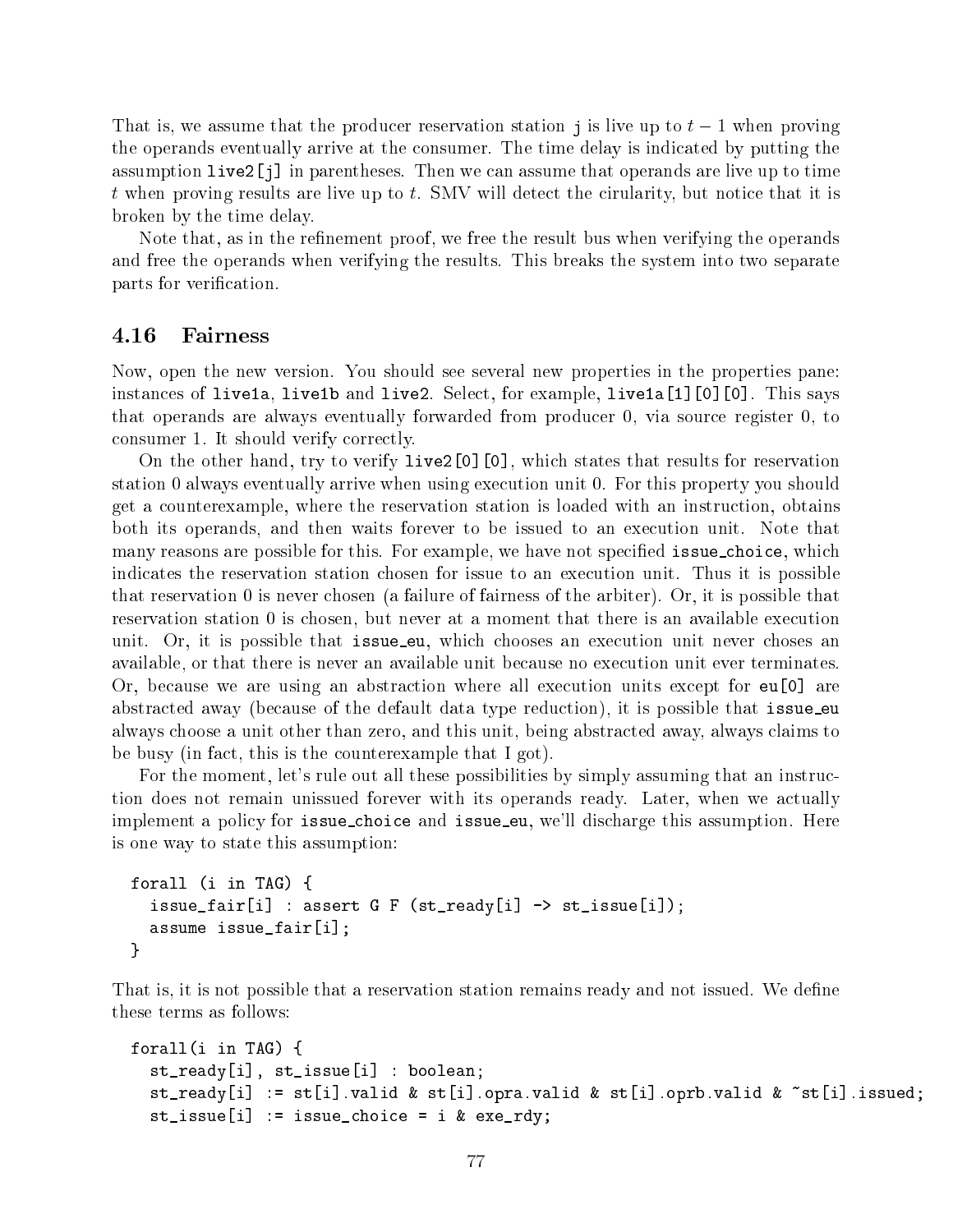That is, we assume that the producer reservation station `j` is live up to $t - 1$ when proving the operands eventually arrive at the consumer. The time delay is indicated by putting the assumption `live2[j]` in parentheses. Then we can assume that operands are live up to time $t$ when proving results are live up to $t$. SMV will detect the cirularity, but notice that it is broken by the time delay.

Note that, as in the refinement proof, we free the result bus when verifying the operands and free the operands when verifying the results. This breaks the system into two separate parts for verification.

### 4.16 Fairness

Now, open the new version. You should see several new properties in the properties pane: instances of `live1a`, `live1b` and `live2`. Select, for example, `live1a[1][0][0]`. This says that operands are always eventually forwarded from producer 0, via source register 0, to consumer 1. It should verify correctly.

On the other hand, try to verify `live2[0][0]`, which states that results for reservation station 0 always eventually arrive when using execution unit 0. For this property you should get a counterexample, where the reservation station is loaded with an instruction, obtains both its operands, and then waits forever to be issued to an execution unit. Note that many reasons are possible for this. For example, we have not specified `issue_choice`, which indicates the reservation station chosen for issue to an execution unit. Thus it is possible that reservation 0 is never chosen (a failure of fairness of the arbiter). Or, it is possible that reservation station 0 is chosen, but never at a moment that there is an available execution unit. Or, it is possible that `issue_eu`, which chooses an execution unit never choses an available, or that there is never an available unit because no execution unit ever terminates. Or, because we are using an abstraction where all execution units except for `eu[0]` are abstracted away (because of the default data type reduction), it is possible that `issue_eu` always choose a unit other than zero, and this unit, being abstracted away, always claims to be busy (in fact, this is the counterexample that I got).

For the moment, let's rule out all these possibilities by simply assuming that an instruction does not remain unissued forever with its operands ready. Later, when we actually implement a policy for `issue_choice` and `issue_eu`, we'll discharge this assumption. Here is one way to state this assumption:

```
forall (i in TAG) {
  issue_fair[i] : assert G F (st_ready[i] -> st_issue[i]);
  assume issue_fair[i];
}
```

That is, it is not possible that a reservation station remains ready and not issued. We define these terms as follows:

```
forall(i in TAG) {
  st_ready[i], st_issue[i] : boolean;
  st_ready[i] := st[i].valid & st[i].opra.valid & st[i].oprb.valid & ~st[i].issued;
  st_issue[i] := issue_choice = i & exe_rdy;
```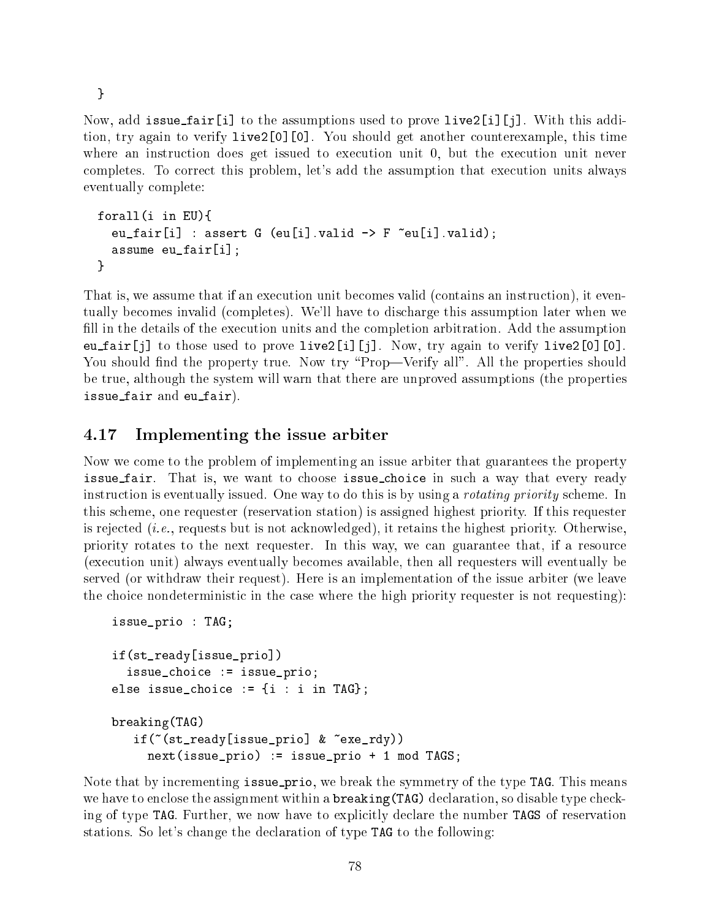```
}
```

Now, add issue_fair[i] to the assumptions used to prove live2[i][j]. With this addition, try again to verify live2[0][0]. You should get another counterexample, this time where an instruction does get issued to execution unit 0, but the execution unit never completes. To correct this problem, let's add the assumption that execution units always eventually complete:

```
forall(i in EU){
  eu_fair[i] : assert G (eu[i].valid -> F ~eu[i].valid);
  assume eu_fair[i];
}
```

That is, we assume that if an execution unit becomes valid (contains an instruction), it eventually becomes invalid (completes). We'll have to discharge this assumption later when we fill in the details of the execution units and the completion arbitration. Add the assumption eu_fair[j] to those used to prove live2[i][j]. Now, try again to verify live2[0][0]. You should find the property true. Now try "Prop—Verify all". All the properties should be true, although the system will warn that there are unproved assumptions (the properties issue_fair and eu_fair).

## 4.17 Implementing the issue arbiter

Now we come to the problem of implementing an issue arbiter that guarantees the property issue_fair. That is, we want to choose issue_choice in such a way that every ready instruction is eventually issued. One way to do this is by using a *rotating priority* scheme. In this scheme, one requester (reservation station) is assigned highest priority. If this requester is rejected (*i.e.*, requests but is not acknowledged), it retains the highest priority. Otherwise, priority rotates to the next requester. In this way, we can guarantee that, if a resource (execution unit) always eventually becomes available, then all requesters will eventually be served (or withdraw their request). Here is an implementation of the issue arbiter (we leave the choice nondeterministic in the case where the high priority requester is not requesting):

```
issue_prio : TAG;

if(st_ready[issue_prio])
  issue_choice := issue_prio;
else issue_choice := {i : i in TAG};

breaking(TAG)
   if(~(st_ready[issue_prio] & ~exe_rdy))
     next(issue_prio) := issue_prio + 1 mod TAGS;
```

Note that by incrementing issue_prio, we break the symmetry of the type TAG. This means we have to enclose the assignment within a breaking(TAG) declaration, so disable type checking of type TAG. Further, we now have to explicitly declare the number TAGS of reservation stations. So let's change the declaration of type TAG to the following: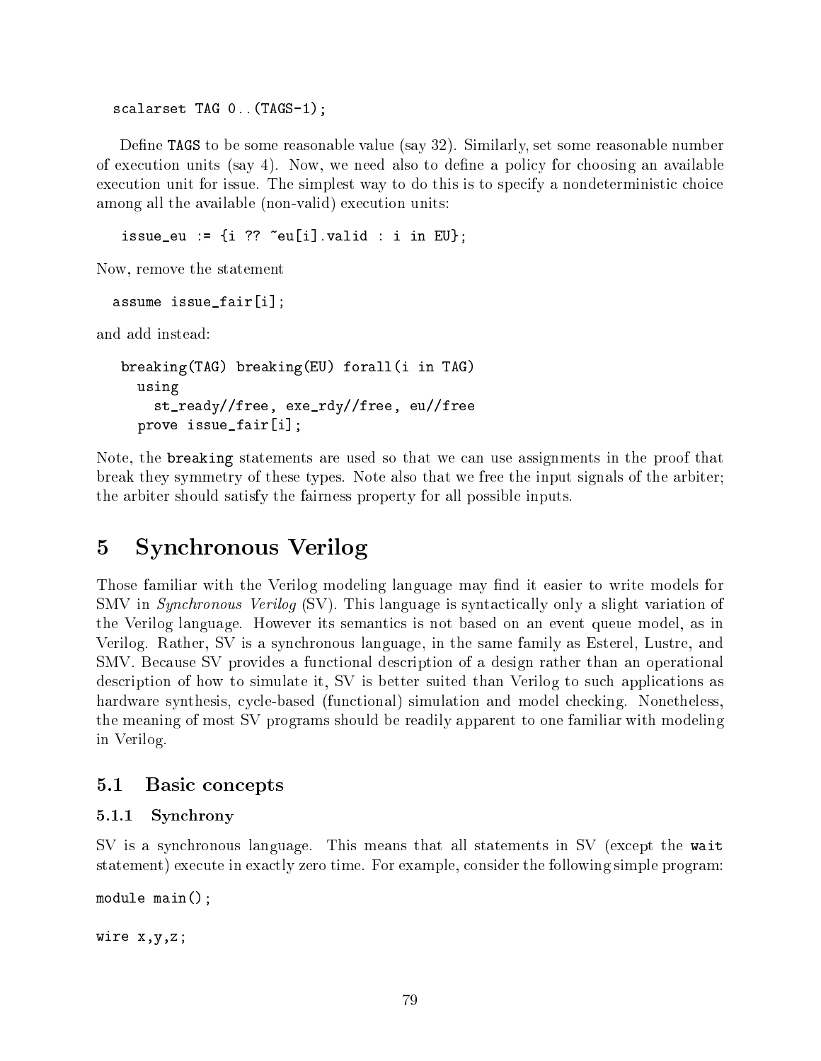```
scalarset TAG 0..(TAGS-1);
```

Define `TAGS` to be some reasonable value (say 32). Similarly, set some reasonable number of execution units (say 4). Now, we need also to define a policy for choosing an available execution unit for issue. The simplest way to do this is to specify a nondeterministic choice among all the available (non-valid) execution units:

```
issue_eu := {i ?? ~eu[i].valid : i in EU};
```

Now, remove the statement

```
assume issue_fair[i];
```

and add instead:

```
breaking(TAG) breaking(EU) forall(i in TAG)
  using
    st_ready//free, exe_rdy//free, eu//free
  prove issue_fair[i];
```

Note, the `breaking` statements are used so that we can use assignments in the proof that break they symmetry of these types. Note also that we free the input signals of the arbiter; the arbiter should satisfy the fairness property for all possible inputs.

# 5 Synchronous Verilog

Those familiar with the Verilog modeling language may find it easier to write models for SMV in *Synchronous Verilog* (SV). This language is syntactically only a slight variation of the Verilog language. However its semantics is not based on an event queue model, as in Verilog. Rather, SV is a synchronous language, in the same family as Esterel, Lustre, and SMV. Because SV provides a functional description of a design rather than an operational description of how to simulate it, SV is better suited than Verilog to such applications as hardware synthesis, cycle-based (functional) simulation and model checking. Nonetheless, the meaning of most SV programs should be readily apparent to one familiar with modeling in Verilog.

## 5.1 Basic concepts

### 5.1.1 Synchrony

SV is a synchronous language. This means that all statements in SV (except the `wait` statement) execute in exactly zero time. For example, consider the following simple program:

```
module main();

wire x,y,z;
```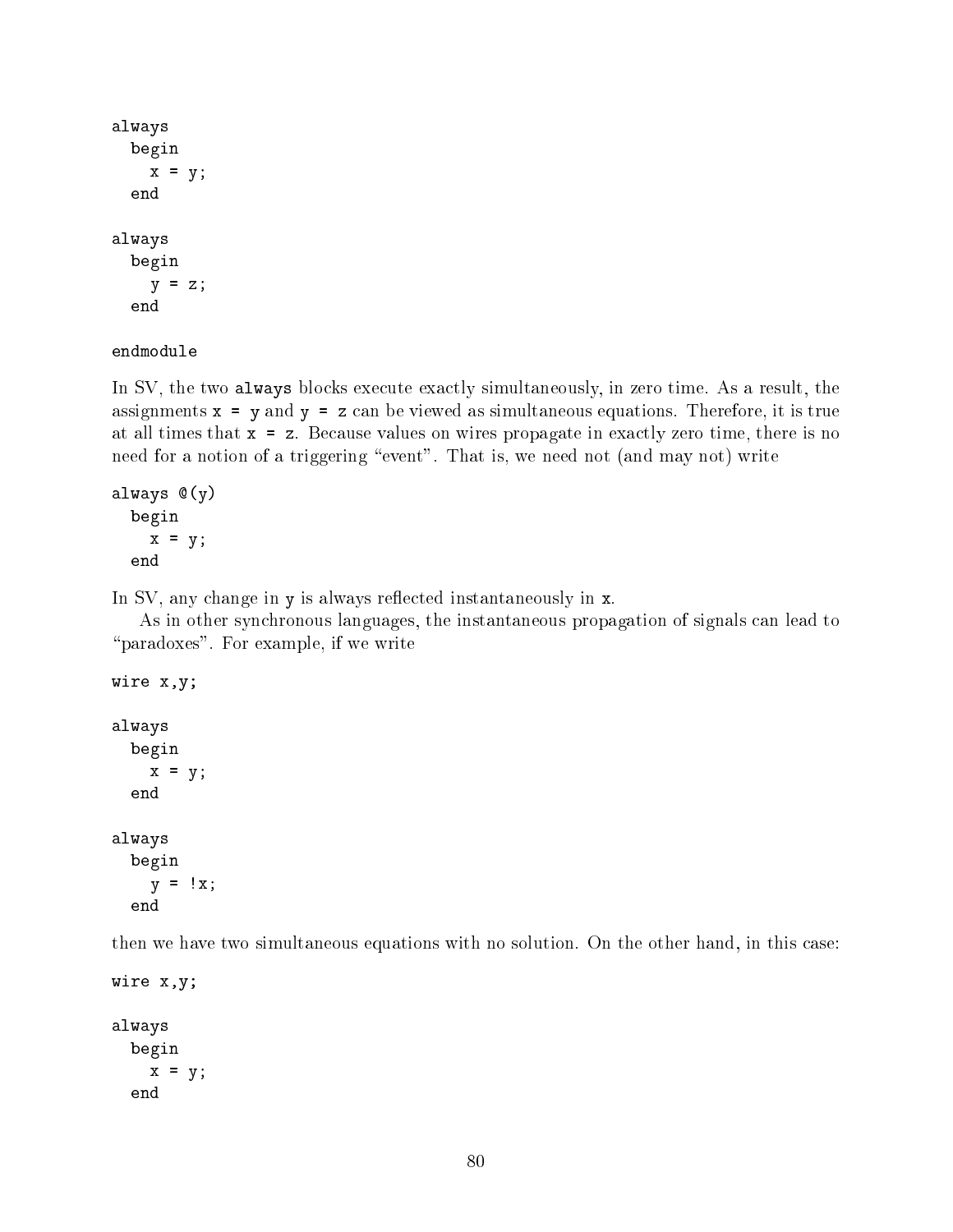```
always
  begin
    x = y;
  end

always
  begin
    y = z;
  end

endmodule
```

In SV, the two `always` blocks execute exactly simultaneously, in zero time. As a result, the assignments `x = y` and `y = z` can be viewed as simultaneous equations. Therefore, it is true at all times that `x = z`. Because values on wires propagate in exactly zero time, there is no need for a notion of a triggering "event". That is, we need not (and may not) write

```
always @(y)
  begin
    x = y;
  end
```

In SV, any change in `y` is always reflected instantaneously in `x`.

As in other synchronous languages, the instantaneous propagation of signals can lead to "paradoxes". For example, if we write

```
wire x,y;

always
  begin
    x = y;
  end

always
  begin
    y = !x;
  end
```

then we have two simultaneous equations with no solution. On the other hand, in this case:

```
wire x,y;

always
  begin
    x = y;
  end
```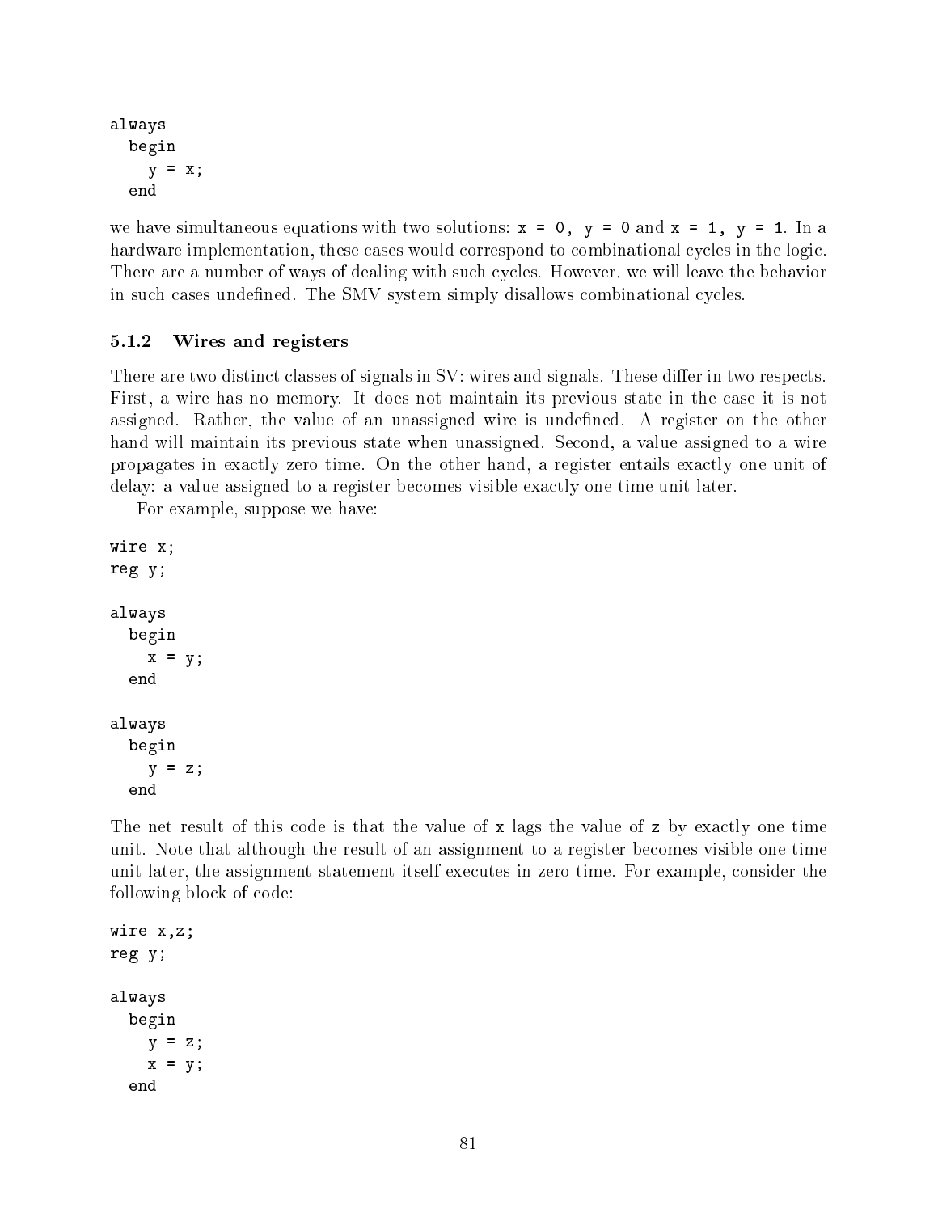```
always
  begin
    y = x;
  end
```

we have simultaneous equations with two solutions: `x = 0, y = 0` and `x = 1, y = 1`. In a hardware implementation, these cases would correspond to combinational cycles in the logic. There are a number of ways of dealing with such cycles. However, we will leave the behavior in such cases undefined. The SMV system simply disallows combinational cycles.

### 5.1.2 Wires and registers

There are two distinct classes of signals in SV: wires and signals. These differ in two respects. First, a wire has no memory. It does not maintain its previous state in the case it is not assigned. Rather, the value of an unassigned wire is undefined. A register on the other hand will maintain its previous state when unassigned. Second, a value assigned to a wire propagates in exactly zero time. On the other hand, a register entails exactly one unit of delay: a value assigned to a register becomes visible exactly one time unit later.

For example, suppose we have:

```
wire x;
reg y;

always
  begin
    x = y;
  end

always
  begin
    y = z;
  end
```

The net result of this code is that the value of `x` lags the value of `z` by exactly one time unit. Note that although the result of an assignment to a register becomes visible one time unit later, the assignment statement itself executes in zero time. For example, consider the following block of code:

```
wire x,z;
reg y;

always
  begin
    y = z;
    x = y;
  end
```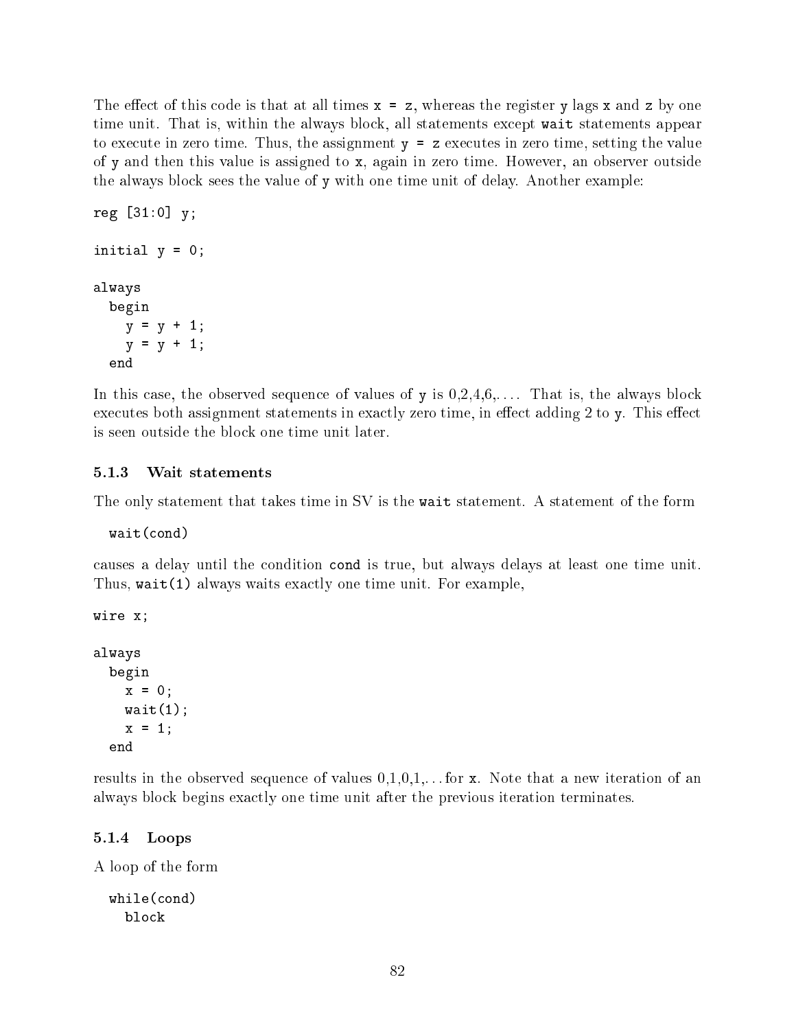The effect of this code is that at all times `x = z`, whereas the register `y` lags `x` and `z` by one time unit. That is, within the always block, all statements except `wait` statements appear to execute in zero time. Thus, the assignment `y = z` executes in zero time, setting the value of `y` and then this value is assigned to `x`, again in zero time. However, an observer outside the always block sees the value of `y` with one time unit of delay. Another example:

```
reg [31:0] y;

initial y = 0;

always
  begin
    y = y + 1;
    y = y + 1;
  end
```

In this case, the observed sequence of values of `y` is 0,2,4,6,.... That is, the always block executes both assignment statements in exactly zero time, in effect adding 2 to `y`. This effect is seen outside the block one time unit later.

### 5.1.3 Wait statements

The only statement that takes time in SV is the `wait` statement. A statement of the form

```
  wait(cond)
```

causes a delay until the condition `cond` is true, but always delays at least one time unit. Thus, `wait(1)` always waits exactly one time unit. For example,

```
wire x;

always
  begin
    x = 0;
    wait(1);
    x = 1;
  end
```

results in the observed sequence of values 0,1,0,1,...for `x`. Note that a new iteration of an always block begins exactly one time unit after the previous iteration terminates.

### 5.1.4 Loops

A loop of the form

```
  while(cond)
    block
```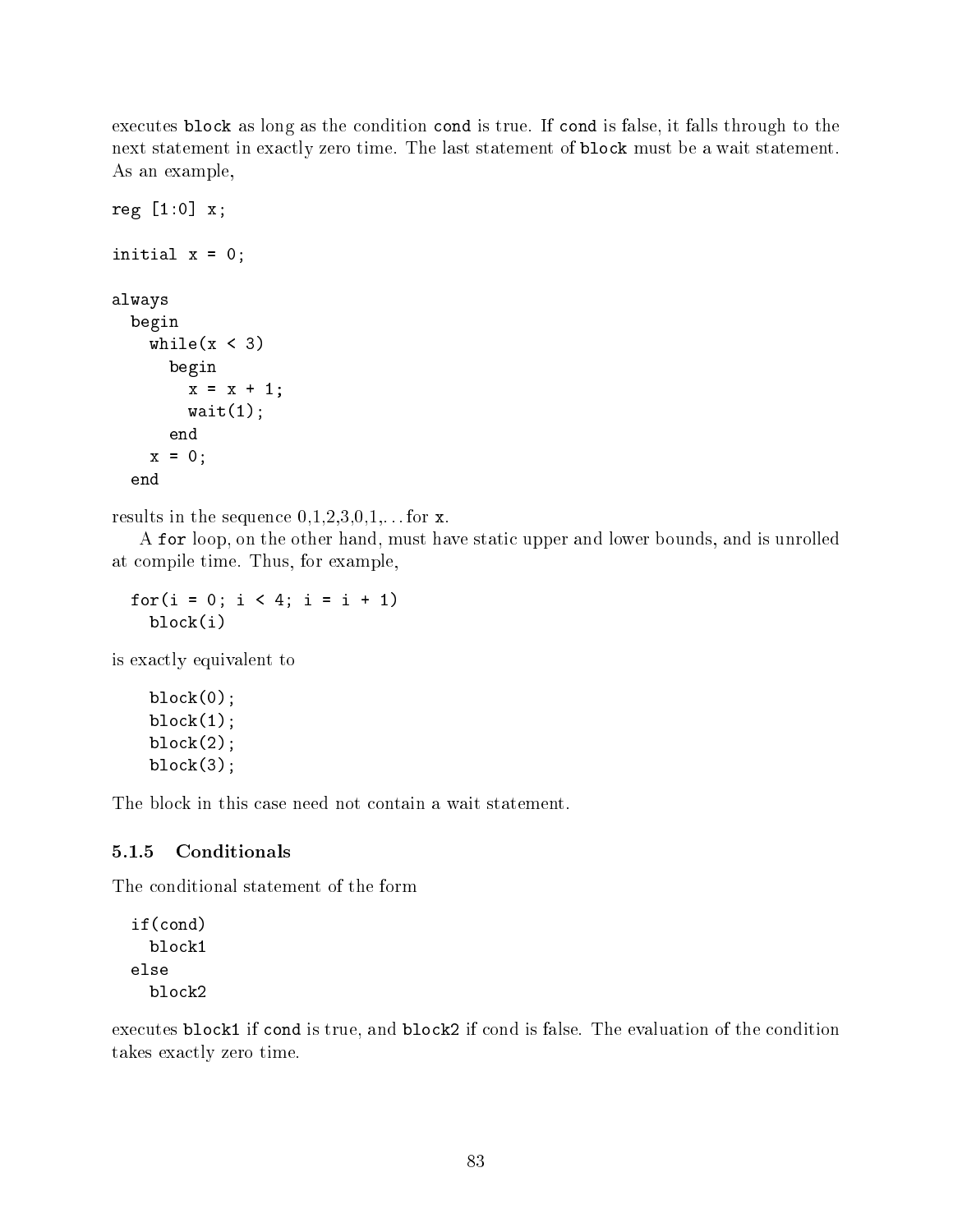executes `block` as long as the condition `cond` is true. If `cond` is false, it falls through to the next statement in exactly zero time. The last statement of `block` must be a wait statement. As an example,

```
reg [1:0] x;

initial x = 0;

always
  begin
    while(x < 3)
      begin
        x = x + 1;
        wait(1);
      end
    x = 0;
  end
```

results in the sequence 0,1,2,3,0,1,... for `x`.

A `for` loop, on the other hand, must have static upper and lower bounds, and is unrolled at compile time. Thus, for example,

```
  for(i = 0; i < 4; i = i + 1)
    block(i)
```

is exactly equivalent to

```
    block(0);
    block(1);
    block(2);
    block(3);
```

The block in this case need not contain a wait statement.

### 5.1.5 Conditionals

The conditional statement of the form

```
  if(cond)
    block1
  else
    block2
```

executes `block1` if `cond` is true, and `block2` if cond is false. The evaluation of the condition takes exactly zero time.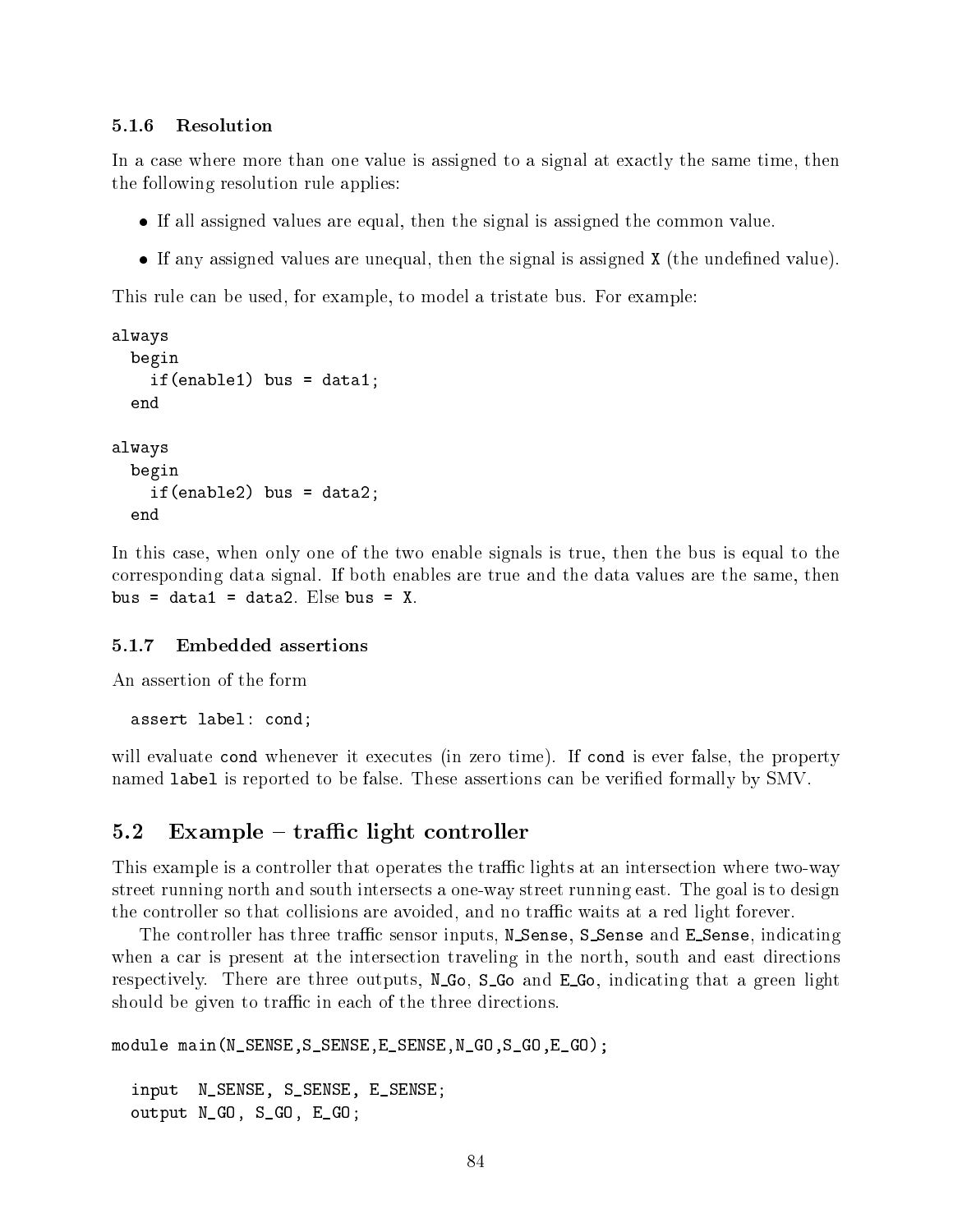### 5.1.6 Resolution

In a case where more than one value is assigned to a signal at exactly the same time, then the following resolution rule applies:

- If all assigned values are equal, then the signal is assigned the common value.
- If any assigned values are unequal, then the signal is assigned `X` (the undefined value).

This rule can be used, for example, to model a tristate bus. For example:

```
always
  begin
    if(enable1) bus = data1;
  end

always
  begin
    if(enable2) bus = data2;
  end
```

In this case, when only one of the two enable signals is true, then the bus is equal to the corresponding data signal. If both enables are true and the data values are the same, then `bus = data1 = data2`. Else `bus = X`.

### 5.1.7 Embedded assertions

An assertion of the form

```
  assert label: cond;
```

will evaluate `cond` whenever it executes (in zero time). If `cond` is ever false, the property named `label` is reported to be false. These assertions can be verified formally by SMV.

## 5.2 Example – traffic light controller

This example is a controller that operates the traffic lights at an intersection where two-way street running north and south intersects a one-way street running east. The goal is to design the controller so that collisions are avoided, and no traffic waits at a red light forever.

The controller has three traffic sensor inputs, `N_Sense`, `S_Sense` and `E_Sense`, indicating when a car is present at the intersection traveling in the north, south and east directions respectively. There are three outputs, `N_Go`, `S_Go` and `E_Go`, indicating that a green light should be given to traffic in each of the three directions.

```
module main(N_SENSE,S_SENSE,E_SENSE,N_GO,S_GO,E_GO);

  input  N_SENSE, S_SENSE, E_SENSE;
  output N_GO, S_GO, E_GO;
```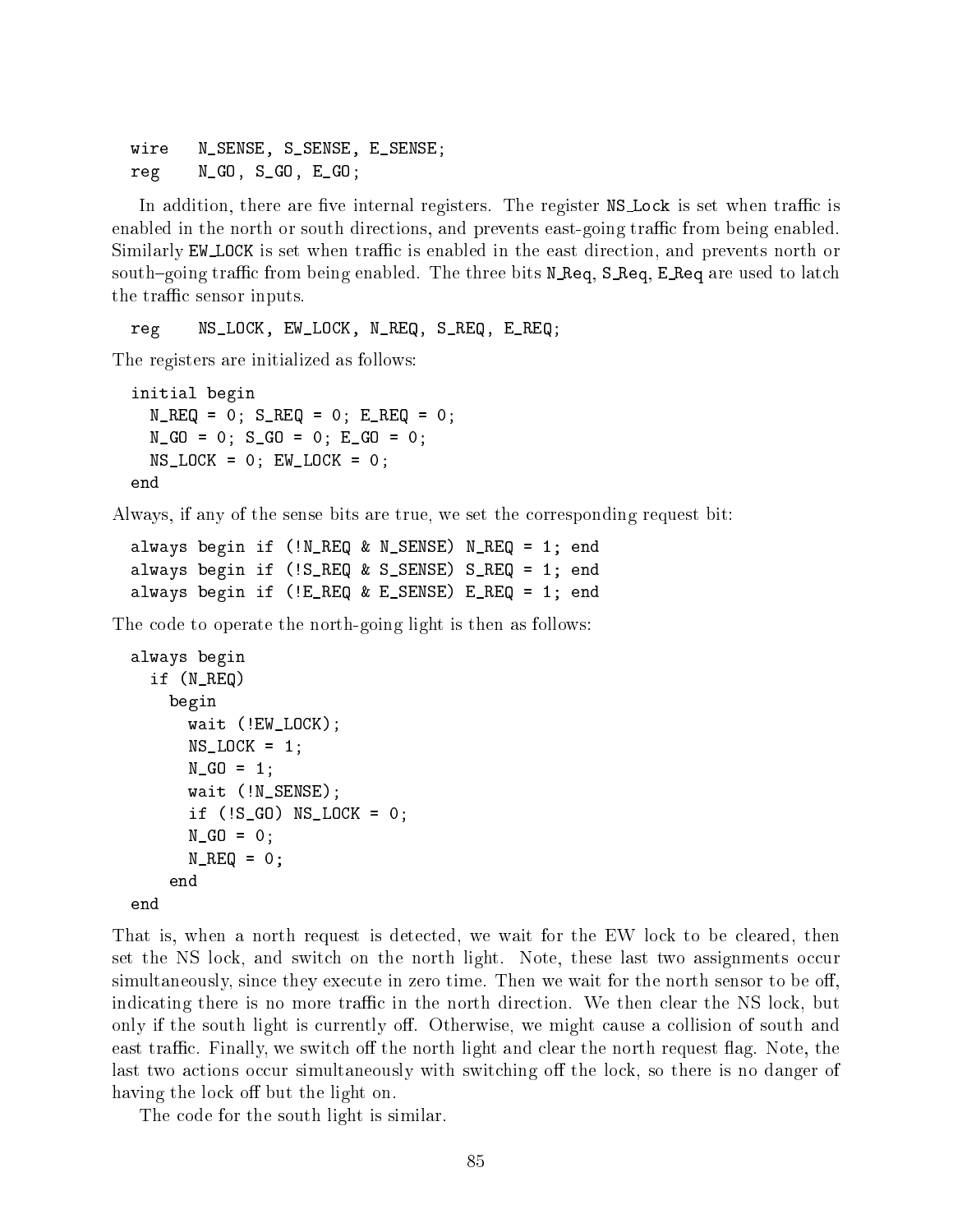```
wire   N_SENSE, S_SENSE, E_SENSE;
reg    N_GO, S_GO, E_GO;
```

In addition, there are five internal registers. The register `NS_Lock` is set when traffic is enabled in the north or south directions, and prevents east-going traffic from being enabled. Similarly `EW_LOCK` is set when traffic is enabled in the east direction, and prevents north or south–going traffic from being enabled. The three bits `N_Req`, `S_Req`, `E_Req` are used to latch the traffic sensor inputs.

```
reg    NS_LOCK, EW_LOCK, N_REQ, S_REQ, E_REQ;
```

The registers are initialized as follows:

```
initial begin
  N_REQ = 0; S_REQ = 0; E_REQ = 0;
  N_GO = 0; S_GO = 0; E_GO = 0;
  NS_LOCK = 0; EW_LOCK = 0;
end
```

Always, if any of the sense bits are true, we set the corresponding request bit:

```
always begin if (!N_REQ & N_SENSE) N_REQ = 1; end
always begin if (!S_REQ & S_SENSE) S_REQ = 1; end
always begin if (!E_REQ & E_SENSE) E_REQ = 1; end
```

The code to operate the north-going light is then as follows:

```
always begin
  if (N_REQ)
    begin
      wait (!EW_LOCK);
      NS_LOCK = 1;
      N_GO = 1;
      wait (!N_SENSE);
      if (!S_GO) NS_LOCK = 0;
      N_GO = 0;
      N_REQ = 0;
    end
end
```

That is, when a north request is detected, we wait for the EW lock to be cleared, then set the NS lock, and switch on the north light. Note, these last two assignments occur simultaneously, since they execute in zero time. Then we wait for the north sensor to be off, indicating there is no more traffic in the north direction. We then clear the NS lock, but only if the south light is currently off. Otherwise, we might cause a collision of south and east traffic. Finally, we switch off the north light and clear the north request flag. Note, the last two actions occur simultaneously with switching off the lock, so there is no danger of having the lock off but the light on.

The code for the south light is similar.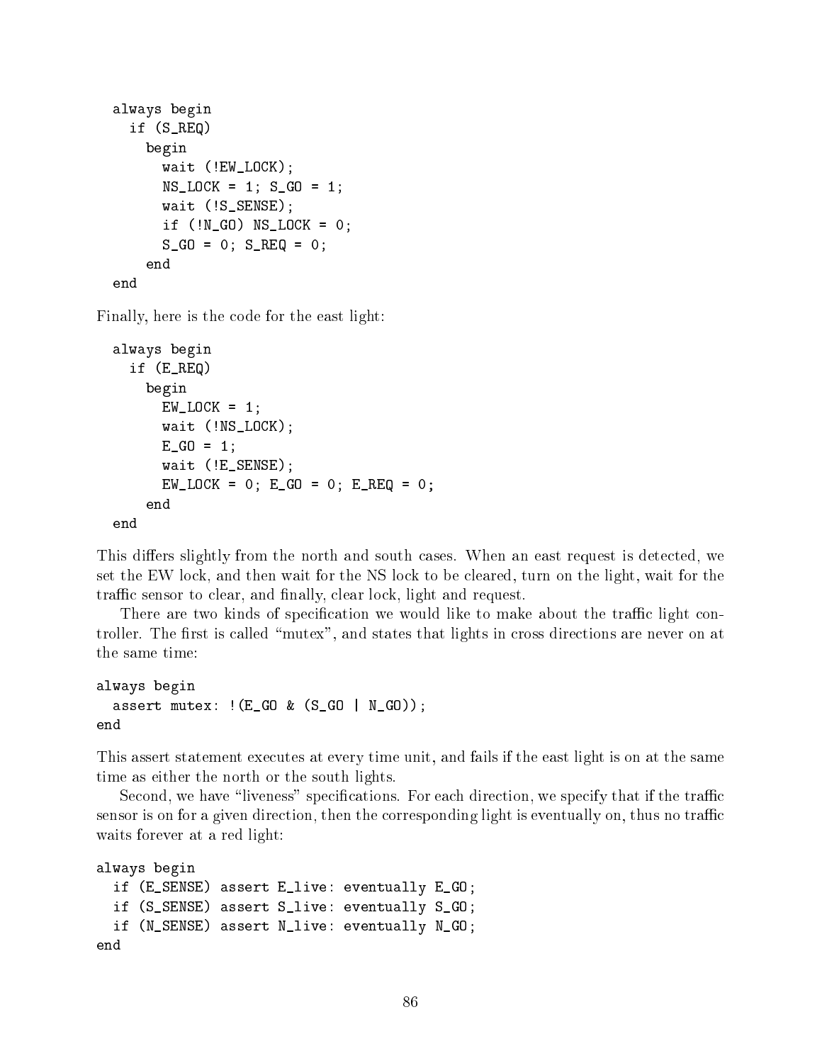```
always begin
  if (S_REQ)
    begin
      wait (!EW_LOCK);
      NS_LOCK = 1; S_GO = 1;
      wait (!S_SENSE);
      if (!N_GO) NS_LOCK = 0;
      S_GO = 0; S_REQ = 0;
    end
end
```

Finally, here is the code for the east light:

```
always begin
  if (E_REQ)
    begin
      EW_LOCK = 1;
      wait (!NS_LOCK);
      E_GO = 1;
      wait (!E_SENSE);
      EW_LOCK = 0; E_GO = 0; E_REQ = 0;
    end
end
```

This differs slightly from the north and south cases. When an east request is detected, we set the EW lock, and then wait for the NS lock to be cleared, turn on the light, wait for the traffic sensor to clear, and finally, clear lock, light and request.

There are two kinds of specification we would like to make about the traffic light controller. The first is called "mutex", and states that lights in cross directions are never on at the same time:

```
always begin
  assert mutex: !(E_GO & (S_GO | N_GO));
end
```

This assert statement executes at every time unit, and fails if the east light is on at the same time as either the north or the south lights.

Second, we have "liveness" specifications. For each direction, we specify that if the traffic sensor is on for a given direction, then the corresponding light is eventually on, thus no traffic waits forever at a red light:

```
always begin
  if (E_SENSE) assert E_live: eventually E_GO;
  if (S_SENSE) assert S_live: eventually S_GO;
  if (N_SENSE) assert N_live: eventually N_GO;
end
```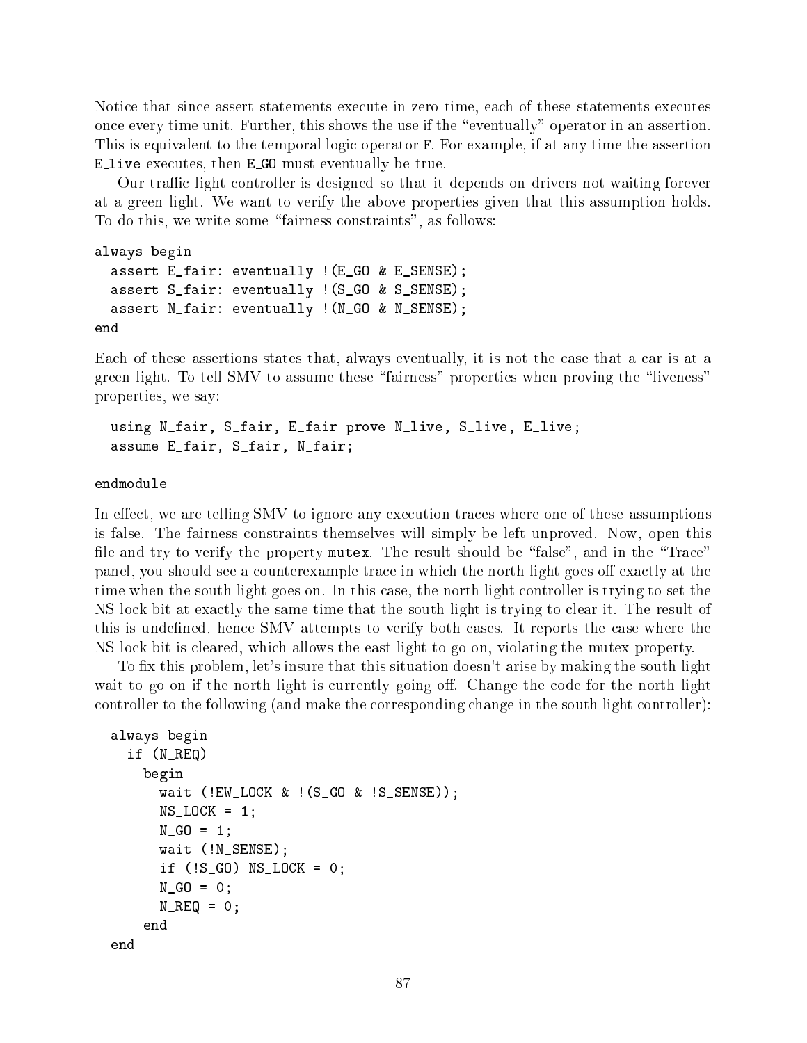Notice that since assert statements execute in zero time, each of these statements executes once every time unit. Further, this shows the use if the "eventually" operator in an assertion. This is equivalent to the temporal logic operator `F`. For example, if at any time the assertion `E_live` executes, then `E_GO` must eventually be true.

Our traffic light controller is designed so that it depends on drivers not waiting forever at a green light. We want to verify the above properties given that this assumption holds. To do this, we write some "fairness constraints", as follows:

```
always begin
  assert E_fair: eventually !(E_GO & E_SENSE);
  assert S_fair: eventually !(S_GO & S_SENSE);
  assert N_fair: eventually !(N_GO & N_SENSE);
end
```

Each of these assertions states that, always eventually, it is not the case that a car is at a green light. To tell SMV to assume these "fairness" properties when proving the "liveness" properties, we say:

```
  using N_fair, S_fair, E_fair prove N_live, S_live, E_live;
  assume E_fair, S_fair, N_fair;

endmodule
```

In effect, we are telling SMV to ignore any execution traces where one of these assumptions is false. The fairness constraints themselves will simply be left unproved. Now, open this file and try to verify the property `mutex`. The result should be "false", and in the "Trace" panel, you should see a counterexample trace in which the north light goes off exactly at the time when the south light goes on. In this case, the north light controller is trying to set the NS lock bit at exactly the same time that the south light is trying to clear it. The result of this is undefined, hence SMV attempts to verify both cases. It reports the case where the NS lock bit is cleared, which allows the east light to go on, violating the mutex property.

To fix this problem, let's insure that this situation doesn't arise by making the south light wait to go on if the north light is currently going off. Change the code for the north light controller to the following (and make the corresponding change in the south light controller):

```
  always begin
    if (N_REQ)
      begin
        wait (!EW_LOCK & !(S_GO & !S_SENSE));
        NS_LOCK = 1;
        N_GO = 1;
        wait (!N_SENSE);
        if (!S_GO) NS_LOCK = 0;
        N_GO = 0;
        N_REQ = 0;
      end
  end
```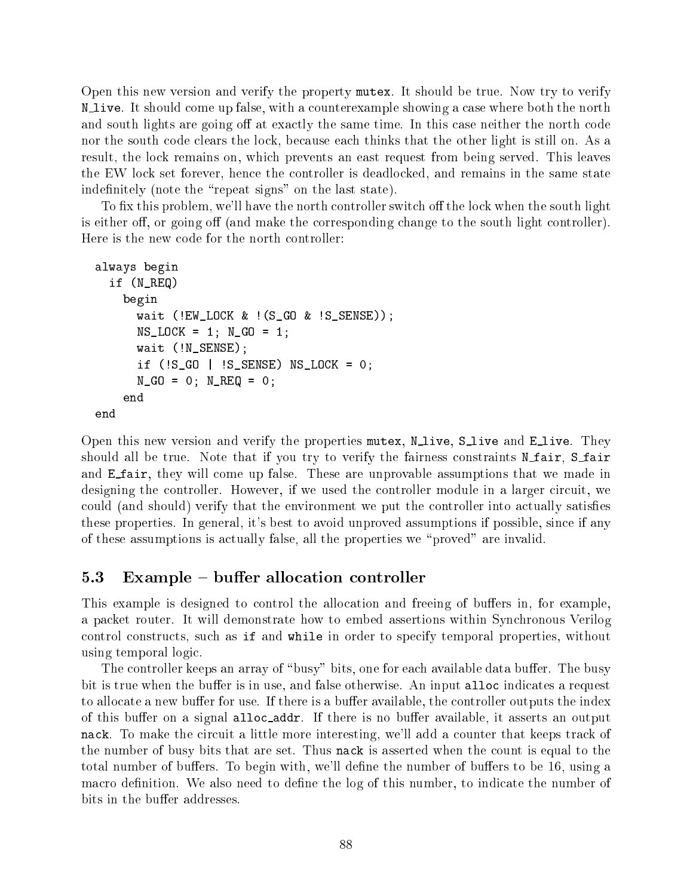Open this new version and verify the property `mutex`. It should be true. Now try to verify `N_live`. It should come up false, with a counterexample showing a case where both the north and south lights are going off at exactly the same time. In this case neither the north code nor the south code clears the lock, because each thinks that the other light is still on. As a result, the lock remains on, which prevents an east request from being served. This leaves the EW lock set forever, hence the controller is deadlocked, and remains in the same state indefinitely (note the "repeat signs" on the last state).

To fix this problem, we'll have the north controller switch off the lock when the south light is either off, or going off (and make the corresponding change to the south light controller). Here is the new code for the north controller:

```
always begin
  if (N_REQ)
    begin
      wait (!EW_LOCK & !(S_GO & !S_SENSE));
      NS_LOCK = 1; N_GO = 1;
      wait (!N_SENSE);
      if (!S_GO | !S_SENSE) NS_LOCK = 0;
      N_GO = 0; N_REQ = 0;
    end
end
```

Open this new version and verify the properties `mutex`, `N_live`, `S_live` and `E_live`. They should all be true. Note that if you try to verify the fairness constraints `N_fair`, `S_fair` and `E_fair`, they will come up false. These are unprovable assumptions that we made in designing the controller. However, if we used the controller module in a larger circuit, we could (and should) verify that the environment we put the controller into actually satisfies these properties. In general, it's best to avoid unproved assumptions if possible, since if any of these assumptions is actually false, all the properties we "proved" are invalid.

### 5.3 Example – buffer allocation controller

This example is designed to control the allocation and freeing of buffers in, for example, a packet router. It will demonstrate how to embed assertions within Synchronous Verilog control constructs, such as `if` and `while` in order to specify temporal properties, without using temporal logic.

The controller keeps an array of "busy" bits, one for each available data buffer. The busy bit is true when the buffer is in use, and false otherwise. An input `alloc` indicates a request to allocate a new buffer for use. If there is a buffer available, the controller outputs the index of this buffer on a signal `alloc_addr`. If there is no buffer available, it asserts an output `nack`. To make the circuit a little more interesting, we'll add a counter that keeps track of the number of busy bits that are set. Thus `nack` is asserted when the count is equal to the total number of buffers. To begin with, we'll define the number of buffers to be 16, using a macro definition. We also need to define the log of this number, to indicate the number of bits in the buffer addresses.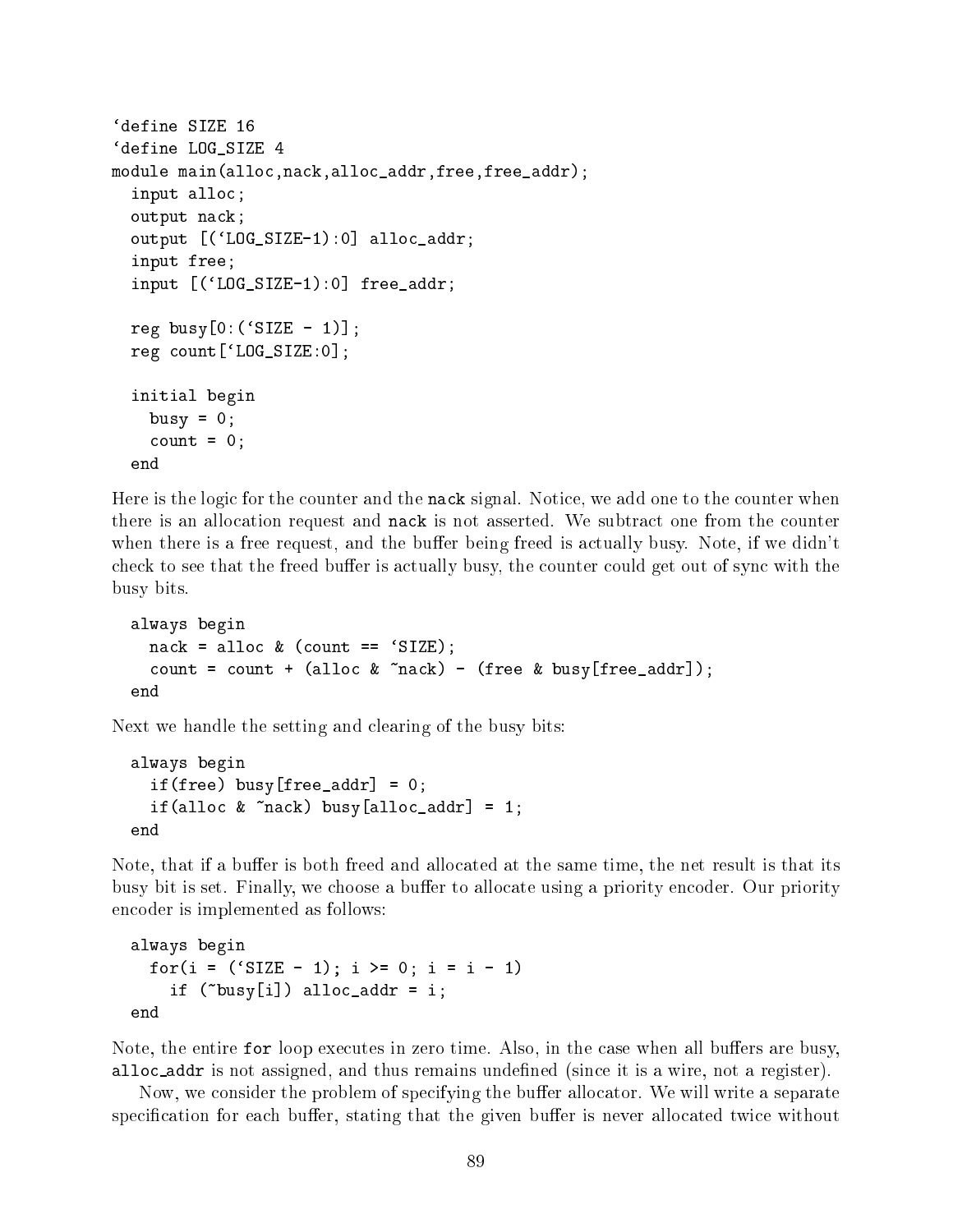```
`define SIZE 16
`define LOG_SIZE 4
module main(alloc,nack,alloc_addr,free,free_addr);
  input alloc;
  output nack;
  output [(`LOG_SIZE-1):0] alloc_addr;
  input free;
  input [(`LOG_SIZE-1):0] free_addr;

  reg busy[0:(`SIZE - 1)];
  reg count[`LOG_SIZE:0];

  initial begin
    busy = 0;
    count = 0;
  end
```

Here is the logic for the counter and the `nack` signal. Notice, we add one to the counter when there is an allocation request and `nack` is not asserted. We subtract one from the counter when there is a free request, and the buffer being freed is actually busy. Note, if we didn't check to see that the freed buffer is actually busy, the counter could get out of sync with the busy bits.

```
  always begin
    nack = alloc & (count == `SIZE);
    count = count + (alloc & ~nack) - (free & busy[free_addr]);
  end
```

Next we handle the setting and clearing of the busy bits:

```
  always begin
    if(free) busy[free_addr] = 0;
    if(alloc & ~nack) busy[alloc_addr] = 1;
  end
```

Note, that if a buffer is both freed and allocated at the same time, the net result is that its busy bit is set. Finally, we choose a buffer to allocate using a priority encoder. Our priority encoder is implemented as follows:

```
  always begin
    for(i = (`SIZE - 1); i >= 0; i = i - 1)
      if (~busy[i]) alloc_addr = i;
  end
```

Note, the entire `for` loop executes in zero time. Also, in the case when all buffers are busy, `alloc_addr` is not assigned, and thus remains undefined (since it is a wire, not a register).

Now, we consider the problem of specifying the buffer allocator. We will write a separate specification for each buffer, stating that the given buffer is never allocated twice without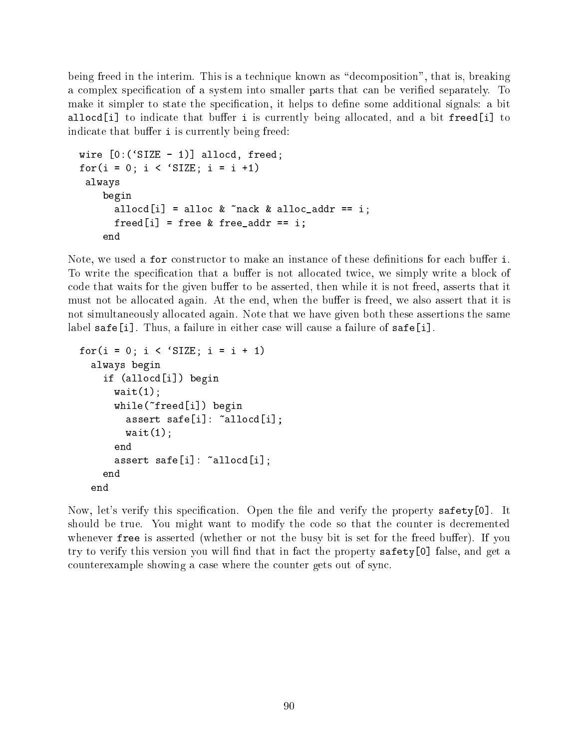being freed in the interim. This is a technique known as "decomposition", that is, breaking a complex specification of a system into smaller parts that can be verified separately. To make it simpler to state the specification, it helps to define some additional signals: a bit `allocd[i]` to indicate that buffer `i` is currently being allocated, and a bit `freed[i]` to indicate that buffer `i` is currently being freed:

```
wire [0:(`SIZE - 1)] allocd, freed;
for(i = 0; i < `SIZE; i = i +1)
 always
    begin
      allocd[i] = alloc & ~nack & alloc_addr == i;
      freed[i] = free & free_addr == i;
    end
```

Note, we used a `for` constructor to make an instance of these definitions for each buffer `i`. To write the specification that a buffer is not allocated twice, we simply write a block of code that waits for the given buffer to be asserted, then while it is not freed, asserts that it must not be allocated again. At the end, when the buffer is freed, we also assert that it is not simultaneously allocated again. Note that we have given both these assertions the same label `safe[i]`. Thus, a failure in either case will cause a failure of `safe[i]`.

```
for(i = 0; i < `SIZE; i = i + 1)
  always begin
    if (allocd[i]) begin
      wait(1);
      while(~freed[i]) begin
        assert safe[i]: ~allocd[i];
        wait(1);
      end
      assert safe[i]: ~allocd[i];
    end
  end
```

Now, let's verify this specification. Open the file and verify the property `safety[0]`. It should be true. You might want to modify the code so that the counter is decremented whenever `free` is asserted (whether or not the busy bit is set for the freed buffer). If you try to verify this version you will find that in fact the property `safety[0]` false, and get a counterexample showing a case where the counter gets out of sync.